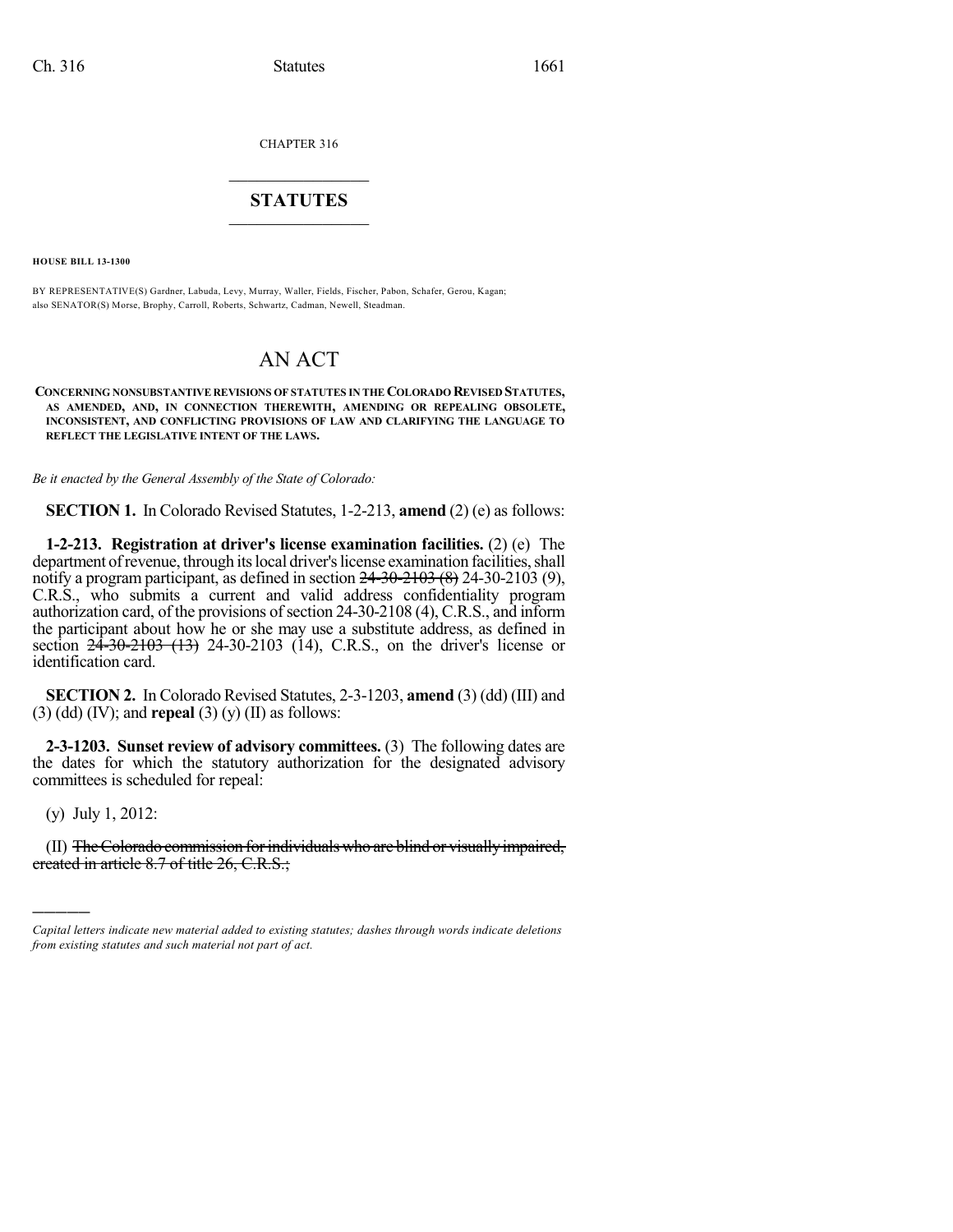CHAPTER 316

## STATUTES

**HOUSE BILL 13-1300**

BY REPRESENTATIVE(S) Gardner, Labuda, Levy, Murray, Waller, Fields, Fischer, Pabon, Schafer, Gerou, Kagan; also SENATOR(S) Morse, Brophy, Carroll, Roberts, Schwartz, Cadman, Newell, Steadman.

# AN ACT

**CONCERNING NONSUBSTANTIVE REVISIONS OF STATUTES IN THE COLORADO REVISED STATUTES, AS AMENDED, AND, IN CONNECTION THEREWITH, AMENDING OR REPEALING OBSOLETE, INCONSISTENT, AND CONFLICTING PROVISIONS OF LAW AND CLARIFYING THE LANGUAGE TO REFLECT THE LEGISLATIVE INTENT OF THE LAWS.**

*Be it enacted by the General Assembly of the State of Colorado:*

**SECTION 1.** In Colorado Revised Statutes, 1-2-213, **amend** (2) (e) as follows:

**1-2-213. Registration at driver's license examination facilities.** (2) (e) The department of revenue, through its local driver's license examination facilities, shall notify a program participant, as defined in section ~~24-30-2103 (8)~~ 24-30-2103 (9), C.R.S., who submits a current and valid address confidentiality program authorization card, of the provisions of section 24-30-2108 (4), C.R.S., and inform the participant about how he or she may use a substitute address, as defined in section ~~24-30-2103 (13)~~ 24-30-2103 (14), C.R.S., on the driver's license or identification card.

**SECTION 2.** In Colorado Revised Statutes, 2-3-1203, **amend** (3) (dd) (III) and (3) (dd) (IV); and **repeal** (3) (y) (II) as follows:

**2-3-1203. Sunset review of advisory committees.** (3) The following dates are the dates for which the statutory authorization for the designated advisory committees is scheduled for repeal:

(y) July 1, 2012:

(II) ~~The Colorado commission for individuals who are blind or visually impaired, created in article 8.7 of title 26, C.R.S.;~~

---

*Capital letters indicate new material added to existing statutes; dashes through words indicate deletions from existing statutes and such material not part of act.*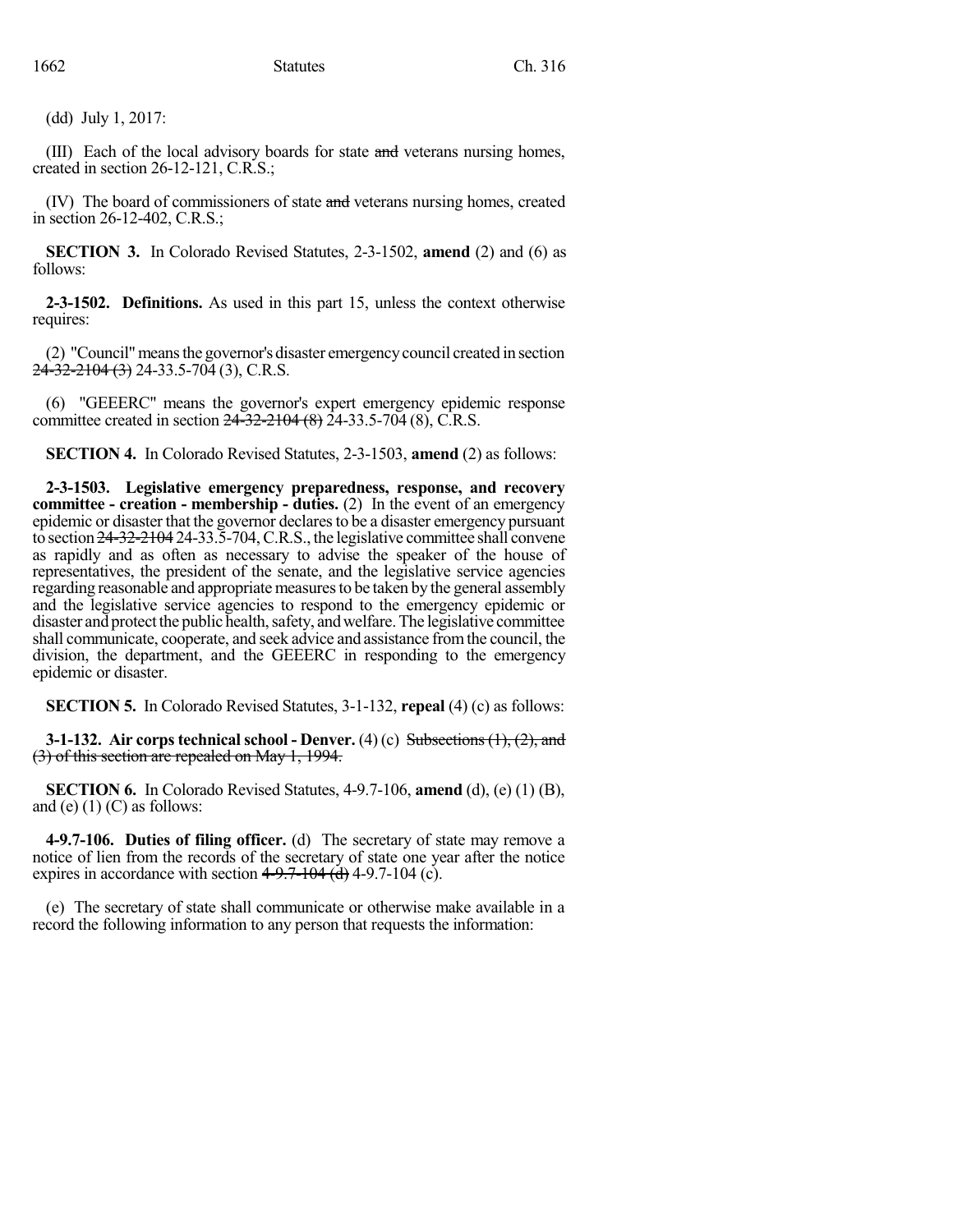(dd) July 1, 2017:

(III) Each of the local advisory boards for state ~~and~~ veterans nursing homes, created in section 26-12-121, C.R.S.;

(IV) The board of commissioners of state ~~and~~ veterans nursing homes, created in section 26-12-402, C.R.S.;

**SECTION 3.** In Colorado Revised Statutes, 2-3-1502, **amend** (2) and (6) as follows:

**2-3-1502. Definitions.** As used in this part 15, unless the context otherwise requires:

(2) "Council" means the governor's disaster emergency council created in section ~~24-32-2104 (3)~~ 24-33.5-704 (3), C.R.S.

(6) "GEEERC" means the governor's expert emergency epidemic response committee created in section ~~24-32-2104 (8)~~ 24-33.5-704 (8), C.R.S.

**SECTION 4.** In Colorado Revised Statutes, 2-3-1503, **amend** (2) as follows:

**2-3-1503. Legislative emergency preparedness, response, and recovery committee - creation - membership - duties.** (2) In the event of an emergency epidemic or disaster that the governor declares to be a disaster emergency pursuant to section ~~24-32-2104~~ 24-33.5-704, C.R.S., the legislative committee shall convene as rapidly and as often as necessary to advise the speaker of the house of representatives, the president of the senate, and the legislative service agencies regarding reasonable and appropriate measures to be taken by the general assembly and the legislative service agencies to respond to the emergency epidemic or disaster and protect the public health, safety, and welfare. The legislative committee shall communicate, cooperate, and seek advice and assistance from the council, the division, the department, and the GEEERC in responding to the emergency epidemic or disaster.

**SECTION 5.** In Colorado Revised Statutes, 3-1-132, **repeal** (4) (c) as follows:

**3-1-132. Air corps technical school - Denver.** (4) (c) ~~Subsections (1), (2), and (3) of this section are repealed on May 1, 1994.~~

**SECTION 6.** In Colorado Revised Statutes, 4-9.7-106, **amend** (d), (e) (1) (B), and (e) (1) (C) as follows:

**4-9.7-106. Duties of filing officer.** (d) The secretary of state may remove a notice of lien from the records of the secretary of state one year after the notice expires in accordance with section ~~4-9.7-104 (d)~~ 4-9.7-104 (c).

(e) The secretary of state shall communicate or otherwise make available in a record the following information to any person that requests the information: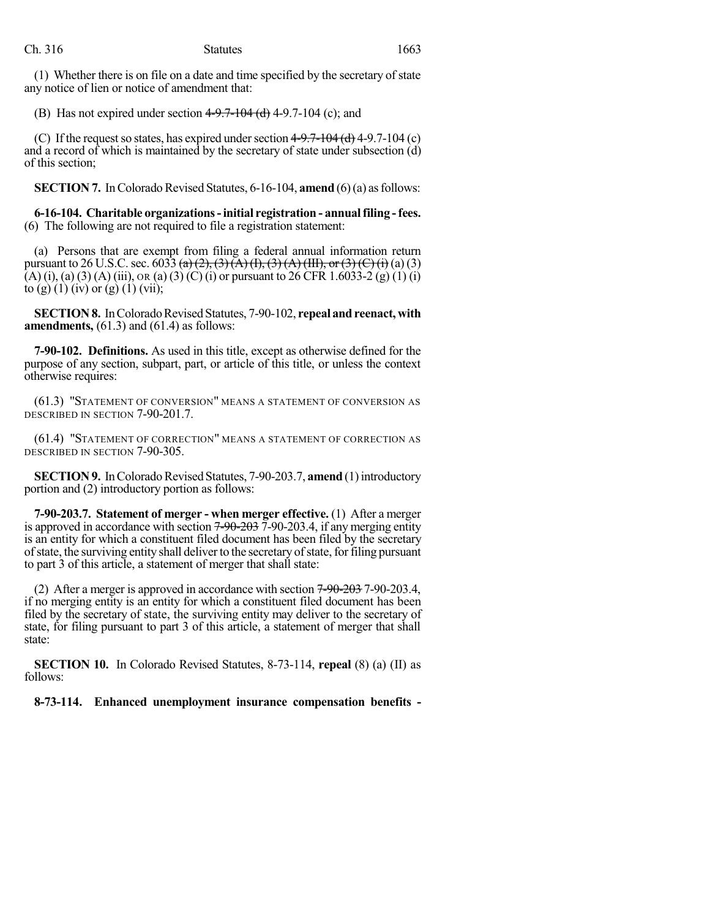(1) Whether there is on file on a date and time specified by the secretary of state any notice of lien or notice of amendment that:

(B) Has not expired under section ~~4-9.7-104 (d)~~ 4-9.7-104 (c); and

(C) If the request so states, has expired under section ~~4-9.7-104 (d)~~ 4-9.7-104 (c) and a record of which is maintained by the secretary of state under subsection (d) of this section;

**SECTION 7.** In Colorado Revised Statutes, 6-16-104, **amend** (6) (a) as follows:

**6-16-104. Charitable organizations - initial registration - annual filing - fees.** (6) The following are not required to file a registration statement:

(a) Persons that are exempt from filing a federal annual information return pursuant to 26 U.S.C. sec. 6033 ~~(a) (2), (3) (A) (I), (3) (A) (III), or (3) (C) (i)~~ (a) (3) (A) (i), (a) (3) (A) (iii), OR (a) (3) (C) (i) or pursuant to 26 CFR 1.6033-2 (g) (1) (i) to (g) (1) (iv) or (g) (1) (vii);

**SECTION 8.** In Colorado Revised Statutes, 7-90-102, **repeal and reenact, with amendments,** (61.3) and (61.4) as follows:

**7-90-102. Definitions.** As used in this title, except as otherwise defined for the purpose of any section, subpart, part, or article of this title, or unless the context otherwise requires:

(61.3) "STATEMENT OF CONVERSION" MEANS A STATEMENT OF CONVERSION AS DESCRIBED IN SECTION 7-90-201.7.

(61.4) "STATEMENT OF CORRECTION" MEANS A STATEMENT OF CORRECTION AS DESCRIBED IN SECTION 7-90-305.

**SECTION 9.** In Colorado Revised Statutes, 7-90-203.7, **amend** (1) introductory portion and (2) introductory portion as follows:

**7-90-203.7. Statement of merger - when merger effective.** (1) After a merger is approved in accordance with section ~~7-90-203~~ 7-90-203.4, if any merging entity is an entity for which a constituent filed document has been filed by the secretary of state, the surviving entity shall deliver to the secretary of state, for filing pursuant to part 3 of this article, a statement of merger that shall state:

(2) After a merger is approved in accordance with section ~~7-90-203~~ 7-90-203.4, if no merging entity is an entity for which a constituent filed document has been filed by the secretary of state, the surviving entity may deliver to the secretary of state, for filing pursuant to part 3 of this article, a statement of merger that shall state:

**SECTION 10.** In Colorado Revised Statutes, 8-73-114, **repeal** (8) (a) (II) as follows:

**8-73-114. Enhanced unemployment insurance compensation benefits -**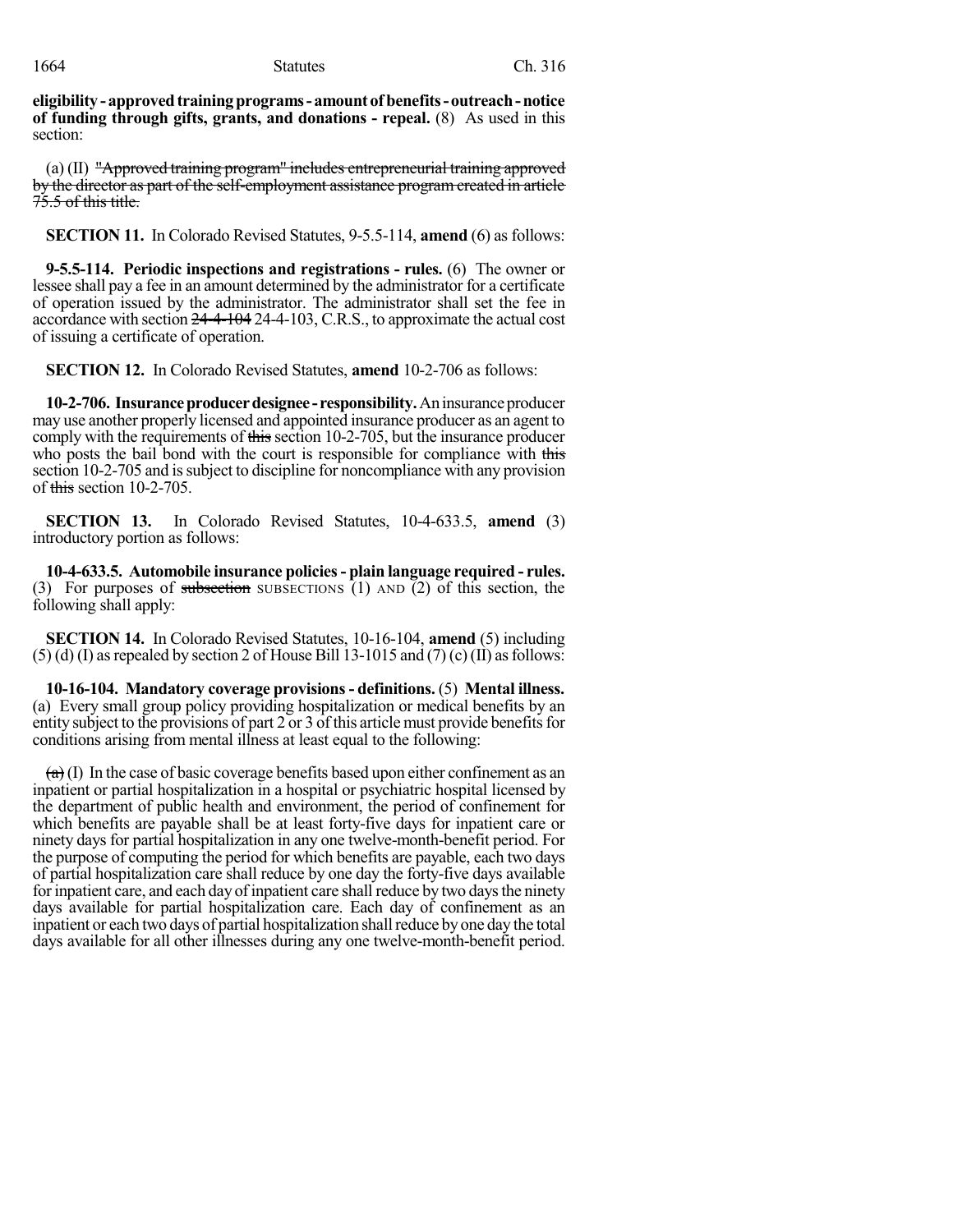**eligibility - approved training programs - amount of benefits - outreach - notice of funding through gifts, grants, and donations - repeal.** (8) As used in this section:

(a) (II) ~~"Approved training program" includes entrepreneurial training approved by the director as part of the self-employment assistance program created in article 75.5 of this title.~~

**SECTION 11.** In Colorado Revised Statutes, 9-5.5-114, **amend** (6) as follows:

**9-5.5-114. Periodic inspections and registrations - rules.** (6) The owner or lessee shall pay a fee in an amount determined by the administrator for a certificate of operation issued by the administrator. The administrator shall set the fee in accordance with section ~~24-4-104~~ 24-4-103, C.R.S., to approximate the actual cost of issuing a certificate of operation.

**SECTION 12.** In Colorado Revised Statutes, **amend** 10-2-706 as follows:

**10-2-706. Insurance producer designee - responsibility.** An insurance producer may use another properly licensed and appointed insurance producer as an agent to comply with the requirements of ~~this~~ section 10-2-705, but the insurance producer who posts the bail bond with the court is responsible for compliance with ~~this~~ section 10-2-705 and is subject to discipline for noncompliance with any provision of ~~this~~ section 10-2-705.

**SECTION 13.** In Colorado Revised Statutes, 10-4-633.5, **amend** (3) introductory portion as follows:

**10-4-633.5. Automobile insurance policies - plain language required - rules.** (3) For purposes of ~~subsection~~ SUBSECTIONS (1) AND (2) of this section, the following shall apply:

**SECTION 14.** In Colorado Revised Statutes, 10-16-104, **amend** (5) including (5) (d) (I) as repealed by section 2 of House Bill 13-1015 and (7) (c) (II) as follows:

**10-16-104. Mandatory coverage provisions - definitions.** (5) **Mental illness.** (a) Every small group policy providing hospitalization or medical benefits by an entity subject to the provisions of part 2 or 3 of this article must provide benefits for conditions arising from mental illness at least equal to the following:

~~(a)~~ (I) In the case of basic coverage benefits based upon either confinement as an inpatient or partial hospitalization in a hospital or psychiatric hospital licensed by the department of public health and environment, the period of confinement for which benefits are payable shall be at least forty-five days for inpatient care or ninety days for partial hospitalization in any one twelve-month-benefit period. For the purpose of computing the period for which benefits are payable, each two days of partial hospitalization care shall reduce by one day the forty-five days available for inpatient care, and each day of inpatient care shall reduce by two days the ninety days available for partial hospitalization care. Each day of confinement as an inpatient or each two days of partial hospitalization shall reduce by one day the total days available for all other illnesses during any one twelve-month-benefit period.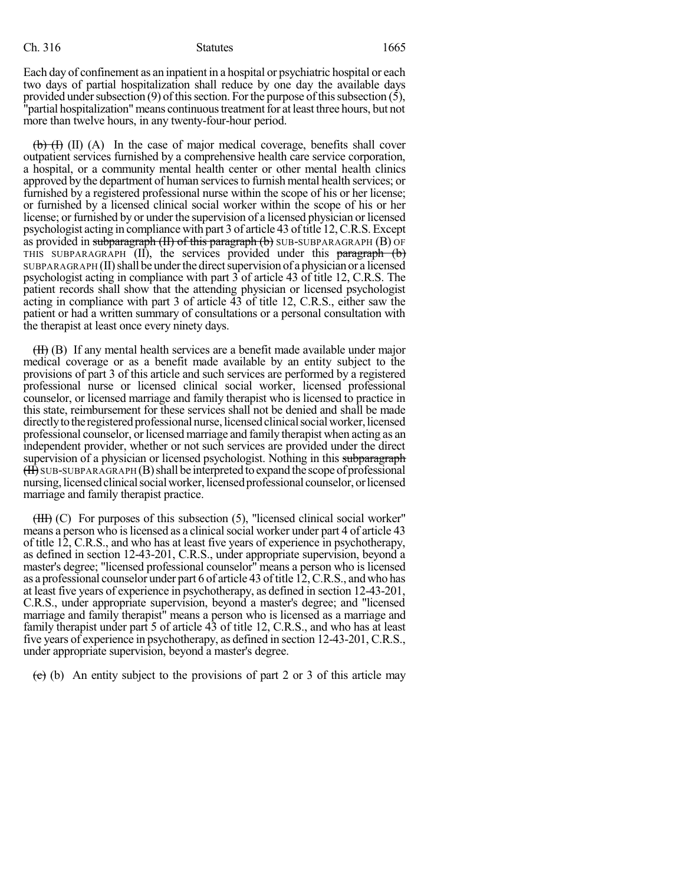Each day of confinement as an inpatient in a hospital or psychiatric hospital or each two days of partial hospitalization shall reduce by one day the available days provided under subsection (9) of this section. For the purpose of this subsection (5), "partial hospitalization" means continuous treatment for at least three hours, but not more than twelve hours, in any twenty-four-hour period.

~~(b)~~ ~~(I)~~ (II) (A) In the case of major medical coverage, benefits shall cover outpatient services furnished by a comprehensive health care service corporation, a hospital, or a community mental health center or other mental health clinics approved by the department of human services to furnish mental health services; or furnished by a registered professional nurse within the scope of his or her license; or furnished by a licensed clinical social worker within the scope of his or her license; or furnished by or under the supervision of a licensed physician or licensed psychologist acting in compliance with part 3 of article 43 of title 12, C.R.S. Except as provided in ~~subparagraph (II) of this paragraph (b)~~ SUB-SUBPARAGRAPH (B) OF THIS SUBPARAGRAPH (II), the services provided under this ~~paragraph (b)~~ SUBPARAGRAPH (II) shall be under the direct supervision of a physician or a licensed psychologist acting in compliance with part 3 of article 43 of title 12, C.R.S. The patient records shall show that the attending physician or licensed psychologist acting in compliance with part 3 of article 43 of title 12, C.R.S., either saw the patient or had a written summary of consultations or a personal consultation with the therapist at least once every ninety days.

~~(II)~~ (B) If any mental health services are a benefit made available under major medical coverage or as a benefit made available by an entity subject to the provisions of part 3 of this article and such services are performed by a registered professional nurse or licensed clinical social worker, licensed professional counselor, or licensed marriage and family therapist who is licensed to practice in this state, reimbursement for these services shall not be denied and shall be made directly to the registered professional nurse, licensed clinical social worker, licensed professional counselor, or licensed marriage and family therapist when acting as an independent provider, whether or not such services are provided under the direct supervision of a physician or licensed psychologist. Nothing in this ~~subparagraph (II)~~ SUB-SUBPARAGRAPH (B) shall be interpreted to expand the scope of professional nursing, licensed clinical social worker, licensed professional counselor, or licensed marriage and family therapist practice.

~~(III)~~ (C) For purposes of this subsection (5), "licensed clinical social worker" means a person who is licensed as a clinical social worker under part 4 of article 43 of title 12, C.R.S., and who has at least five years of experience in psychotherapy, as defined in section 12-43-201, C.R.S., under appropriate supervision, beyond a master's degree; "licensed professional counselor" means a person who is licensed as a professional counselor under part 6 of article 43 of title 12, C.R.S., and who has at least five years of experience in psychotherapy, as defined in section 12-43-201, C.R.S., under appropriate supervision, beyond a master's degree; and "licensed marriage and family therapist" means a person who is licensed as a marriage and family therapist under part 5 of article 43 of title 12, C.R.S., and who has at least five years of experience in psychotherapy, as defined in section 12-43-201, C.R.S., under appropriate supervision, beyond a master's degree.

~~(c)~~ (b) An entity subject to the provisions of part 2 or 3 of this article may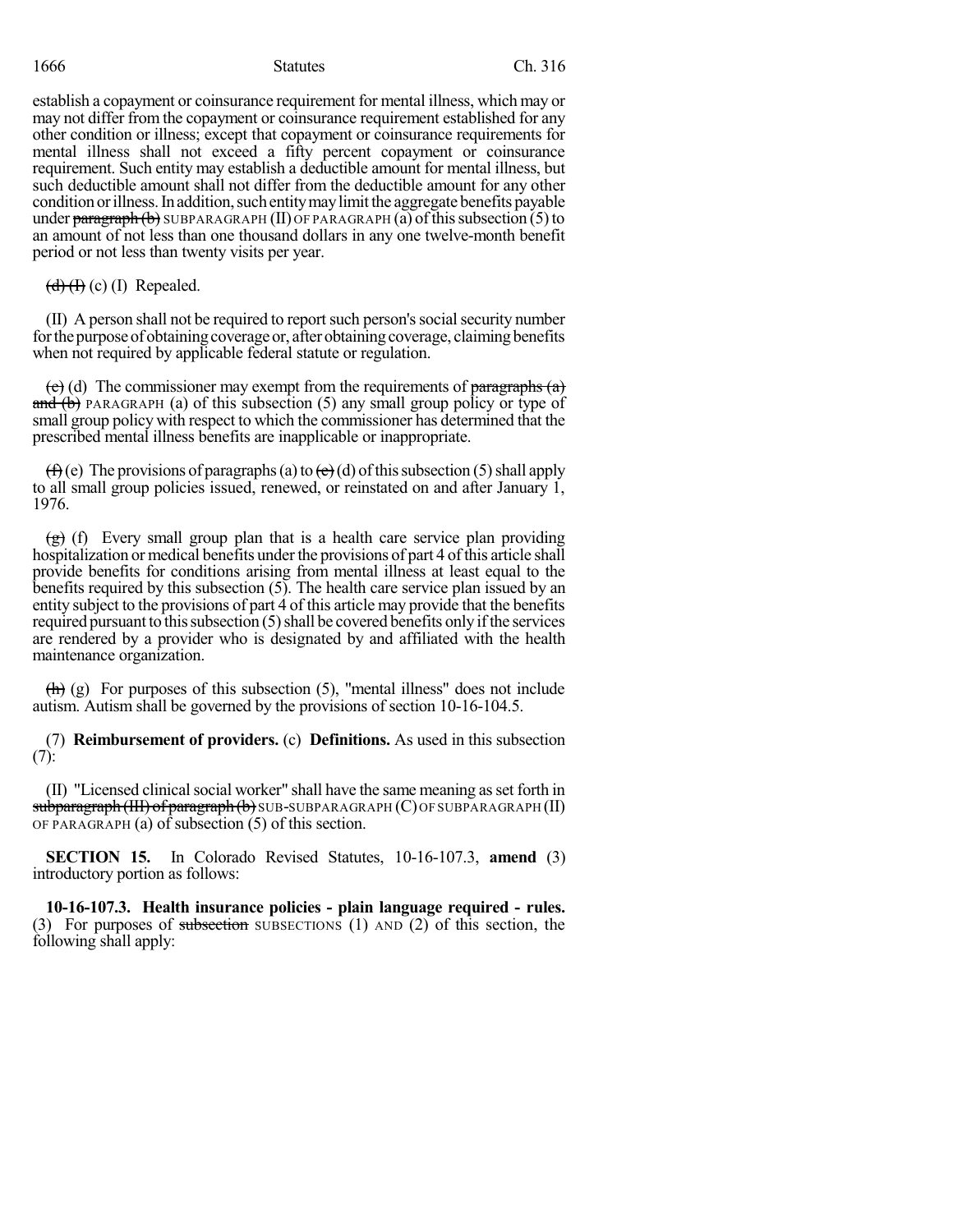establish a copayment or coinsurance requirement for mental illness, which may or may not differ from the copayment or coinsurance requirement established for any other condition or illness; except that copayment or coinsurance requirements for mental illness shall not exceed a fifty percent copayment or coinsurance requirement. Such entity may establish a deductible amount for mental illness, but such deductible amount shall not differ from the deductible amount for any other condition or illness. In addition, such entity may limit the aggregate benefits payable under ~~paragraph (b)~~ SUBPARAGRAPH (II) OF PARAGRAPH (a) of this subsection (5) to an amount of not less than one thousand dollars in any one twelve-month benefit period or not less than twenty visits per year.

~~(d) (I)~~ (c) (I) Repealed.

(II) A person shall not be required to report such person's social security number for the purpose of obtaining coverage or, after obtaining coverage, claiming benefits when not required by applicable federal statute or regulation.

~~(e)~~ (d) The commissioner may exempt from the requirements of ~~paragraphs (a) and (b)~~ PARAGRAPH (a) of this subsection (5) any small group policy or type of small group policy with respect to which the commissioner has determined that the prescribed mental illness benefits are inapplicable or inappropriate.

~~(f)~~ (e) The provisions of paragraphs (a) to ~~(e)~~ (d) of this subsection (5) shall apply to all small group policies issued, renewed, or reinstated on and after January 1, 1976.

~~(g)~~ (f) Every small group plan that is a health care service plan providing hospitalization or medical benefits under the provisions of part 4 of this article shall provide benefits for conditions arising from mental illness at least equal to the benefits required by this subsection (5). The health care service plan issued by an entity subject to the provisions of part 4 of this article may provide that the benefits required pursuant to this subsection (5) shall be covered benefits only if the services are rendered by a provider who is designated by and affiliated with the health maintenance organization.

~~(h)~~ (g) For purposes of this subsection (5), "mental illness" does not include autism. Autism shall be governed by the provisions of section 10-16-104.5.

(7) **Reimbursement of providers.** (c) **Definitions.** As used in this subsection (7):

(II) "Licensed clinical social worker" shall have the same meaning as set forth in ~~subparagraph (III) of paragraph (b)~~ SUB-SUBPARAGRAPH (C) OF SUBPARAGRAPH (II) OF PARAGRAPH (a) of subsection (5) of this section.

**SECTION 15.** In Colorado Revised Statutes, 10-16-107.3, **amend** (3) introductory portion as follows:

**10-16-107.3. Health insurance policies - plain language required - rules.** (3) For purposes of ~~subsection~~ SUBSECTIONS (1) AND (2) of this section, the following shall apply: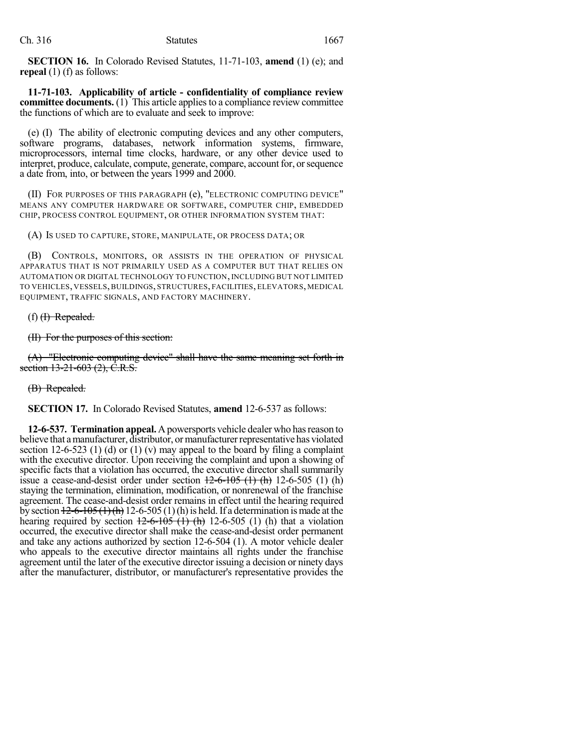**SECTION 16.** In Colorado Revised Statutes, 11-71-103, **amend** (1) (e); and **repeal** (1) (f) as follows:

**11-71-103. Applicability of article - confidentiality of compliance review committee documents.** (1) This article applies to a compliance review committee the functions of which are to evaluate and seek to improve:

(e) (I) The ability of electronic computing devices and any other computers, software programs, databases, network information systems, firmware, microprocessors, internal time clocks, hardware, or any other device used to interpret, produce, calculate, compute, generate, compare, account for, or sequence a date from, into, or between the years 1999 and 2000.

(II) FOR PURPOSES OF THIS PARAGRAPH (e), "ELECTRONIC COMPUTING DEVICE" MEANS ANY COMPUTER HARDWARE OR SOFTWARE, COMPUTER CHIP, EMBEDDED CHIP, PROCESS CONTROL EQUIPMENT, OR OTHER INFORMATION SYSTEM THAT:

(A) IS USED TO CAPTURE, STORE, MANIPULATE, OR PROCESS DATA; OR

(B) CONTROLS, MONITORS, OR ASSISTS IN THE OPERATION OF PHYSICAL APPARATUS THAT IS NOT PRIMARILY USED AS A COMPUTER BUT THAT RELIES ON AUTOMATION OR DIGITAL TECHNOLOGY TO FUNCTION, INCLUDING BUT NOT LIMITED TO VEHICLES, VESSELS, BUILDINGS, STRUCTURES, FACILITIES, ELEVATORS, MEDICAL EQUIPMENT, TRAFFIC SIGNALS, AND FACTORY MACHINERY.

(f) ~~(I) Repealed.~~

~~(II) For the purposes of this section:~~

~~(A) "Electronic computing device" shall have the same meaning set forth in section 13-21-603 (2), C.R.S.~~

~~(B) Repealed.~~

**SECTION 17.** In Colorado Revised Statutes, **amend** 12-6-537 as follows:

**12-6-537. Termination appeal.** A powersports vehicle dealer who has reason to believe that a manufacturer, distributor, or manufacturer representative has violated section 12-6-523 (1) (d) or (1) (v) may appeal to the board by filing a complaint with the executive director. Upon receiving the complaint and upon a showing of specific facts that a violation has occurred, the executive director shall summarily issue a cease-and-desist order under section ~~12-6-105 (1) (h)~~ 12-6-505 (1) (h) staying the termination, elimination, modification, or nonrenewal of the franchise agreement. The cease-and-desist order remains in effect until the hearing required by section ~~12-6-105 (1) (h)~~ 12-6-505 (1) (h) is held. If a determination is made at the hearing required by section ~~12-6-105 (1) (h)~~ 12-6-505 (1) (h) that a violation occurred, the executive director shall make the cease-and-desist order permanent and take any actions authorized by section 12-6-504 (1). A motor vehicle dealer who appeals to the executive director maintains all rights under the franchise agreement until the later of the executive director issuing a decision or ninety days after the manufacturer, distributor, or manufacturer's representative provides the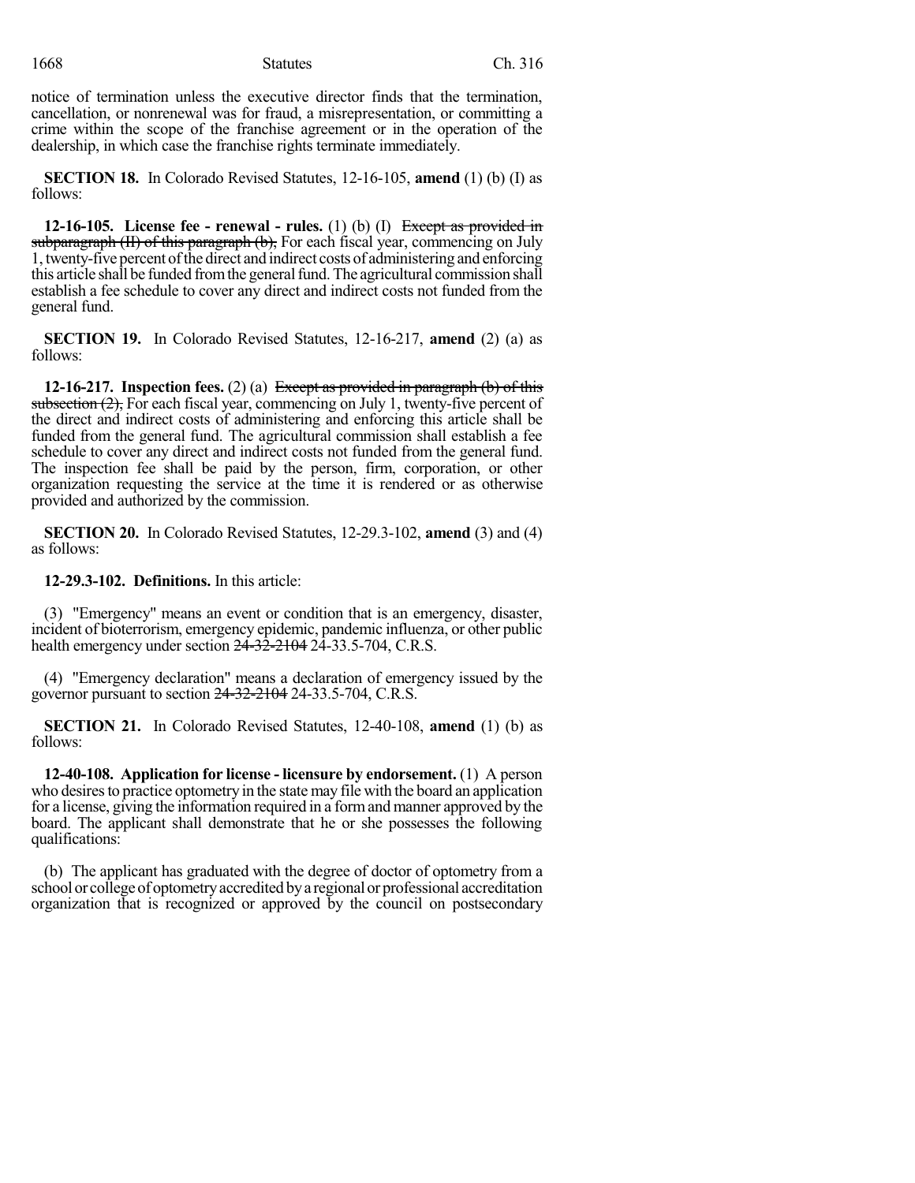notice of termination unless the executive director finds that the termination, cancellation, or nonrenewal was for fraud, a misrepresentation, or committing a crime within the scope of the franchise agreement or in the operation of the dealership, in which case the franchise rights terminate immediately.

**SECTION 18.** In Colorado Revised Statutes, 12-16-105, **amend** (1) (b) (I) as follows:

**12-16-105. License fee - renewal - rules.** (1) (b) (I) ~~Except as provided in subparagraph (II) of this paragraph (b),~~ For each fiscal year, commencing on July 1, twenty-five percent of the direct and indirect costs of administering and enforcing this article shall be funded from the general fund. The agricultural commission shall establish a fee schedule to cover any direct and indirect costs not funded from the general fund.

**SECTION 19.** In Colorado Revised Statutes, 12-16-217, **amend** (2) (a) as follows:

**12-16-217. Inspection fees.** (2) (a) ~~Except as provided in paragraph (b) of this subsection (2),~~ For each fiscal year, commencing on July 1, twenty-five percent of the direct and indirect costs of administering and enforcing this article shall be funded from the general fund. The agricultural commission shall establish a fee schedule to cover any direct and indirect costs not funded from the general fund. The inspection fee shall be paid by the person, firm, corporation, or other organization requesting the service at the time it is rendered or as otherwise provided and authorized by the commission.

**SECTION 20.** In Colorado Revised Statutes, 12-29.3-102, **amend** (3) and (4) as follows:

**12-29.3-102. Definitions.** In this article:

(3) "Emergency" means an event or condition that is an emergency, disaster, incident of bioterrorism, emergency epidemic, pandemic influenza, or other public health emergency under section ~~24-32-2104~~ 24-33.5-704, C.R.S.

(4) "Emergency declaration" means a declaration of emergency issued by the governor pursuant to section ~~24-32-2104~~ 24-33.5-704, C.R.S.

**SECTION 21.** In Colorado Revised Statutes, 12-40-108, **amend** (1) (b) as follows:

**12-40-108. Application for license - licensure by endorsement.** (1) A person who desires to practice optometry in the state may file with the board an application for a license, giving the information required in a form and manner approved by the board. The applicant shall demonstrate that he or she possesses the following qualifications:

(b) The applicant has graduated with the degree of doctor of optometry from a school or college of optometry accredited by a regional or professional accreditation organization that is recognized or approved by the council on postsecondary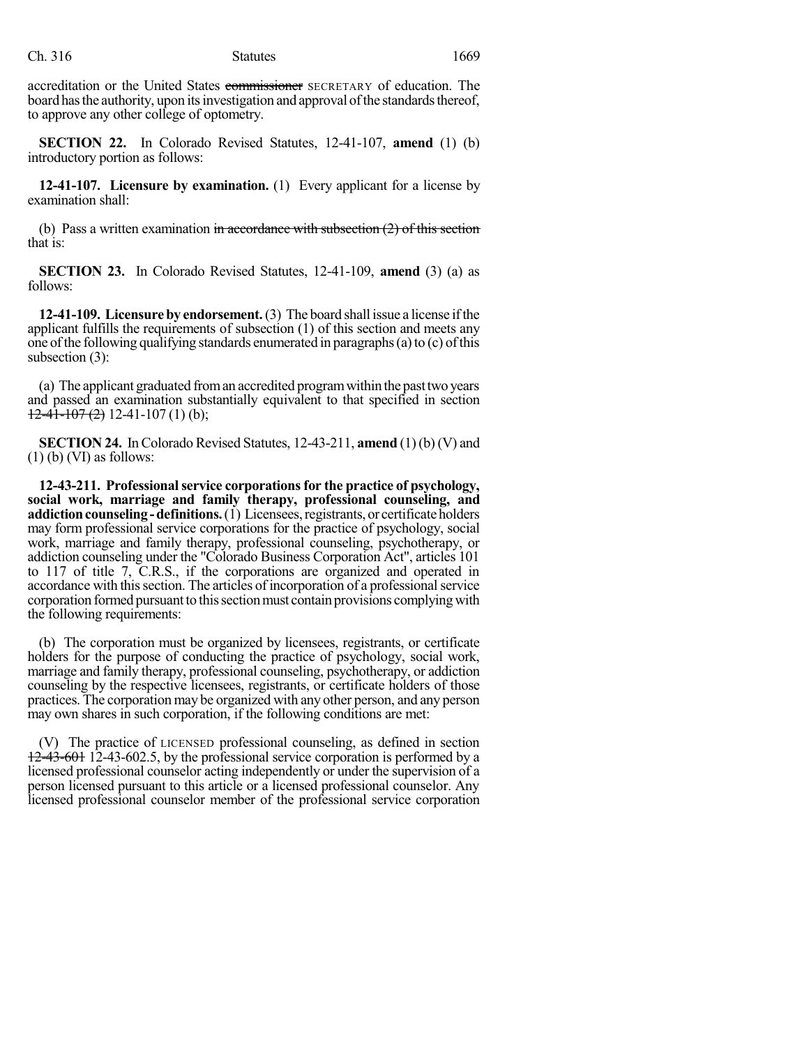accreditation or the United States ~~commissioner~~ SECRETARY of education. The board has the authority, upon its investigation and approval of the standards thereof, to approve any other college of optometry.

**SECTION 22.** In Colorado Revised Statutes, 12-41-107, **amend** (1) (b) introductory portion as follows:

**12-41-107. Licensure by examination.** (1) Every applicant for a license by examination shall:

(b) Pass a written examination ~~in accordance with subsection (2) of this section~~ that is:

**SECTION 23.** In Colorado Revised Statutes, 12-41-109, **amend** (3) (a) as follows:

**12-41-109. Licensure by endorsement.** (3) The board shall issue a license if the applicant fulfills the requirements of subsection (1) of this section and meets any one of the following qualifying standards enumerated in paragraphs (a) to (c) of this subsection (3):

(a) The applicant graduated from an accredited program within the past two years and passed an examination substantially equivalent to that specified in section ~~12-41-107 (2)~~ 12-41-107 (1) (b);

**SECTION 24.** In Colorado Revised Statutes, 12-43-211, **amend** (1) (b) (V) and (1) (b) (VI) as follows:

**12-43-211. Professional service corporations for the practice of psychology, social work, marriage and family therapy, professional counseling, and addiction counseling - definitions.** (1) Licensees, registrants, or certificate holders may form professional service corporations for the practice of psychology, social work, marriage and family therapy, professional counseling, psychotherapy, or addiction counseling under the "Colorado Business Corporation Act", articles 101 to 117 of title 7, C.R.S., if the corporations are organized and operated in accordance with this section. The articles of incorporation of a professional service corporation formed pursuant to this section must contain provisions complying with the following requirements:

(b) The corporation must be organized by licensees, registrants, or certificate holders for the purpose of conducting the practice of psychology, social work, marriage and family therapy, professional counseling, psychotherapy, or addiction counseling by the respective licensees, registrants, or certificate holders of those practices. The corporation may be organized with any other person, and any person may own shares in such corporation, if the following conditions are met:

(V) The practice of LICENSED professional counseling, as defined in section ~~12-43-601~~ 12-43-602.5, by the professional service corporation is performed by a licensed professional counselor acting independently or under the supervision of a person licensed pursuant to this article or a licensed professional counselor. Any licensed professional counselor member of the professional service corporation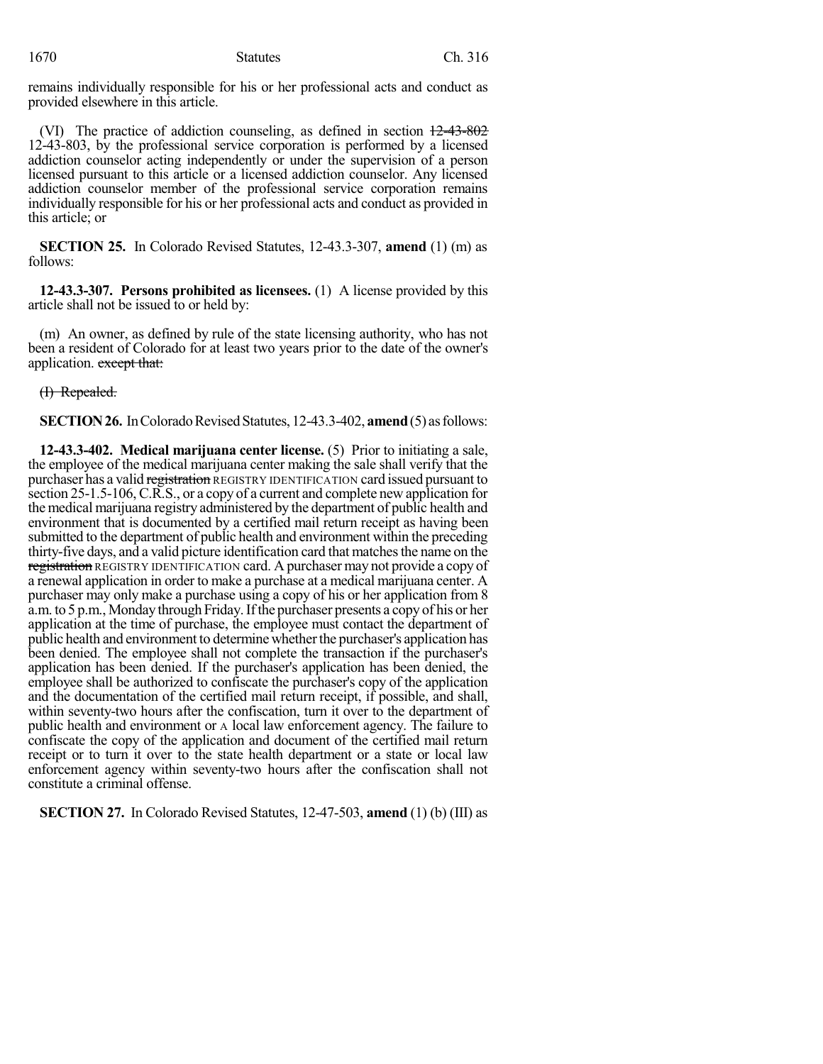remains individually responsible for his or her professional acts and conduct as provided elsewhere in this article.

(VI) The practice of addiction counseling, as defined in section ~~12-43-802~~ 12-43-803, by the professional service corporation is performed by a licensed addiction counselor acting independently or under the supervision of a person licensed pursuant to this article or a licensed addiction counselor. Any licensed addiction counselor member of the professional service corporation remains individually responsible for his or her professional acts and conduct as provided in this article; or

**SECTION 25.** In Colorado Revised Statutes, 12-43.3-307, **amend** (1) (m) as follows:

**12-43.3-307. Persons prohibited as licensees.** (1) A license provided by this article shall not be issued to or held by:

(m) An owner, as defined by rule of the state licensing authority, who has not been a resident of Colorado for at least two years prior to the date of the owner's application. ~~except that:~~

~~(I) Repealed.~~

**SECTION 26.** In Colorado Revised Statutes, 12-43.3-402, **amend** (5) as follows:

**12-43.3-402. Medical marijuana center license.** (5) Prior to initiating a sale, the employee of the medical marijuana center making the sale shall verify that the purchaser has a valid ~~registration~~ REGISTRY IDENTIFICATION card issued pursuant to section 25-1.5-106, C.R.S., or a copy of a current and complete new application for the medical marijuana registry administered by the department of public health and environment that is documented by a certified mail return receipt as having been submitted to the department of public health and environment within the preceding thirty-five days, and a valid picture identification card that matches the name on the ~~registration~~ REGISTRY IDENTIFICATION card. A purchaser may not provide a copy of a renewal application in order to make a purchase at a medical marijuana center. A purchaser may only make a purchase using a copy of his or her application from 8 a.m. to 5 p.m., Monday through Friday. If the purchaser presents a copy of his or her application at the time of purchase, the employee must contact the department of public health and environment to determine whether the purchaser's application has been denied. The employee shall not complete the transaction if the purchaser's application has been denied. If the purchaser's application has been denied, the employee shall be authorized to confiscate the purchaser's copy of the application and the documentation of the certified mail return receipt, if possible, and shall, within seventy-two hours after the confiscation, turn it over to the department of public health and environment or A local law enforcement agency. The failure to confiscate the copy of the application and document of the certified mail return receipt or to turn it over to the state health department or a state or local law enforcement agency within seventy-two hours after the confiscation shall not constitute a criminal offense.

**SECTION 27.** In Colorado Revised Statutes, 12-47-503, **amend** (1) (b) (III) as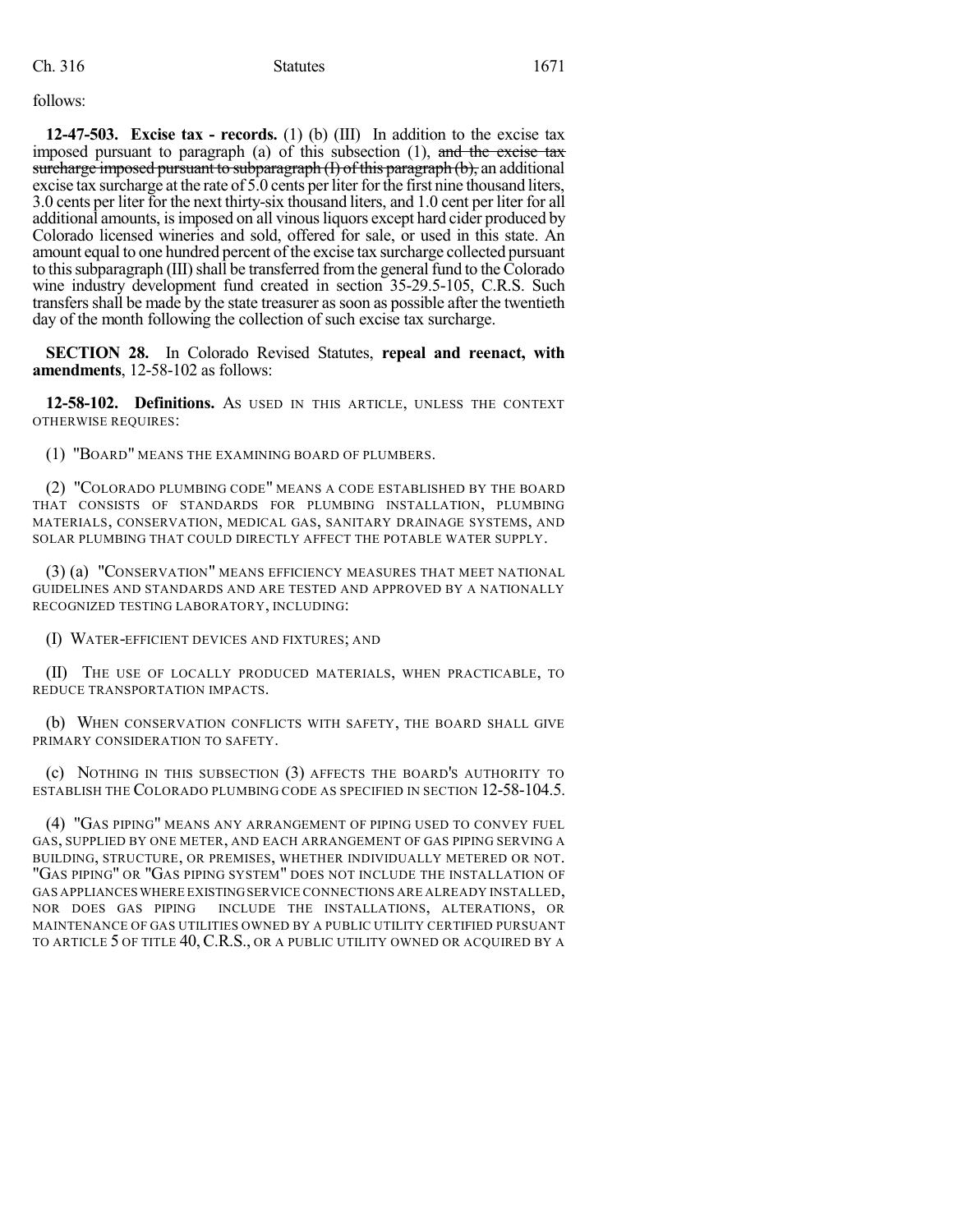follows:

**12-47-503. Excise tax - records.** (1) (b) (III) In addition to the excise tax imposed pursuant to paragraph (a) of this subsection (1), ~~and the excise tax surcharge imposed pursuant to subparagraph (I) of this paragraph (b),~~ an additional excise tax surcharge at the rate of 5.0 cents per liter for the first nine thousand liters, 3.0 cents per liter for the next thirty-six thousand liters, and 1.0 cent per liter for all additional amounts, is imposed on all vinous liquors except hard cider produced by Colorado licensed wineries and sold, offered for sale, or used in this state. An amount equal to one hundred percent of the excise tax surcharge collected pursuant to this subparagraph (III) shall be transferred from the general fund to the Colorado wine industry development fund created in section 35-29.5-105, C.R.S. Such transfers shall be made by the state treasurer as soon as possible after the twentieth day of the month following the collection of such excise tax surcharge.

**SECTION 28.** In Colorado Revised Statutes, **repeal and reenact, with amendments**, 12-58-102 as follows:

**12-58-102. Definitions.** AS USED IN THIS ARTICLE, UNLESS THE CONTEXT OTHERWISE REQUIRES:

(1) "BOARD" MEANS THE EXAMINING BOARD OF PLUMBERS.

(2) "COLORADO PLUMBING CODE" MEANS A CODE ESTABLISHED BY THE BOARD THAT CONSISTS OF STANDARDS FOR PLUMBING INSTALLATION, PLUMBING MATERIALS, CONSERVATION, MEDICAL GAS, SANITARY DRAINAGE SYSTEMS, AND SOLAR PLUMBING THAT COULD DIRECTLY AFFECT THE POTABLE WATER SUPPLY.

(3) (a) "CONSERVATION" MEANS EFFICIENCY MEASURES THAT MEET NATIONAL GUIDELINES AND STANDARDS AND ARE TESTED AND APPROVED BY A NATIONALLY RECOGNIZED TESTING LABORATORY, INCLUDING:

(I) WATER-EFFICIENT DEVICES AND FIXTURES; AND

(II) THE USE OF LOCALLY PRODUCED MATERIALS, WHEN PRACTICABLE, TO REDUCE TRANSPORTATION IMPACTS.

(b) WHEN CONSERVATION CONFLICTS WITH SAFETY, THE BOARD SHALL GIVE PRIMARY CONSIDERATION TO SAFETY.

(c) NOTHING IN THIS SUBSECTION (3) AFFECTS THE BOARD'S AUTHORITY TO ESTABLISH THE COLORADO PLUMBING CODE AS SPECIFIED IN SECTION 12-58-104.5.

(4) "GAS PIPING" MEANS ANY ARRANGEMENT OF PIPING USED TO CONVEY FUEL GAS, SUPPLIED BY ONE METER, AND EACH ARRANGEMENT OF GAS PIPING SERVING A BUILDING, STRUCTURE, OR PREMISES, WHETHER INDIVIDUALLY METERED OR NOT. "GAS PIPING" OR "GAS PIPING SYSTEM" DOES NOT INCLUDE THE INSTALLATION OF GAS APPLIANCES WHERE EXISTING SERVICE CONNECTIONS ARE ALREADY INSTALLED, NOR DOES GAS PIPING INCLUDE THE INSTALLATIONS, ALTERATIONS, OR MAINTENANCE OF GAS UTILITIES OWNED BY A PUBLIC UTILITY CERTIFIED PURSUANT TO ARTICLE 5 OF TITLE 40, C.R.S., OR A PUBLIC UTILITY OWNED OR ACQUIRED BY A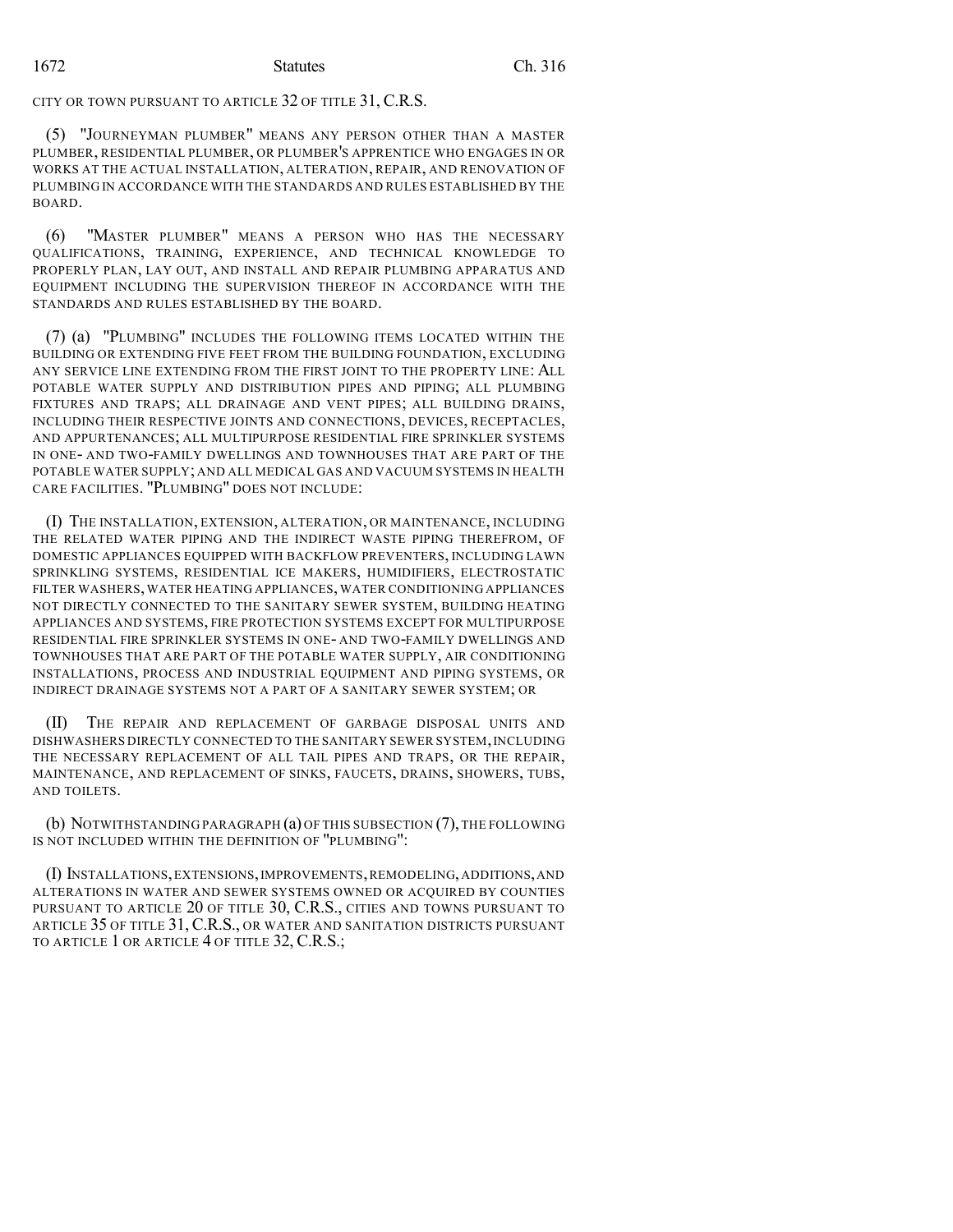CITY OR TOWN PURSUANT TO ARTICLE 32 OF TITLE 31, C.R.S.

(5) "JOURNEYMAN PLUMBER" MEANS ANY PERSON OTHER THAN A MASTER PLUMBER, RESIDENTIAL PLUMBER, OR PLUMBER'S APPRENTICE WHO ENGAGES IN OR WORKS AT THE ACTUAL INSTALLATION, ALTERATION, REPAIR, AND RENOVATION OF PLUMBING IN ACCORDANCE WITH THE STANDARDS AND RULES ESTABLISHED BY THE BOARD.

(6) "MASTER PLUMBER" MEANS A PERSON WHO HAS THE NECESSARY QUALIFICATIONS, TRAINING, EXPERIENCE, AND TECHNICAL KNOWLEDGE TO PROPERLY PLAN, LAY OUT, AND INSTALL AND REPAIR PLUMBING APPARATUS AND EQUIPMENT INCLUDING THE SUPERVISION THEREOF IN ACCORDANCE WITH THE STANDARDS AND RULES ESTABLISHED BY THE BOARD.

(7) (a) "PLUMBING" INCLUDES THE FOLLOWING ITEMS LOCATED WITHIN THE BUILDING OR EXTENDING FIVE FEET FROM THE BUILDING FOUNDATION, EXCLUDING ANY SERVICE LINE EXTENDING FROM THE FIRST JOINT TO THE PROPERTY LINE: ALL POTABLE WATER SUPPLY AND DISTRIBUTION PIPES AND PIPING; ALL PLUMBING FIXTURES AND TRAPS; ALL DRAINAGE AND VENT PIPES; ALL BUILDING DRAINS, INCLUDING THEIR RESPECTIVE JOINTS AND CONNECTIONS, DEVICES, RECEPTACLES, AND APPURTENANCES; ALL MULTIPURPOSE RESIDENTIAL FIRE SPRINKLER SYSTEMS IN ONE- AND TWO-FAMILY DWELLINGS AND TOWNHOUSES THAT ARE PART OF THE POTABLE WATER SUPPLY; AND ALL MEDICAL GAS AND VACUUM SYSTEMS IN HEALTH CARE FACILITIES. "PLUMBING" DOES NOT INCLUDE:

(I) THE INSTALLATION, EXTENSION, ALTERATION, OR MAINTENANCE, INCLUDING THE RELATED WATER PIPING AND THE INDIRECT WASTE PIPING THEREFROM, OF DOMESTIC APPLIANCES EQUIPPED WITH BACKFLOW PREVENTERS, INCLUDING LAWN SPRINKLING SYSTEMS, RESIDENTIAL ICE MAKERS, HUMIDIFIERS, ELECTROSTATIC FILTER WASHERS, WATER HEATING APPLIANCES, WATER CONDITIONING APPLIANCES NOT DIRECTLY CONNECTED TO THE SANITARY SEWER SYSTEM, BUILDING HEATING APPLIANCES AND SYSTEMS, FIRE PROTECTION SYSTEMS EXCEPT FOR MULTIPURPOSE RESIDENTIAL FIRE SPRINKLER SYSTEMS IN ONE- AND TWO-FAMILY DWELLINGS AND TOWNHOUSES THAT ARE PART OF THE POTABLE WATER SUPPLY, AIR CONDITIONING INSTALLATIONS, PROCESS AND INDUSTRIAL EQUIPMENT AND PIPING SYSTEMS, OR INDIRECT DRAINAGE SYSTEMS NOT A PART OF A SANITARY SEWER SYSTEM; OR

(II) THE REPAIR AND REPLACEMENT OF GARBAGE DISPOSAL UNITS AND DISHWASHERS DIRECTLY CONNECTED TO THE SANITARY SEWER SYSTEM, INCLUDING THE NECESSARY REPLACEMENT OF ALL TAIL PIPES AND TRAPS, OR THE REPAIR, MAINTENANCE, AND REPLACEMENT OF SINKS, FAUCETS, DRAINS, SHOWERS, TUBS, AND TOILETS.

(b) NOTWITHSTANDING PARAGRAPH (a) OF THIS SUBSECTION (7), THE FOLLOWING IS NOT INCLUDED WITHIN THE DEFINITION OF "PLUMBING":

(I) INSTALLATIONS, EXTENSIONS, IMPROVEMENTS, REMODELING, ADDITIONS, AND ALTERATIONS IN WATER AND SEWER SYSTEMS OWNED OR ACQUIRED BY COUNTIES PURSUANT TO ARTICLE 20 OF TITLE 30, C.R.S., CITIES AND TOWNS PURSUANT TO ARTICLE 35 OF TITLE 31, C.R.S., OR WATER AND SANITATION DISTRICTS PURSUANT TO ARTICLE 1 OR ARTICLE 4 OF TITLE 32, C.R.S.;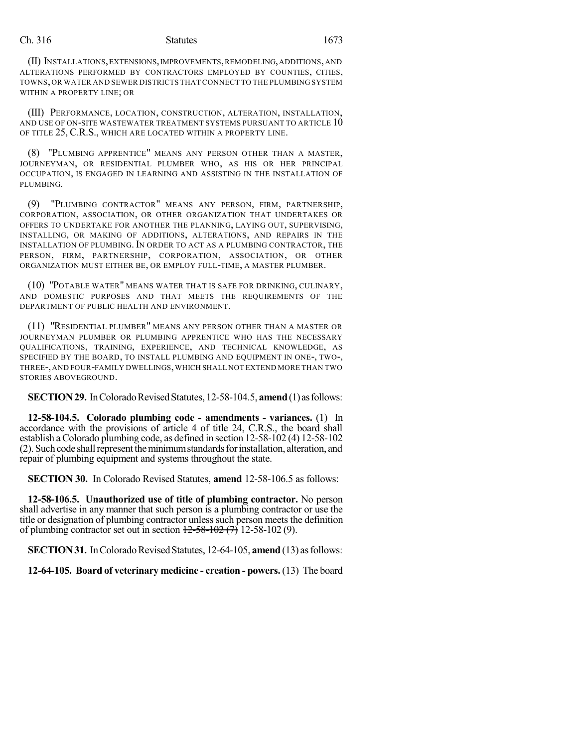(II) INSTALLATIONS, EXTENSIONS, IMPROVEMENTS, REMODELING, ADDITIONS, AND ALTERATIONS PERFORMED BY CONTRACTORS EMPLOYED BY COUNTIES, CITIES, TOWNS, OR WATER AND SEWER DISTRICTS THAT CONNECT TO THE PLUMBING SYSTEM WITHIN A PROPERTY LINE; OR

(III) PERFORMANCE, LOCATION, CONSTRUCTION, ALTERATION, INSTALLATION, AND USE OF ON-SITE WASTEWATER TREATMENT SYSTEMS PURSUANT TO ARTICLE 10 OF TITLE 25, C.R.S., WHICH ARE LOCATED WITHIN A PROPERTY LINE.

(8) "PLUMBING APPRENTICE" MEANS ANY PERSON OTHER THAN A MASTER, JOURNEYMAN, OR RESIDENTIAL PLUMBER WHO, AS HIS OR HER PRINCIPAL OCCUPATION, IS ENGAGED IN LEARNING AND ASSISTING IN THE INSTALLATION OF PLUMBING.

(9) "PLUMBING CONTRACTOR" MEANS ANY PERSON, FIRM, PARTNERSHIP, CORPORATION, ASSOCIATION, OR OTHER ORGANIZATION THAT UNDERTAKES OR OFFERS TO UNDERTAKE FOR ANOTHER THE PLANNING, LAYING OUT, SUPERVISING, INSTALLING, OR MAKING OF ADDITIONS, ALTERATIONS, AND REPAIRS IN THE INSTALLATION OF PLUMBING. IN ORDER TO ACT AS A PLUMBING CONTRACTOR, THE PERSON, FIRM, PARTNERSHIP, CORPORATION, ASSOCIATION, OR OTHER ORGANIZATION MUST EITHER BE, OR EMPLOY FULL-TIME, A MASTER PLUMBER.

(10) "POTABLE WATER" MEANS WATER THAT IS SAFE FOR DRINKING, CULINARY, AND DOMESTIC PURPOSES AND THAT MEETS THE REQUIREMENTS OF THE DEPARTMENT OF PUBLIC HEALTH AND ENVIRONMENT.

(11) "RESIDENTIAL PLUMBER" MEANS ANY PERSON OTHER THAN A MASTER OR JOURNEYMAN PLUMBER OR PLUMBING APPRENTICE WHO HAS THE NECESSARY QUALIFICATIONS, TRAINING, EXPERIENCE, AND TECHNICAL KNOWLEDGE, AS SPECIFIED BY THE BOARD, TO INSTALL PLUMBING AND EQUIPMENT IN ONE-, TWO-, THREE-, AND FOUR-FAMILY DWELLINGS, WHICH SHALL NOT EXTEND MORE THAN TWO STORIES ABOVEGROUND.

**SECTION 29.** In Colorado Revised Statutes, 12-58-104.5, **amend** (1) as follows:

**12-58-104.5. Colorado plumbing code - amendments - variances.** (1) In accordance with the provisions of article 4 of title 24, C.R.S., the board shall establish a Colorado plumbing code, as defined in section ~~12-58-102 (4)~~ 12-58-102 (2). Such code shall represent the minimum standards for installation, alteration, and repair of plumbing equipment and systems throughout the state.

**SECTION 30.** In Colorado Revised Statutes, **amend** 12-58-106.5 as follows:

**12-58-106.5. Unauthorized use of title of plumbing contractor.** No person shall advertise in any manner that such person is a plumbing contractor or use the title or designation of plumbing contractor unless such person meets the definition of plumbing contractor set out in section ~~12-58-102 (7)~~ 12-58-102 (9).

**SECTION 31.** In Colorado Revised Statutes, 12-64-105, **amend** (13) as follows:

**12-64-105. Board of veterinary medicine - creation - powers.** (13) The board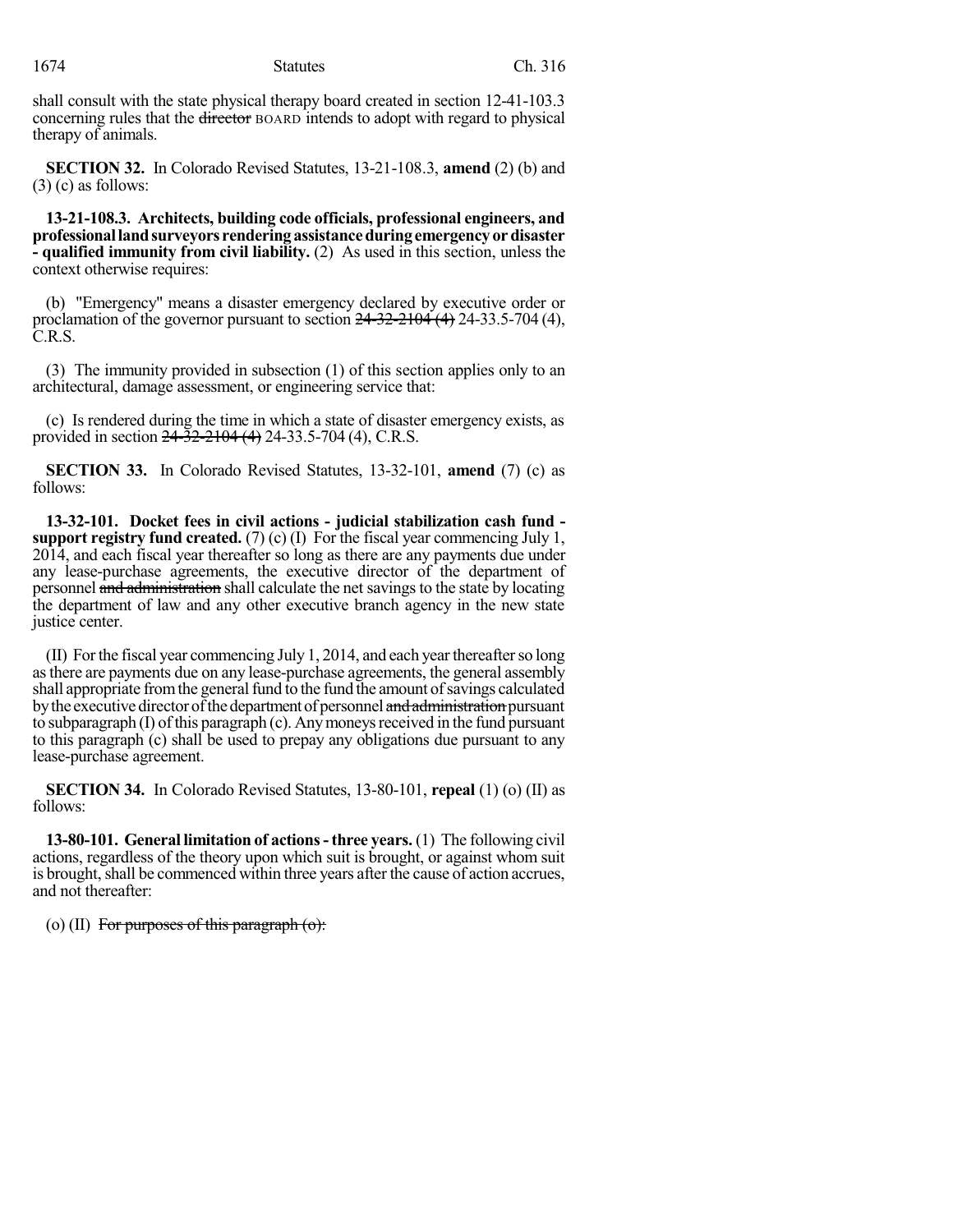shall consult with the state physical therapy board created in section 12-41-103.3 concerning rules that the ~~director~~ BOARD intends to adopt with regard to physical therapy of animals.

**SECTION 32.** In Colorado Revised Statutes, 13-21-108.3, **amend** (2) (b) and (3) (c) as follows:

**13-21-108.3. Architects, building code officials, professional engineers, and professional land surveyors rendering assistance during emergency or disaster - qualified immunity from civil liability.** (2) As used in this section, unless the context otherwise requires:

(b) "Emergency" means a disaster emergency declared by executive order or proclamation of the governor pursuant to section ~~24-32-2104 (4)~~ 24-33.5-704 (4), C.R.S.

(3) The immunity provided in subsection (1) of this section applies only to an architectural, damage assessment, or engineering service that:

(c) Is rendered during the time in which a state of disaster emergency exists, as provided in section ~~24-32-2104 (4)~~ 24-33.5-704 (4), C.R.S.

**SECTION 33.** In Colorado Revised Statutes, 13-32-101, **amend** (7) (c) as follows:

**13-32-101. Docket fees in civil actions - judicial stabilization cash fund - support registry fund created.** (7) (c) (I) For the fiscal year commencing July 1, 2014, and each fiscal year thereafter so long as there are any payments due under any lease-purchase agreements, the executive director of the department of personnel ~~and administration~~ shall calculate the net savings to the state by locating the department of law and any other executive branch agency in the new state justice center.

(II) For the fiscal year commencing July 1, 2014, and each year thereafter so long as there are payments due on any lease-purchase agreements, the general assembly shall appropriate from the general fund to the fund the amount of savings calculated by the executive director of the department of personnel ~~and administration~~ pursuant to subparagraph (I) of this paragraph (c). Any moneys received in the fund pursuant to this paragraph (c) shall be used to prepay any obligations due pursuant to any lease-purchase agreement.

**SECTION 34.** In Colorado Revised Statutes, 13-80-101, **repeal** (1) (o) (II) as follows:

**13-80-101. General limitation of actions - three years.** (1) The following civil actions, regardless of the theory upon which suit is brought, or against whom suit is brought, shall be commenced within three years after the cause of action accrues, and not thereafter:

(o) (II) ~~For purposes of this paragraph (o):~~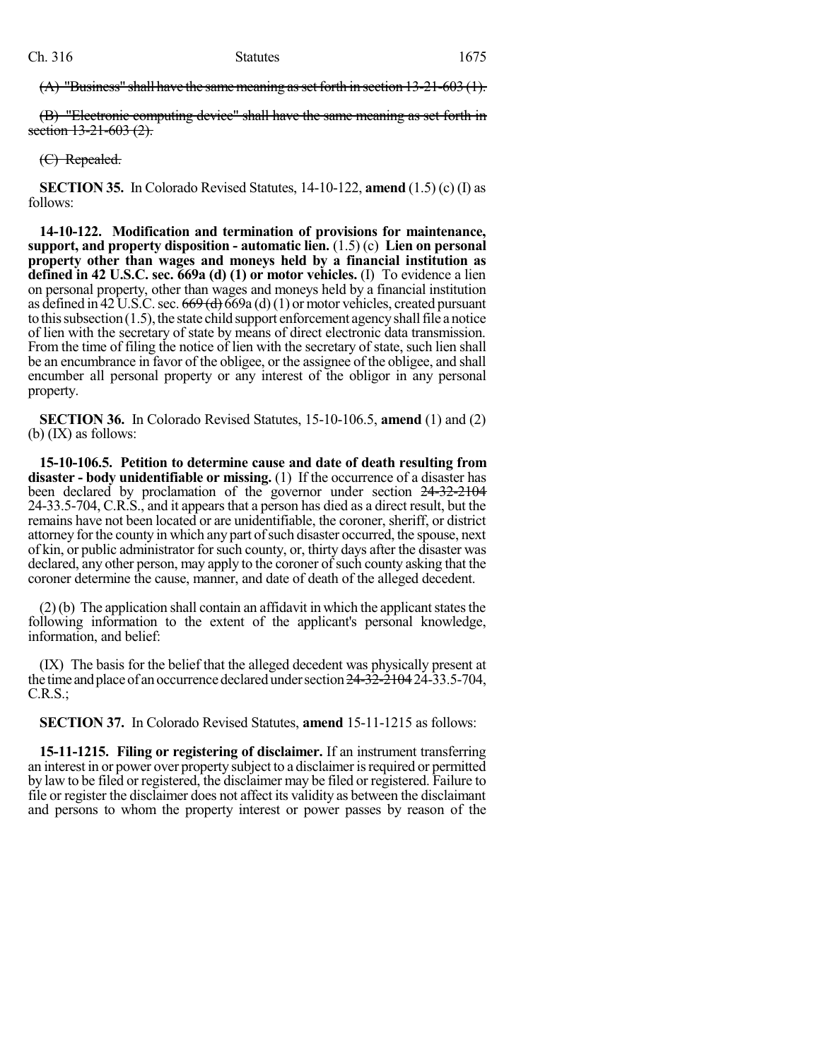~~(A) "Business" shall have the same meaning as set forth in section 13-21-603 (1).~~

~~(B) "Electronic computing device" shall have the same meaning as set forth in section 13-21-603 (2).~~

~~(C) Repealed.~~

**SECTION 35.** In Colorado Revised Statutes, 14-10-122, **amend** (1.5) (c) (I) as follows:

**14-10-122. Modification and termination of provisions for maintenance, support, and property disposition - automatic lien.** (1.5) (c) **Lien on personal property other than wages and moneys held by a financial institution as defined in 42 U.S.C. sec. 669a (d) (1) or motor vehicles.** (I) To evidence a lien on personal property, other than wages and moneys held by a financial institution as defined in 42 U.S.C. sec. ~~669 (d)~~ 669a (d) (1) or motor vehicles, created pursuant to this subsection (1.5), the state child support enforcement agency shall file a notice of lien with the secretary of state by means of direct electronic data transmission. From the time of filing the notice of lien with the secretary of state, such lien shall be an encumbrance in favor of the obligee, or the assignee of the obligee, and shall encumber all personal property or any interest of the obligor in any personal property.

**SECTION 36.** In Colorado Revised Statutes, 15-10-106.5, **amend** (1) and (2) (b) (IX) as follows:

**15-10-106.5. Petition to determine cause and date of death resulting from disaster - body unidentifiable or missing.** (1) If the occurrence of a disaster has been declared by proclamation of the governor under section ~~24-32-2104~~ 24-33.5-704, C.R.S., and it appears that a person has died as a direct result, but the remains have not been located or are unidentifiable, the coroner, sheriff, or district attorney for the county in which any part of such disaster occurred, the spouse, next of kin, or public administrator for such county, or, thirty days after the disaster was declared, any other person, may apply to the coroner of such county asking that the coroner determine the cause, manner, and date of death of the alleged decedent.

(2) (b) The application shall contain an affidavit in which the applicant states the following information to the extent of the applicant's personal knowledge, information, and belief:

(IX) The basis for the belief that the alleged decedent was physically present at the time and place of an occurrence declared under section ~~24-32-2104~~ 24-33.5-704, C.R.S.;

**SECTION 37.** In Colorado Revised Statutes, **amend** 15-11-1215 as follows:

**15-11-1215. Filing or registering of disclaimer.** If an instrument transferring an interest in or power over property subject to a disclaimer is required or permitted by law to be filed or registered, the disclaimer may be filed or registered. Failure to file or register the disclaimer does not affect its validity as between the disclaimant and persons to whom the property interest or power passes by reason of the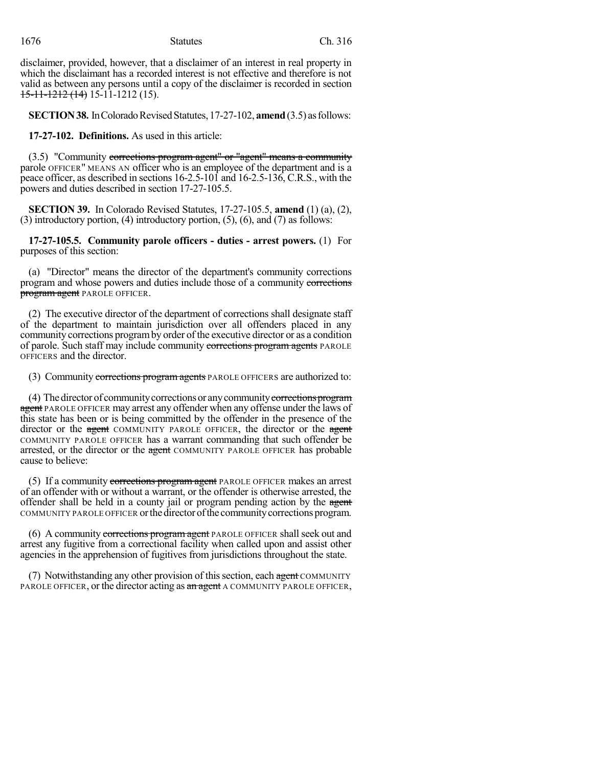disclaimer, provided, however, that a disclaimer of an interest in real property in which the disclaimant has a recorded interest is not effective and therefore is not valid as between any persons until a copy of the disclaimer is recorded in section ~~15-11-1212 (14)~~ 15-11-1212 (15).

**SECTION 38.** In Colorado Revised Statutes, 17-27-102, **amend** (3.5) as follows:

**17-27-102. Definitions.** As used in this article:

(3.5) "Community ~~corrections program agent" or "agent" means a community~~ parole OFFICER" MEANS AN officer who is an employee of the department and is a peace officer, as described in sections 16-2.5-101 and 16-2.5-136, C.R.S., with the powers and duties described in section 17-27-105.5.

**SECTION 39.** In Colorado Revised Statutes, 17-27-105.5, **amend** (1) (a), (2), (3) introductory portion, (4) introductory portion, (5), (6), and (7) as follows:

**17-27-105.5. Community parole officers - duties - arrest powers.** (1) For purposes of this section:

(a) "Director" means the director of the department's community corrections program and whose powers and duties include those of a community ~~corrections program agent~~ PAROLE OFFICER.

(2) The executive director of the department of corrections shall designate staff of the department to maintain jurisdiction over all offenders placed in any community corrections program by order of the executive director or as a condition of parole. Such staff may include community ~~corrections program agents~~ PAROLE OFFICERS and the director.

(3) Community ~~corrections program agents~~ PAROLE OFFICERS are authorized to:

(4) The director of community corrections or any community ~~corrections program agent~~ PAROLE OFFICER may arrest any offender when any offense under the laws of this state has been or is being committed by the offender in the presence of the director or the ~~agent~~ COMMUNITY PAROLE OFFICER, the director or the ~~agent~~ COMMUNITY PAROLE OFFICER has a warrant commanding that such offender be arrested, or the director or the ~~agent~~ COMMUNITY PAROLE OFFICER has probable cause to believe:

(5) If a community ~~corrections program agent~~ PAROLE OFFICER makes an arrest of an offender with or without a warrant, or the offender is otherwise arrested, the offender shall be held in a county jail or program pending action by the ~~agent~~ COMMUNITY PAROLE OFFICER or the director of the community corrections program.

(6) A community ~~corrections program agent~~ PAROLE OFFICER shall seek out and arrest any fugitive from a correctional facility when called upon and assist other agencies in the apprehension of fugitives from jurisdictions throughout the state.

(7) Notwithstanding any other provision of this section, each ~~agent~~ COMMUNITY PAROLE OFFICER, or the director acting as ~~an agent~~ A COMMUNITY PAROLE OFFICER,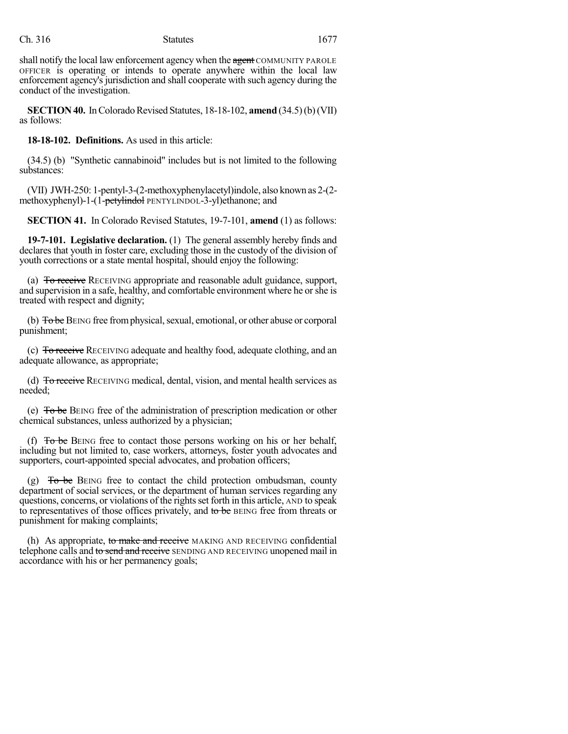shall notify the local law enforcement agency when the ~~agent~~ COMMUNITY PAROLE OFFICER is operating or intends to operate anywhere within the local law enforcement agency's jurisdiction and shall cooperate with such agency during the conduct of the investigation.

**SECTION 40.** In Colorado Revised Statutes, 18-18-102, **amend** (34.5) (b) (VII) as follows:

**18-18-102. Definitions.** As used in this article:

(34.5) (b) "Synthetic cannabinoid" includes but is not limited to the following substances:

(VII) JWH-250: 1-pentyl-3-(2-methoxyphenylacetyl)indole, also known as 2-(2-methoxyphenyl)-1-(1-~~petylindol~~ PENTYLINDOL-3-yl)ethanone; and

**SECTION 41.** In Colorado Revised Statutes, 19-7-101, **amend** (1) as follows:

**19-7-101. Legislative declaration.** (1) The general assembly hereby finds and declares that youth in foster care, excluding those in the custody of the division of youth corrections or a state mental hospital, should enjoy the following:

(a) ~~To receive~~ RECEIVING appropriate and reasonable adult guidance, support, and supervision in a safe, healthy, and comfortable environment where he or she is treated with respect and dignity;

(b) ~~To be~~ BEING free from physical, sexual, emotional, or other abuse or corporal punishment;

(c) ~~To receive~~ RECEIVING adequate and healthy food, adequate clothing, and an adequate allowance, as appropriate;

(d) ~~To receive~~ RECEIVING medical, dental, vision, and mental health services as needed;

(e) ~~To be~~ BEING free of the administration of prescription medication or other chemical substances, unless authorized by a physician;

(f) ~~To be~~ BEING free to contact those persons working on his or her behalf, including but not limited to, case workers, attorneys, foster youth advocates and supporters, court-appointed special advocates, and probation officers;

(g) ~~To be~~ BEING free to contact the child protection ombudsman, county department of social services, or the department of human services regarding any questions, concerns, or violations of the rights set forth in this article, AND to speak to representatives of those offices privately, and ~~to be~~ BEING free from threats or punishment for making complaints;

(h) As appropriate, ~~to make and receive~~ MAKING AND RECEIVING confidential telephone calls and ~~to send and receive~~ SENDING AND RECEIVING unopened mail in accordance with his or her permanency goals;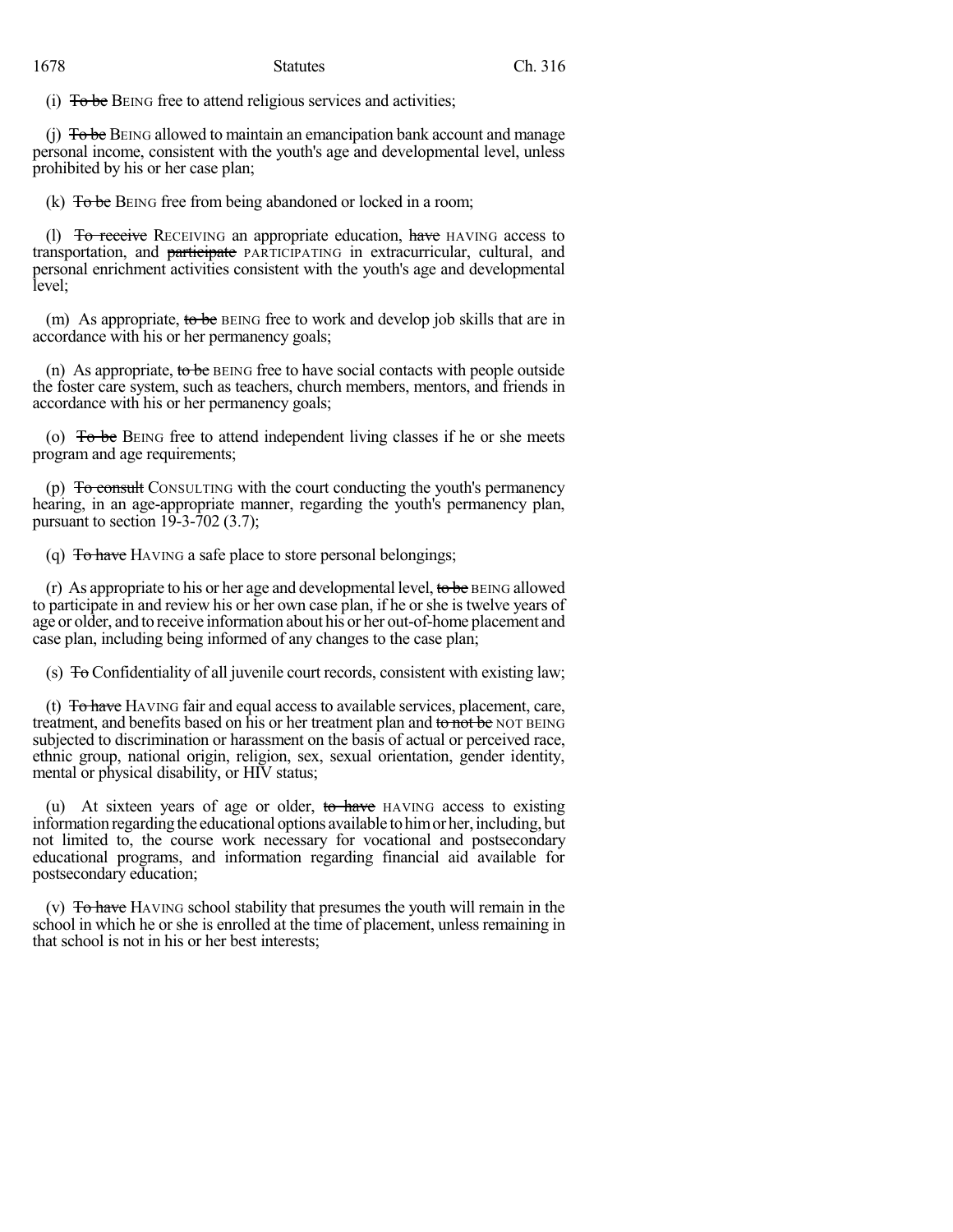(i) ~~To be~~ BEING free to attend religious services and activities;

(j) ~~To be~~ BEING allowed to maintain an emancipation bank account and manage personal income, consistent with the youth's age and developmental level, unless prohibited by his or her case plan;

(k) ~~To be~~ BEING free from being abandoned or locked in a room;

(l) ~~To receive~~ RECEIVING an appropriate education, ~~have~~ HAVING access to transportation, and ~~participate~~ PARTICIPATING in extracurricular, cultural, and personal enrichment activities consistent with the youth's age and developmental level;

(m) As appropriate, ~~to be~~ BEING free to work and develop job skills that are in accordance with his or her permanency goals;

(n) As appropriate, ~~to be~~ BEING free to have social contacts with people outside the foster care system, such as teachers, church members, mentors, and friends in accordance with his or her permanency goals;

(o) ~~To be~~ BEING free to attend independent living classes if he or she meets program and age requirements;

(p) ~~To consult~~ CONSULTING with the court conducting the youth's permanency hearing, in an age-appropriate manner, regarding the youth's permanency plan, pursuant to section 19-3-702 (3.7);

(q) ~~To have~~ HAVING a safe place to store personal belongings;

(r) As appropriate to his or her age and developmental level, ~~to be~~ BEING allowed to participate in and review his or her own case plan, if he or she is twelve years of age or older, and to receive information about his or her out-of-home placement and case plan, including being informed of any changes to the case plan;

(s) ~~To~~ Confidentiality of all juvenile court records, consistent with existing law;

(t) ~~To have~~ HAVING fair and equal access to available services, placement, care, treatment, and benefits based on his or her treatment plan and ~~to not be~~ NOT BEING subjected to discrimination or harassment on the basis of actual or perceived race, ethnic group, national origin, religion, sex, sexual orientation, gender identity, mental or physical disability, or HIV status;

(u) At sixteen years of age or older, ~~to have~~ HAVING access to existing information regarding the educational options available to him or her, including, but not limited to, the course work necessary for vocational and postsecondary educational programs, and information regarding financial aid available for postsecondary education;

(v) ~~To have~~ HAVING school stability that presumes the youth will remain in the school in which he or she is enrolled at the time of placement, unless remaining in that school is not in his or her best interests;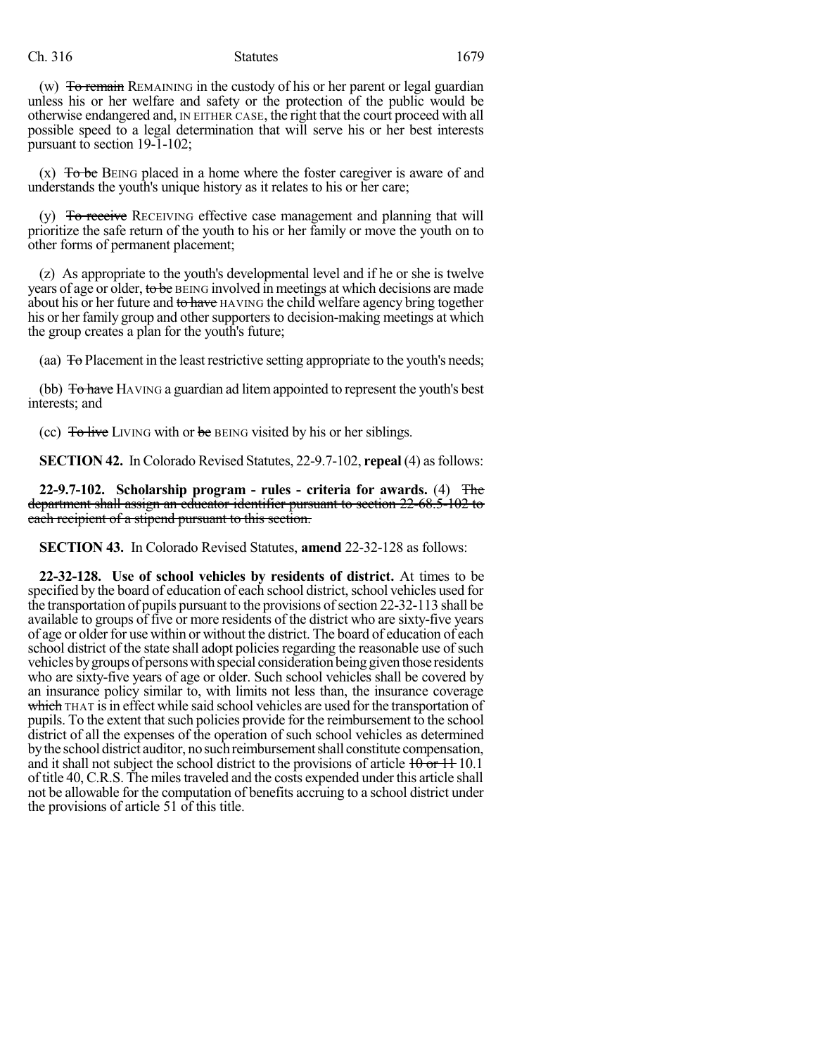(w) ~~To remain~~ REMAINING in the custody of his or her parent or legal guardian unless his or her welfare and safety or the protection of the public would be otherwise endangered and, IN EITHER CASE, the right that the court proceed with all possible speed to a legal determination that will serve his or her best interests pursuant to section 19-1-102;

(x) ~~To be~~ BEING placed in a home where the foster caregiver is aware of and understands the youth's unique history as it relates to his or her care;

(y) ~~To receive~~ RECEIVING effective case management and planning that will prioritize the safe return of the youth to his or her family or move the youth on to other forms of permanent placement;

(z) As appropriate to the youth's developmental level and if he or she is twelve years of age or older, ~~to be~~ BEING involved in meetings at which decisions are made about his or her future and ~~to have~~ HAVING the child welfare agency bring together his or her family group and other supporters to decision-making meetings at which the group creates a plan for the youth's future;

(aa) ~~To~~ Placement in the least restrictive setting appropriate to the youth's needs;

(bb) ~~To have~~ HAVING a guardian ad litem appointed to represent the youth's best interests; and

(cc) ~~To live~~ LIVING with or ~~be~~ BEING visited by his or her siblings.

**SECTION 42.** In Colorado Revised Statutes, 22-9.7-102, **repeal** (4) as follows:

**22-9.7-102. Scholarship program - rules - criteria for awards.** (4) ~~The department shall assign an educator identifier pursuant to section 22-68.5-102 to each recipient of a stipend pursuant to this section.~~

**SECTION 43.** In Colorado Revised Statutes, **amend** 22-32-128 as follows:

**22-32-128. Use of school vehicles by residents of district.** At times to be specified by the board of education of each school district, school vehicles used for the transportation of pupils pursuant to the provisions of section 22-32-113 shall be available to groups of five or more residents of the district who are sixty-five years of age or older for use within or without the district. The board of education of each school district of the state shall adopt policies regarding the reasonable use of such vehicles by groups of persons with special consideration being given those residents who are sixty-five years of age or older. Such school vehicles shall be covered by an insurance policy similar to, with limits not less than, the insurance coverage ~~which~~ THAT is in effect while said school vehicles are used for the transportation of pupils. To the extent that such policies provide for the reimbursement to the school district of all the expenses of the operation of such school vehicles as determined by the school district auditor, no such reimbursement shall constitute compensation, and it shall not subject the school district to the provisions of article ~~10 or 11~~ 10.1 of title 40, C.R.S. The miles traveled and the costs expended under this article shall not be allowable for the computation of benefits accruing to a school district under the provisions of article 51 of this title.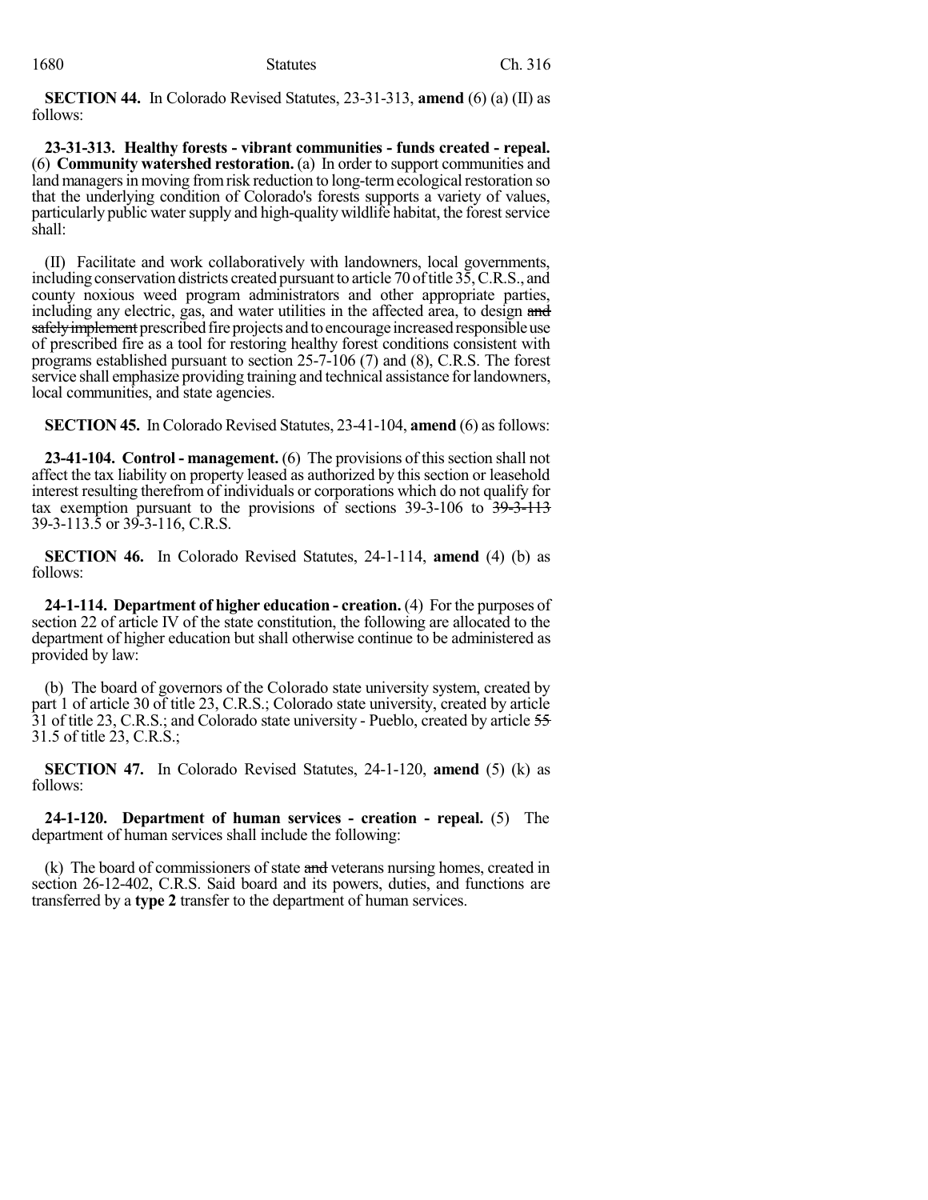**SECTION 44.** In Colorado Revised Statutes, 23-31-313, **amend** (6) (a) (II) as follows:

**23-31-313. Healthy forests - vibrant communities - funds created - repeal.** (6) **Community watershed restoration.** (a) In order to support communities and land managers in moving from risk reduction to long-term ecological restoration so that the underlying condition of Colorado's forests supports a variety of values, particularly public water supply and high-quality wildlife habitat, the forest service shall:

(II) Facilitate and work collaboratively with landowners, local governments, including conservation districts created pursuant to article 70 of title 35, C.R.S., and county noxious weed program administrators and other appropriate parties, including any electric, gas, and water utilities in the affected area, to design ~~and safely implement~~ prescribed fire projects and to encourage increased responsible use of prescribed fire as a tool for restoring healthy forest conditions consistent with programs established pursuant to section 25-7-106 (7) and (8), C.R.S. The forest service shall emphasize providing training and technical assistance for landowners, local communities, and state agencies.

**SECTION 45.** In Colorado Revised Statutes, 23-41-104, **amend** (6) as follows:

**23-41-104. Control - management.** (6) The provisions of this section shall not affect the tax liability on property leased as authorized by this section or leasehold interest resulting therefrom of individuals or corporations which do not qualify for tax exemption pursuant to the provisions of sections 39-3-106 to ~~39-3-113~~ 39-3-113.5 or 39-3-116, C.R.S.

**SECTION 46.** In Colorado Revised Statutes, 24-1-114, **amend** (4) (b) as follows:

**24-1-114. Department of higher education - creation.** (4) For the purposes of section 22 of article IV of the state constitution, the following are allocated to the department of higher education but shall otherwise continue to be administered as provided by law:

(b) The board of governors of the Colorado state university system, created by part 1 of article 30 of title 23, C.R.S.; Colorado state university, created by article 31 of title 23, C.R.S.; and Colorado state university - Pueblo, created by article ~~55~~ 31.5 of title 23, C.R.S.;

**SECTION 47.** In Colorado Revised Statutes, 24-1-120, **amend** (5) (k) as follows:

**24-1-120. Department of human services - creation - repeal.** (5) The department of human services shall include the following:

(k) The board of commissioners of state ~~and~~ veterans nursing homes, created in section 26-12-402, C.R.S. Said board and its powers, duties, and functions are transferred by a **type 2** transfer to the department of human services.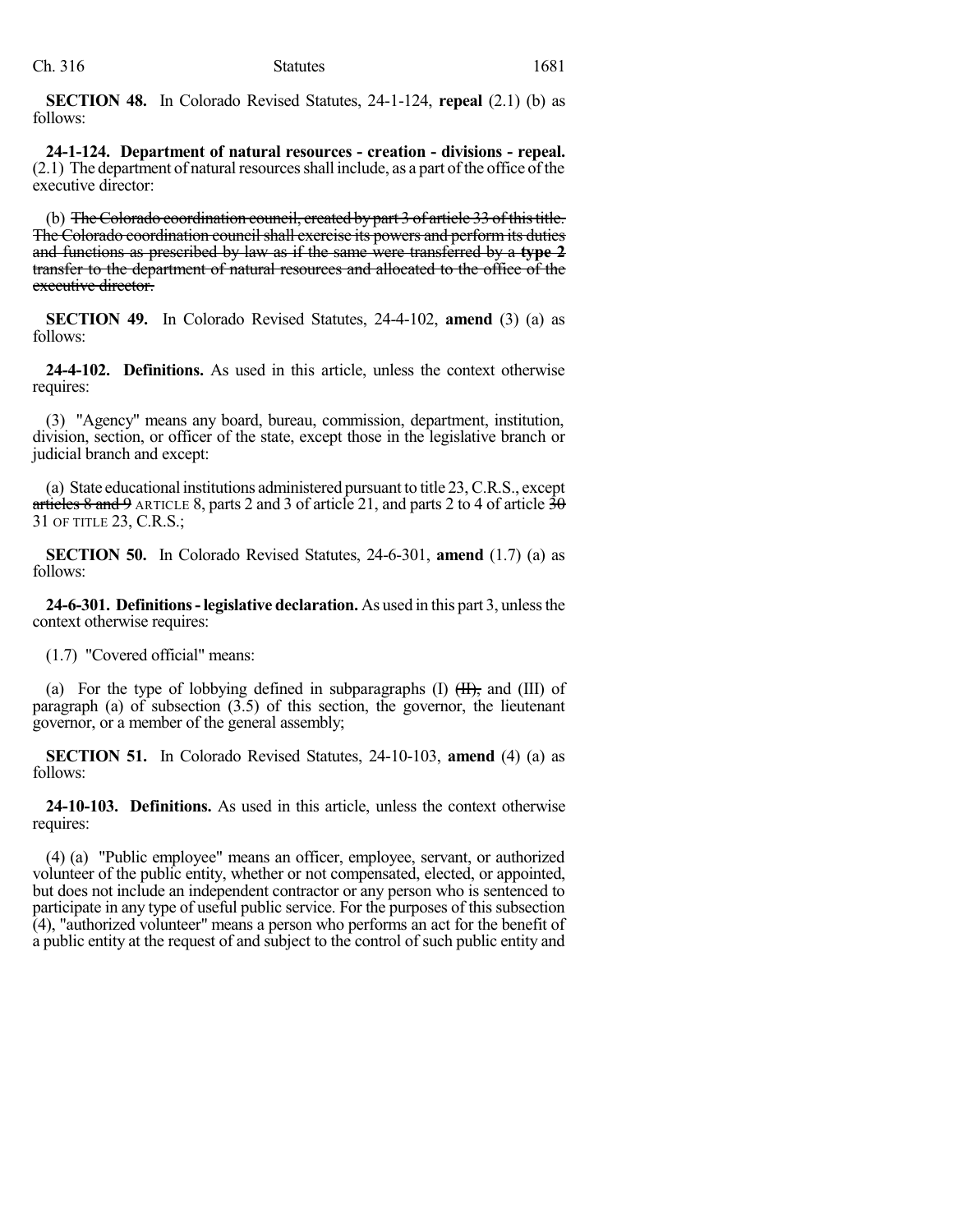**SECTION 48.** In Colorado Revised Statutes, 24-1-124, **repeal** (2.1) (b) as follows:

**24-1-124. Department of natural resources - creation - divisions - repeal.** (2.1) The department of natural resources shall include, as a part of the office of the executive director:

(b) ~~The Colorado coordination council, created by part 3 of article 33 of this title. The Colorado coordination council shall exercise its powers and perform its duties and functions as prescribed by law as if the same were transferred by a **type 2** transfer to the department of natural resources and allocated to the office of the executive director.~~

**SECTION 49.** In Colorado Revised Statutes, 24-4-102, **amend** (3) (a) as follows:

**24-4-102. Definitions.** As used in this article, unless the context otherwise requires:

(3) "Agency" means any board, bureau, commission, department, institution, division, section, or officer of the state, except those in the legislative branch or judicial branch and except:

(a) State educational institutions administered pursuant to title 23, C.R.S., except ~~articles 8 and 9~~ ARTICLE 8, parts 2 and 3 of article 21, and parts 2 to 4 of article ~~30~~ 31 OF TITLE 23, C.R.S.;

**SECTION 50.** In Colorado Revised Statutes, 24-6-301, **amend** (1.7) (a) as follows:

**24-6-301. Definitions - legislative declaration.** As used in this part 3, unless the context otherwise requires:

(1.7) "Covered official" means:

(a) For the type of lobbying defined in subparagraphs (I) ~~(II),~~ and (III) of paragraph (a) of subsection (3.5) of this section, the governor, the lieutenant governor, or a member of the general assembly;

**SECTION 51.** In Colorado Revised Statutes, 24-10-103, **amend** (4) (a) as follows:

**24-10-103. Definitions.** As used in this article, unless the context otherwise requires:

(4) (a) "Public employee" means an officer, employee, servant, or authorized volunteer of the public entity, whether or not compensated, elected, or appointed, but does not include an independent contractor or any person who is sentenced to participate in any type of useful public service. For the purposes of this subsection (4), "authorized volunteer" means a person who performs an act for the benefit of a public entity at the request of and subject to the control of such public entity and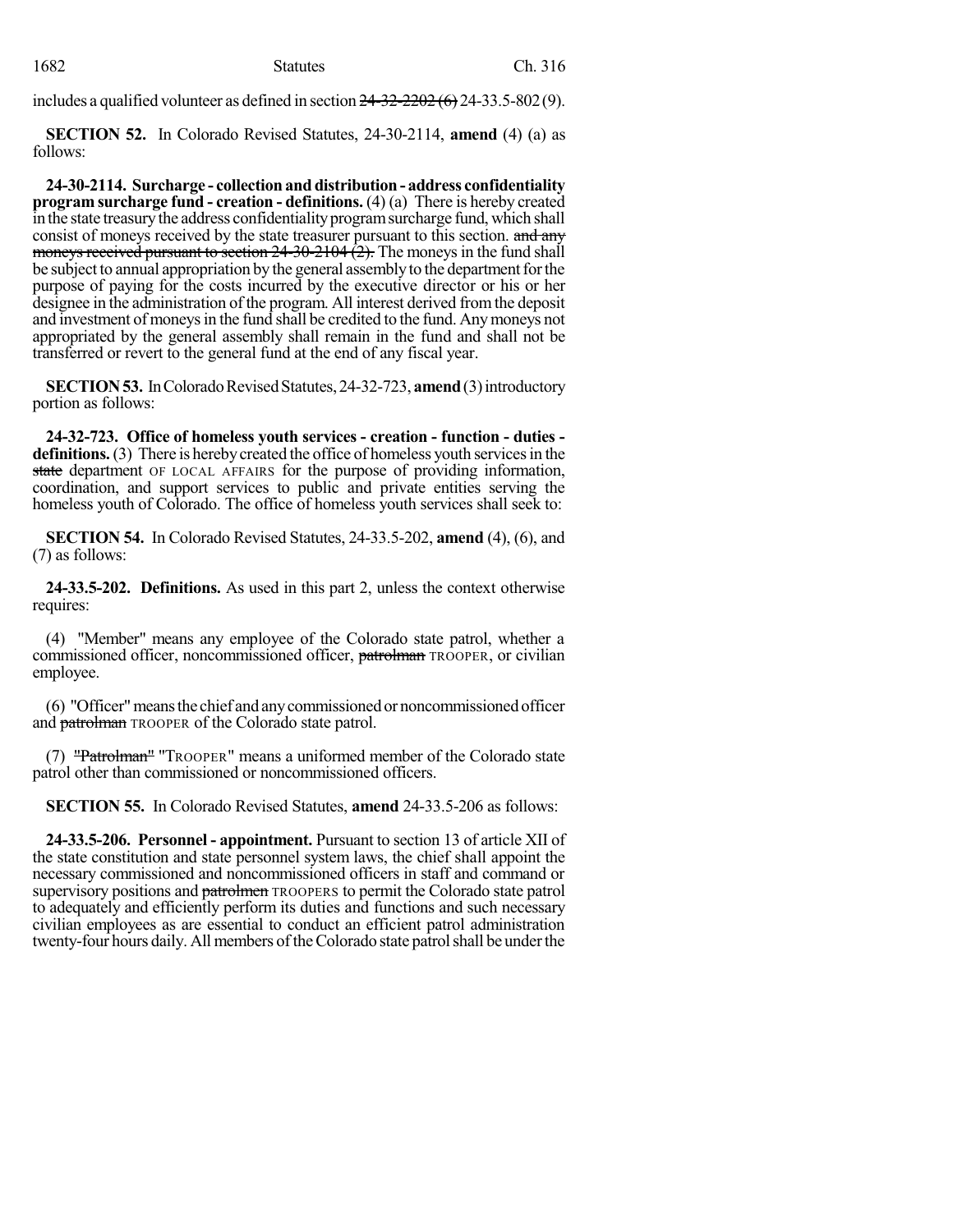includes a qualified volunteer as defined in section ~~24-32-2202 (6)~~ 24-33.5-802 (9).

**SECTION 52.** In Colorado Revised Statutes, 24-30-2114, **amend** (4) (a) as follows:

**24-30-2114. Surcharge - collection and distribution - address confidentiality program surcharge fund - creation - definitions.** (4) (a) There is hereby created in the state treasury the address confidentiality program surcharge fund, which shall consist of moneys received by the state treasurer pursuant to this section. ~~and any moneys received pursuant to section 24-30-2104 (2).~~ The moneys in the fund shall be subject to annual appropriation by the general assembly to the department for the purpose of paying for the costs incurred by the executive director or his or her designee in the administration of the program. All interest derived from the deposit and investment of moneys in the fund shall be credited to the fund. Any moneys not appropriated by the general assembly shall remain in the fund and shall not be transferred or revert to the general fund at the end of any fiscal year.

**SECTION 53.** In Colorado Revised Statutes, 24-32-723, **amend** (3) introductory portion as follows:

**24-32-723. Office of homeless youth services - creation - function - duties - definitions.** (3) There is hereby created the office of homeless youth services in the ~~state~~ department OF LOCAL AFFAIRS for the purpose of providing information, coordination, and support services to public and private entities serving the homeless youth of Colorado. The office of homeless youth services shall seek to:

**SECTION 54.** In Colorado Revised Statutes, 24-33.5-202, **amend** (4), (6), and (7) as follows:

**24-33.5-202. Definitions.** As used in this part 2, unless the context otherwise requires:

(4) "Member" means any employee of the Colorado state patrol, whether a commissioned officer, noncommissioned officer, ~~patrolman~~ TROOPER, or civilian employee.

(6) "Officer" means the chief and any commissioned or noncommissioned officer and ~~patrolman~~ TROOPER of the Colorado state patrol.

(7) ~~"Patrolman"~~ "TROOPER" means a uniformed member of the Colorado state patrol other than commissioned or noncommissioned officers.

**SECTION 55.** In Colorado Revised Statutes, **amend** 24-33.5-206 as follows:

**24-33.5-206. Personnel - appointment.** Pursuant to section 13 of article XII of the state constitution and state personnel system laws, the chief shall appoint the necessary commissioned and noncommissioned officers in staff and command or supervisory positions and ~~patrolmen~~ TROOPERS to permit the Colorado state patrol to adequately and efficiently perform its duties and functions and such necessary civilian employees as are essential to conduct an efficient patrol administration twenty-four hours daily. All members of the Colorado state patrol shall be under the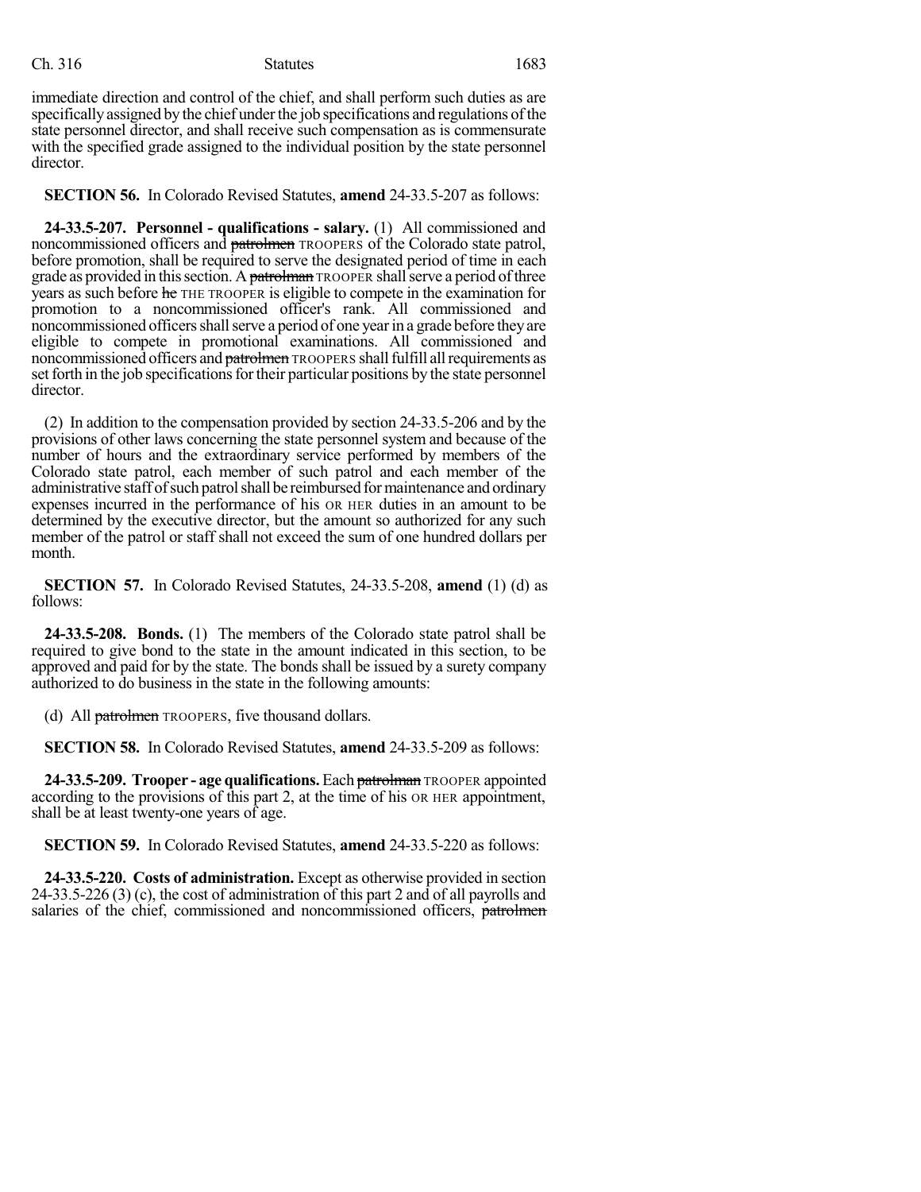immediate direction and control of the chief, and shall perform such duties as are specifically assigned by the chief under the job specifications and regulations of the state personnel director, and shall receive such compensation as is commensurate with the specified grade assigned to the individual position by the state personnel director.

**SECTION 56.** In Colorado Revised Statutes, **amend** 24-33.5-207 as follows:

**24-33.5-207. Personnel - qualifications - salary.** (1) All commissioned and noncommissioned officers and ~~patrolmen~~ TROOPERS of the Colorado state patrol, before promotion, shall be required to serve the designated period of time in each grade as provided in this section. A ~~patrolman~~ TROOPER shall serve a period of three years as such before ~~he~~ THE TROOPER is eligible to compete in the examination for promotion to a noncommissioned officer's rank. All commissioned and noncommissioned officers shall serve a period of one year in a grade before they are eligible to compete in promotional examinations. All commissioned and noncommissioned officers and ~~patrolmen~~ TROOPERS shall fulfill all requirements as set forth in the job specifications for their particular positions by the state personnel director.

(2) In addition to the compensation provided by section 24-33.5-206 and by the provisions of other laws concerning the state personnel system and because of the number of hours and the extraordinary service performed by members of the Colorado state patrol, each member of such patrol and each member of the administrative staff of such patrol shall be reimbursed for maintenance and ordinary expenses incurred in the performance of his OR HER duties in an amount to be determined by the executive director, but the amount so authorized for any such member of the patrol or staff shall not exceed the sum of one hundred dollars per month.

**SECTION 57.** In Colorado Revised Statutes, 24-33.5-208, **amend** (1) (d) as follows:

**24-33.5-208. Bonds.** (1) The members of the Colorado state patrol shall be required to give bond to the state in the amount indicated in this section, to be approved and paid for by the state. The bonds shall be issued by a surety company authorized to do business in the state in the following amounts:

(d) All ~~patrolmen~~ TROOPERS, five thousand dollars.

**SECTION 58.** In Colorado Revised Statutes, **amend** 24-33.5-209 as follows:

**24-33.5-209. Trooper - age qualifications.** Each ~~patrolman~~ TROOPER appointed according to the provisions of this part 2, at the time of his OR HER appointment, shall be at least twenty-one years of age.

**SECTION 59.** In Colorado Revised Statutes, **amend** 24-33.5-220 as follows:

**24-33.5-220. Costs of administration.** Except as otherwise provided in section 24-33.5-226 (3) (c), the cost of administration of this part 2 and of all payrolls and salaries of the chief, commissioned and noncommissioned officers, ~~patrolmen~~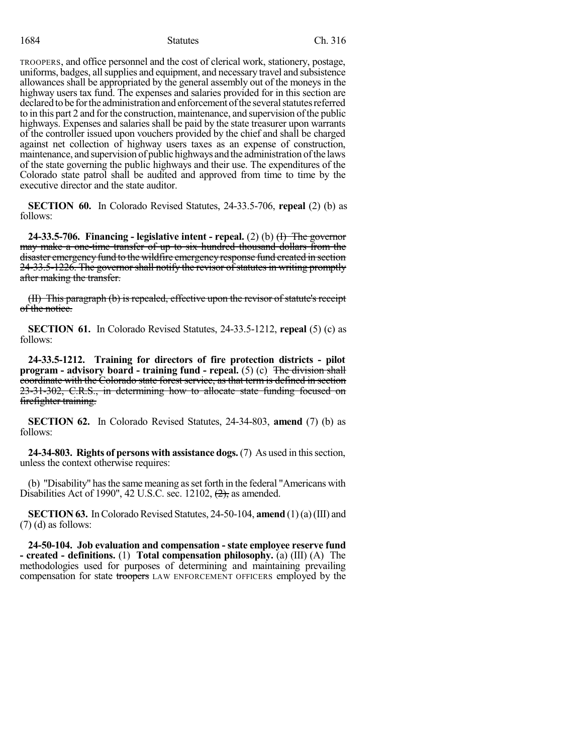TROOPERS, and office personnel and the cost of clerical work, stationery, postage, uniforms, badges, all supplies and equipment, and necessary travel and subsistence allowances shall be appropriated by the general assembly out of the moneys in the highway users tax fund. The expenses and salaries provided for in this section are declared to be for the administration and enforcement of the several statutes referred to in this part 2 and for the construction, maintenance, and supervision of the public highways. Expenses and salaries shall be paid by the state treasurer upon warrants of the controller issued upon vouchers provided by the chief and shall be charged against net collection of highway users taxes as an expense of construction, maintenance, and supervision of public highways and the administration of the laws of the state governing the public highways and their use. The expenditures of the Colorado state patrol shall be audited and approved from time to time by the executive director and the state auditor.

**SECTION 60.** In Colorado Revised Statutes, 24-33.5-706, **repeal** (2) (b) as follows:

**24-33.5-706. Financing - legislative intent - repeal.** (2) (b) ~~(I) The governor may make a one-time transfer of up to six hundred thousand dollars from the disaster emergency fund to the wildfire emergency response fund created in section 24-33.5-1226. The governor shall notify the revisor of statutes in writing promptly after making the transfer.~~

~~(II) This paragraph (b) is repealed, effective upon the revisor of statute's receipt of the notice.~~

**SECTION 61.** In Colorado Revised Statutes, 24-33.5-1212, **repeal** (5) (c) as follows:

**24-33.5-1212. Training for directors of fire protection districts - pilot program - advisory board - training fund - repeal.** (5) (c) ~~The division shall coordinate with the Colorado state forest service, as that term is defined in section 23-31-302, C.R.S., in determining how to allocate state funding focused on firefighter training.~~

**SECTION 62.** In Colorado Revised Statutes, 24-34-803, **amend** (7) (b) as follows:

**24-34-803. Rights of persons with assistance dogs.** (7) As used in this section, unless the context otherwise requires:

(b) "Disability" has the same meaning as set forth in the federal "Americans with Disabilities Act of 1990", 42 U.S.C. sec. 12102, ~~(2),~~ as amended.

**SECTION 63.** In Colorado Revised Statutes, 24-50-104, **amend** (1) (a) (III) and (7) (d) as follows:

**24-50-104. Job evaluation and compensation - state employee reserve fund - created - definitions.** (1) **Total compensation philosophy.** (a) (III) (A) The methodologies used for purposes of determining and maintaining prevailing compensation for state ~~troopers~~ LAW ENFORCEMENT OFFICERS employed by the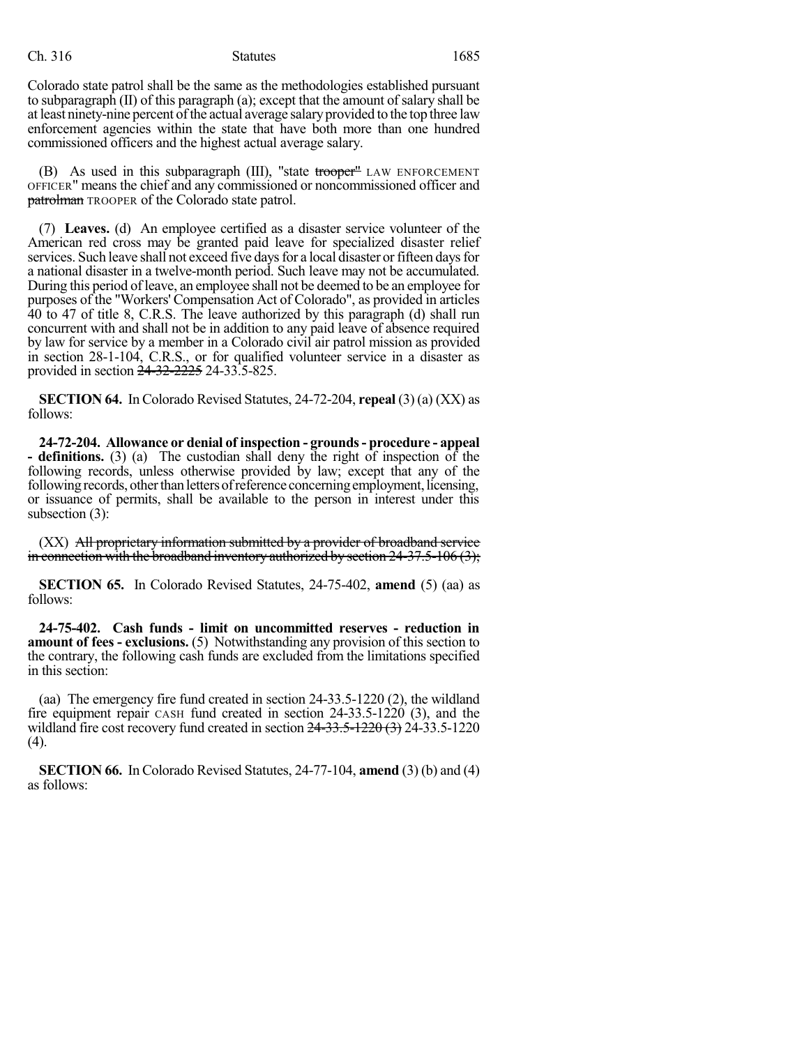Colorado state patrol shall be the same as the methodologies established pursuant to subparagraph (II) of this paragraph (a); except that the amount of salary shall be at least ninety-nine percent of the actual average salary provided to the top three law enforcement agencies within the state that have both more than one hundred commissioned officers and the highest actual average salary.

(B) As used in this subparagraph (III), "state ~~trooper"~~ LAW ENFORCEMENT OFFICER" means the chief and any commissioned or noncommissioned officer and ~~patrolman~~ TROOPER of the Colorado state patrol.

(7) **Leaves.** (d) An employee certified as a disaster service volunteer of the American red cross may be granted paid leave for specialized disaster relief services. Such leave shall not exceed five days for a local disaster or fifteen days for a national disaster in a twelve-month period. Such leave may not be accumulated. During this period of leave, an employee shall not be deemed to be an employee for purposes of the "Workers' Compensation Act of Colorado", as provided in articles 40 to 47 of title 8, C.R.S. The leave authorized by this paragraph (d) shall run concurrent with and shall not be in addition to any paid leave of absence required by law for service by a member in a Colorado civil air patrol mission as provided in section 28-1-104, C.R.S., or for qualified volunteer service in a disaster as provided in section ~~24-32-2225~~ 24-33.5-825.

**SECTION 64.** In Colorado Revised Statutes, 24-72-204, **repeal** (3) (a) (XX) as follows:

**24-72-204. Allowance or denial of inspection - grounds - procedure - appeal - definitions.** (3) (a) The custodian shall deny the right of inspection of the following records, unless otherwise provided by law; except that any of the following records, other than letters of reference concerning employment, licensing, or issuance of permits, shall be available to the person in interest under this subsection (3):

(XX) ~~All proprietary information submitted by a provider of broadband service in connection with the broadband inventory authorized by section 24-37.5-106 (3);~~

**SECTION 65.** In Colorado Revised Statutes, 24-75-402, **amend** (5) (aa) as follows:

**24-75-402. Cash funds - limit on uncommitted reserves - reduction in amount of fees - exclusions.** (5) Notwithstanding any provision of this section to the contrary, the following cash funds are excluded from the limitations specified in this section:

(aa) The emergency fire fund created in section 24-33.5-1220 (2), the wildland fire equipment repair CASH fund created in section 24-33.5-1220 (3), and the wildland fire cost recovery fund created in section ~~24-33.5-1220 (3)~~ 24-33.5-1220 (4).

**SECTION 66.** In Colorado Revised Statutes, 24-77-104, **amend** (3) (b) and (4) as follows: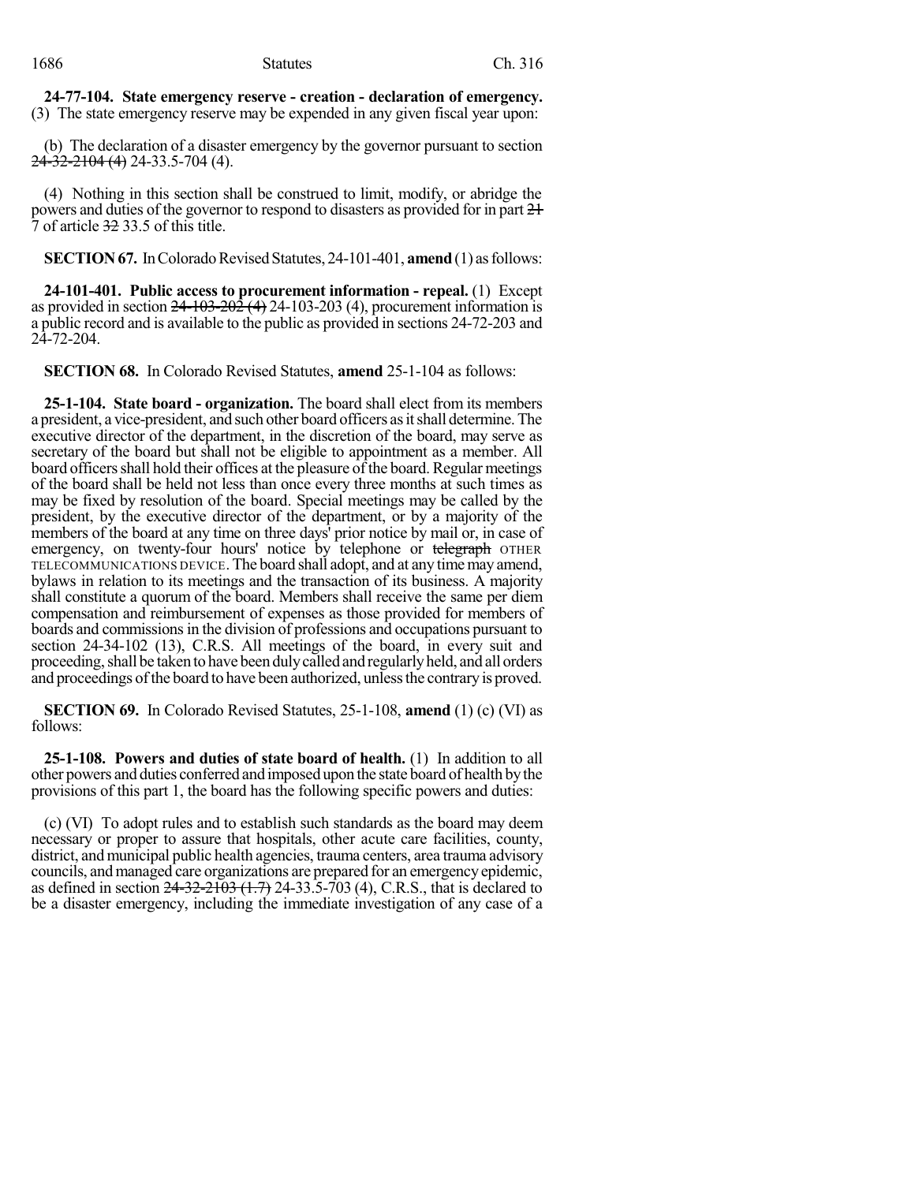**24-77-104. State emergency reserve - creation - declaration of emergency.** (3) The state emergency reserve may be expended in any given fiscal year upon:

(b) The declaration of a disaster emergency by the governor pursuant to section ~~24-32-2104 (4)~~ 24-33.5-704 (4).

(4) Nothing in this section shall be construed to limit, modify, or abridge the powers and duties of the governor to respond to disasters as provided for in part ~~21~~ 7 of article ~~32~~ 33.5 of this title.

**SECTION 67.** In Colorado Revised Statutes, 24-101-401, **amend** (1) as follows:

**24-101-401. Public access to procurement information - repeal.** (1) Except as provided in section ~~24-103-202 (4)~~ 24-103-203 (4), procurement information is a public record and is available to the public as provided in sections 24-72-203 and 24-72-204.

**SECTION 68.** In Colorado Revised Statutes, **amend** 25-1-104 as follows:

**25-1-104. State board - organization.** The board shall elect from its members a president, a vice-president, and such other board officers as it shall determine. The executive director of the department, in the discretion of the board, may serve as secretary of the board but shall not be eligible to appointment as a member. All board officers shall hold their offices at the pleasure of the board. Regular meetings of the board shall be held not less than once every three months at such times as may be fixed by resolution of the board. Special meetings may be called by the president, by the executive director of the department, or by a majority of the members of the board at any time on three days' prior notice by mail or, in case of emergency, on twenty-four hours' notice by telephone or ~~telegraph~~ OTHER TELECOMMUNICATIONS DEVICE. The board shall adopt, and at any time may amend, bylaws in relation to its meetings and the transaction of its business. A majority shall constitute a quorum of the board. Members shall receive the same per diem compensation and reimbursement of expenses as those provided for members of boards and commissions in the division of professions and occupations pursuant to section 24-34-102 (13), C.R.S. All meetings of the board, in every suit and proceeding, shall be taken to have been duly called and regularly held, and all orders and proceedings of the board to have been authorized, unless the contrary is proved.

**SECTION 69.** In Colorado Revised Statutes, 25-1-108, **amend** (1) (c) (VI) as follows:

**25-1-108. Powers and duties of state board of health.** (1) In addition to all other powers and duties conferred and imposed upon the state board of health by the provisions of this part 1, the board has the following specific powers and duties:

(c) (VI) To adopt rules and to establish such standards as the board may deem necessary or proper to assure that hospitals, other acute care facilities, county, district, and municipal public health agencies, trauma centers, area trauma advisory councils, and managed care organizations are prepared for an emergency epidemic, as defined in section ~~24-32-2103 (1.7)~~ 24-33.5-703 (4), C.R.S., that is declared to be a disaster emergency, including the immediate investigation of any case of a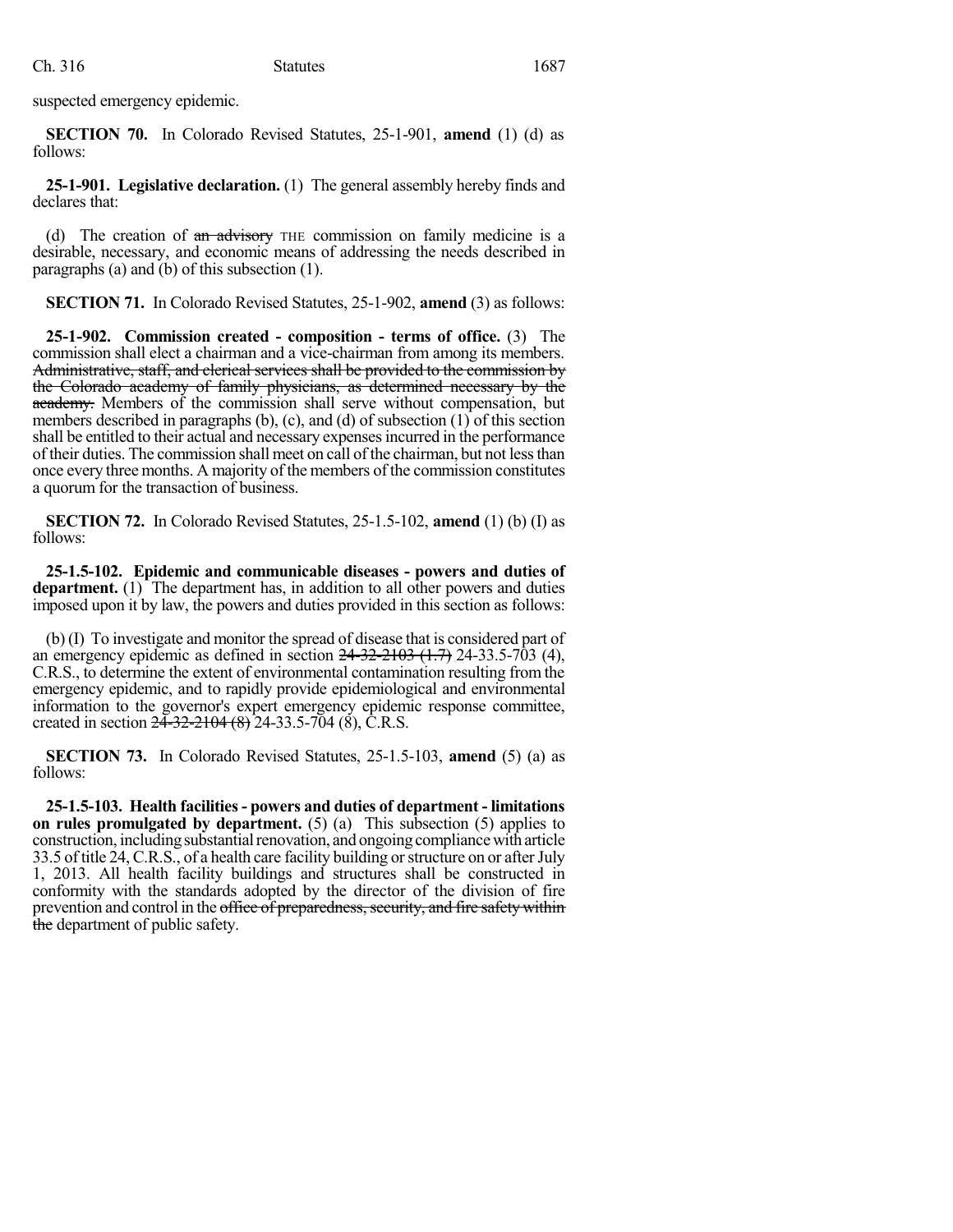suspected emergency epidemic.

**SECTION 70.** In Colorado Revised Statutes, 25-1-901, **amend** (1) (d) as follows:

**25-1-901. Legislative declaration.** (1) The general assembly hereby finds and declares that:

(d) The creation of ~~an advisory~~ THE commission on family medicine is a desirable, necessary, and economic means of addressing the needs described in paragraphs (a) and (b) of this subsection (1).

**SECTION 71.** In Colorado Revised Statutes, 25-1-902, **amend** (3) as follows:

**25-1-902. Commission created - composition - terms of office.** (3) The commission shall elect a chairman and a vice-chairman from among its members. ~~Administrative, staff, and clerical services shall be provided to the commission by the Colorado academy of family physicians, as determined necessary by the academy.~~ Members of the commission shall serve without compensation, but members described in paragraphs (b), (c), and (d) of subsection (1) of this section shall be entitled to their actual and necessary expenses incurred in the performance of their duties. The commission shall meet on call of the chairman, but not less than once every three months. A majority of the members of the commission constitutes a quorum for the transaction of business.

**SECTION 72.** In Colorado Revised Statutes, 25-1.5-102, **amend** (1) (b) (I) as follows:

**25-1.5-102. Epidemic and communicable diseases - powers and duties of department.** (1) The department has, in addition to all other powers and duties imposed upon it by law, the powers and duties provided in this section as follows:

(b) (I) To investigate and monitor the spread of disease that is considered part of an emergency epidemic as defined in section ~~24-32-2103 (1.7)~~ 24-33.5-703 (4), C.R.S., to determine the extent of environmental contamination resulting from the emergency epidemic, and to rapidly provide epidemiological and environmental information to the governor's expert emergency epidemic response committee, created in section ~~24-32-2104 (8)~~ 24-33.5-704 (8), C.R.S.

**SECTION 73.** In Colorado Revised Statutes, 25-1.5-103, **amend** (5) (a) as follows:

**25-1.5-103. Health facilities - powers and duties of department - limitations on rules promulgated by department.** (5) (a) This subsection (5) applies to construction, including substantial renovation, and ongoing compliance with article 33.5 of title 24, C.R.S., of a health care facility building or structure on or after July 1, 2013. All health facility buildings and structures shall be constructed in conformity with the standards adopted by the director of the division of fire prevention and control in the ~~office of preparedness, security, and fire safety within the~~ department of public safety.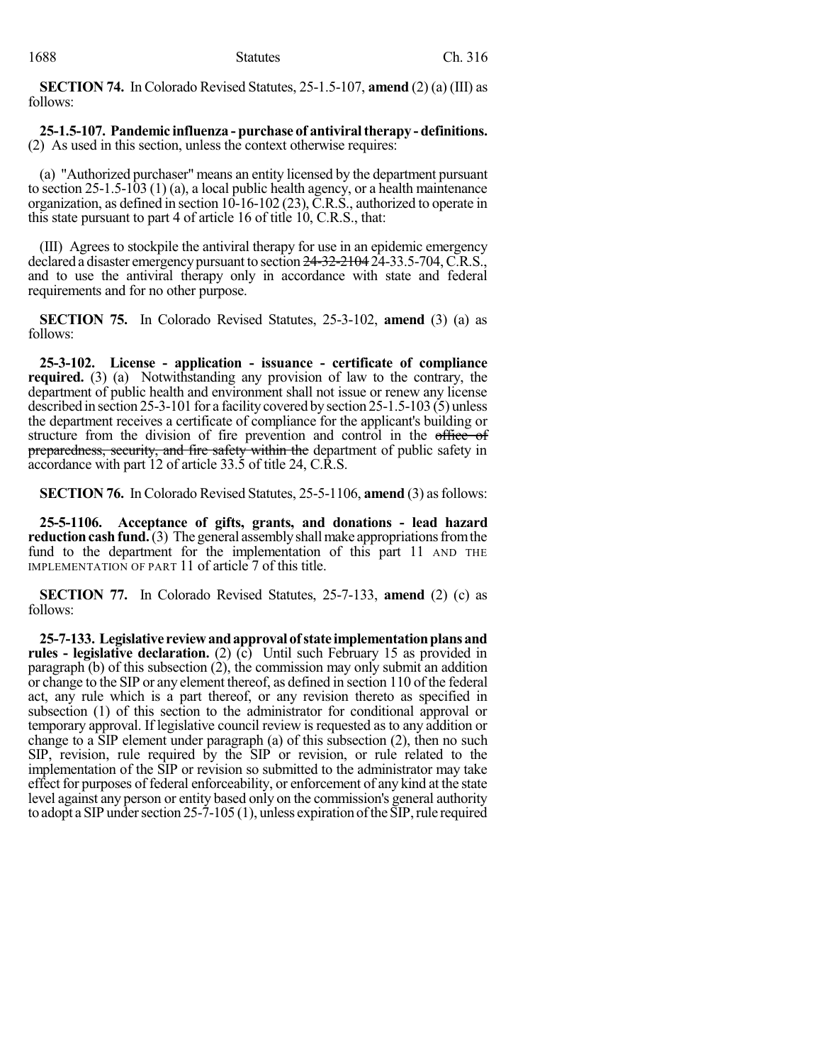**SECTION 74.** In Colorado Revised Statutes, 25-1.5-107, **amend** (2) (a) (III) as follows:

**25-1.5-107. Pandemic influenza - purchase of antiviral therapy - definitions.** (2) As used in this section, unless the context otherwise requires:

(a) "Authorized purchaser" means an entity licensed by the department pursuant to section 25-1.5-103 (1) (a), a local public health agency, or a health maintenance organization, as defined in section 10-16-102 (23), C.R.S., authorized to operate in this state pursuant to part 4 of article 16 of title 10, C.R.S., that:

(III) Agrees to stockpile the antiviral therapy for use in an epidemic emergency declared a disaster emergency pursuant to section ~~24-32-2104~~ 24-33.5-704, C.R.S., and to use the antiviral therapy only in accordance with state and federal requirements and for no other purpose.

**SECTION 75.** In Colorado Revised Statutes, 25-3-102, **amend** (3) (a) as follows:

**25-3-102. License - application - issuance - certificate of compliance required.** (3) (a) Notwithstanding any provision of law to the contrary, the department of public health and environment shall not issue or renew any license described in section 25-3-101 for a facility covered by section 25-1.5-103 (5) unless the department receives a certificate of compliance for the applicant's building or structure from the division of fire prevention and control in the ~~office of preparedness, security, and fire safety within the~~ department of public safety in accordance with part 12 of article 33.5 of title 24, C.R.S.

**SECTION 76.** In Colorado Revised Statutes, 25-5-1106, **amend** (3) as follows:

**25-5-1106. Acceptance of gifts, grants, and donations - lead hazard reduction cash fund.** (3) The general assembly shall make appropriations from the fund to the department for the implementation of this part 11 AND THE IMPLEMENTATION OF PART 11 of article 7 of this title.

**SECTION 77.** In Colorado Revised Statutes, 25-7-133, **amend** (2) (c) as follows:

**25-7-133. Legislative review and approval of state implementation plans and rules - legislative declaration.** (2) (c) Until such February 15 as provided in paragraph (b) of this subsection (2), the commission may only submit an addition or change to the SIP or any element thereof, as defined in section 110 of the federal act, any rule which is a part thereof, or any revision thereto as specified in subsection (1) of this section to the administrator for conditional approval or temporary approval. If legislative council review is requested as to any addition or change to a SIP element under paragraph (a) of this subsection (2), then no such SIP, revision, rule required by the SIP or revision, or rule related to the implementation of the SIP or revision so submitted to the administrator may take effect for purposes of federal enforceability, or enforcement of any kind at the state level against any person or entity based only on the commission's general authority to adopt a SIP under section 25-7-105 (1), unless expiration of the SIP, rule required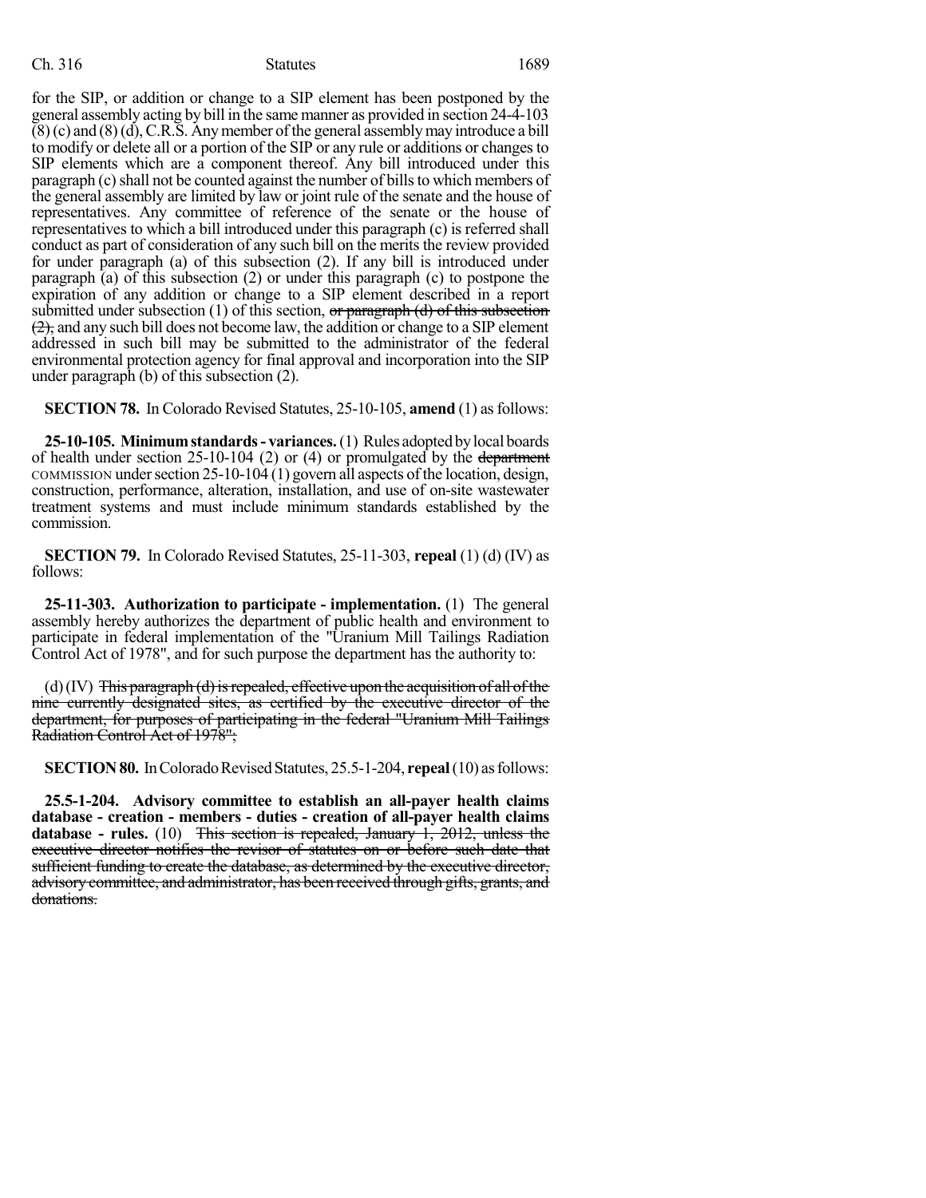for the SIP, or addition or change to a SIP element has been postponed by the general assembly acting by bill in the same manner as provided in section 24-4-103 (8) (c) and (8) (d), C.R.S. Any member of the general assembly may introduce a bill to modify or delete all or a portion of the SIP or any rule or additions or changes to SIP elements which are a component thereof. Any bill introduced under this paragraph (c) shall not be counted against the number of bills to which members of the general assembly are limited by law or joint rule of the senate and the house of representatives. Any committee of reference of the senate or the house of representatives to which a bill introduced under this paragraph (c) is referred shall conduct as part of consideration of any such bill on the merits the review provided for under paragraph (a) of this subsection (2). If any bill is introduced under paragraph (a) of this subsection (2) or under this paragraph (c) to postpone the expiration of any addition or change to a SIP element described in a report submitted under subsection (1) of this section, ~~or paragraph (d) of this subsection (2),~~ and any such bill does not become law, the addition or change to a SIP element addressed in such bill may be submitted to the administrator of the federal environmental protection agency for final approval and incorporation into the SIP under paragraph (b) of this subsection (2).

**SECTION 78.** In Colorado Revised Statutes, 25-10-105, **amend** (1) as follows:

**25-10-105. Minimum standards - variances.** (1) Rules adopted by local boards of health under section 25-10-104 (2) or (4) or promulgated by the ~~department~~ COMMISSION under section 25-10-104 (1) govern all aspects of the location, design, construction, performance, alteration, installation, and use of on-site wastewater treatment systems and must include minimum standards established by the commission.

**SECTION 79.** In Colorado Revised Statutes, 25-11-303, **repeal** (1) (d) (IV) as follows:

**25-11-303. Authorization to participate - implementation.** (1) The general assembly hereby authorizes the department of public health and environment to participate in federal implementation of the "Uranium Mill Tailings Radiation Control Act of 1978", and for such purpose the department has the authority to:

(d) (IV) ~~This paragraph (d) is repealed, effective upon the acquisition of all of the nine currently designated sites, as certified by the executive director of the department, for purposes of participating in the federal "Uranium Mill Tailings Radiation Control Act of 1978";~~

**SECTION 80.** In Colorado Revised Statutes, 25.5-1-204, **repeal** (10) as follows:

**25.5-1-204. Advisory committee to establish an all-payer health claims database - creation - members - duties - creation of all-payer health claims database - rules.** (10) ~~This section is repealed, January 1, 2012, unless the executive director notifies the revisor of statutes on or before such date that sufficient funding to create the database, as determined by the executive director, advisory committee, and administrator, has been received through gifts, grants, and donations.~~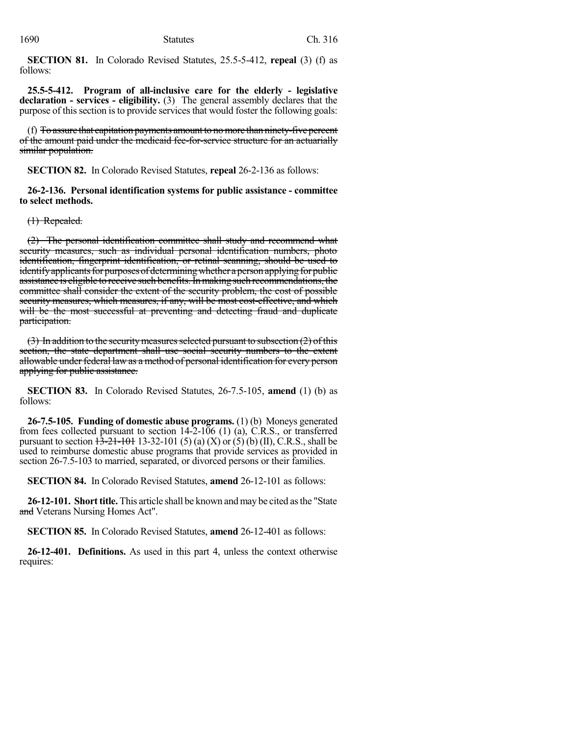**SECTION 81.** In Colorado Revised Statutes, 25.5-5-412, **repeal** (3) (f) as follows:

**25.5-5-412. Program of all-inclusive care for the elderly - legislative declaration - services - eligibility.** (3) The general assembly declares that the purpose of this section is to provide services that would foster the following goals:

(f) ~~To assure that capitation payments amount to no more than ninety-five percent of the amount paid under the medicaid fee-for-service structure for an actuarially similar population.~~

**SECTION 82.** In Colorado Revised Statutes, **repeal** 26-2-136 as follows:

**26-2-136. Personal identification systems for public assistance - committee to select methods.**

~~(1) Repealed.~~

~~(2) The personal identification committee shall study and recommend what security measures, such as individual personal identification numbers, photo identification, fingerprint identification, or retinal scanning, should be used to identify applicants for purposes of determining whether a person applying for public assistance is eligible to receive such benefits. In making such recommendations, the committee shall consider the extent of the security problem, the cost of possible security measures, which measures, if any, will be most cost-effective, and which will be the most successful at preventing and detecting fraud and duplicate participation.~~

~~(3) In addition to the security measures selected pursuant to subsection (2) of this section, the state department shall use social security numbers to the extent allowable under federal law as a method of personal identification for every person applying for public assistance.~~

**SECTION 83.** In Colorado Revised Statutes, 26-7.5-105, **amend** (1) (b) as follows:

**26-7.5-105. Funding of domestic abuse programs.** (1) (b) Moneys generated from fees collected pursuant to section 14-2-106 (1) (a), C.R.S., or transferred pursuant to section ~~13-21-101~~ 13-32-101 (5) (a) (X) or (5) (b) (II), C.R.S., shall be used to reimburse domestic abuse programs that provide services as provided in section 26-7.5-103 to married, separated, or divorced persons or their families.

**SECTION 84.** In Colorado Revised Statutes, **amend** 26-12-101 as follows:

**26-12-101. Short title.** This article shall be known and may be cited as the "State ~~and~~ Veterans Nursing Homes Act".

**SECTION 85.** In Colorado Revised Statutes, **amend** 26-12-401 as follows:

**26-12-401. Definitions.** As used in this part 4, unless the context otherwise requires: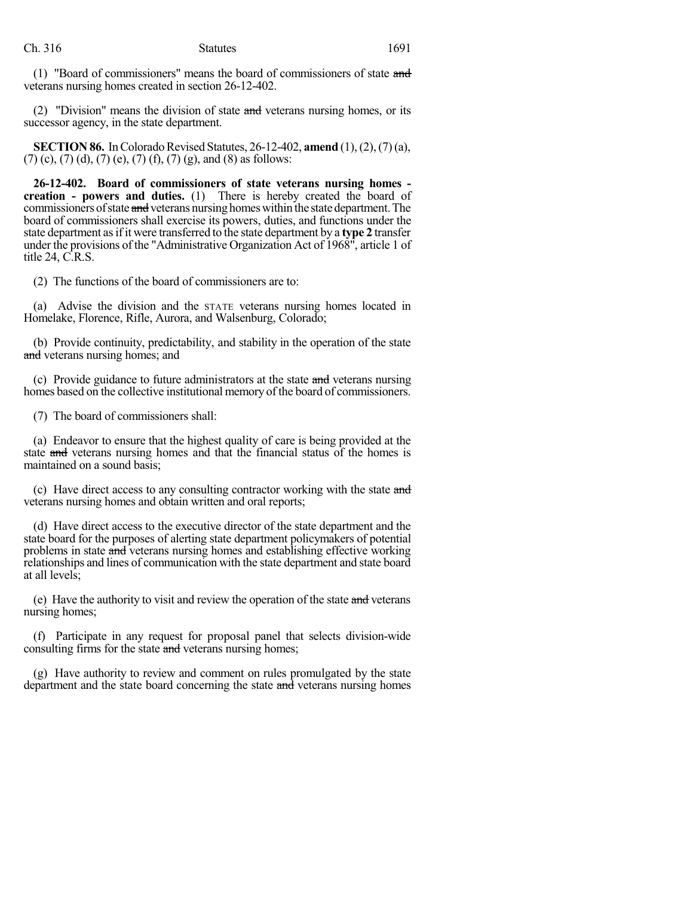(1) "Board of commissioners" means the board of commissioners of state ~~and~~ veterans nursing homes created in section 26-12-402.

(2) "Division" means the division of state ~~and~~ veterans nursing homes, or its successor agency, in the state department.

**SECTION 86.** In Colorado Revised Statutes, 26-12-402, **amend** (1), (2), (7) (a), (7) (c), (7) (d), (7) (e), (7) (f), (7) (g), and (8) as follows:

**26-12-402. Board of commissioners of state veterans nursing homes - creation - powers and duties.** (1) There is hereby created the board of commissioners of state ~~and~~ veterans nursing homes within the state department. The board of commissioners shall exercise its powers, duties, and functions under the state department as if it were transferred to the state department by a **type 2** transfer under the provisions of the "Administrative Organization Act of 1968", article 1 of title 24, C.R.S.

(2) The functions of the board of commissioners are to:

(a) Advise the division and the STATE veterans nursing homes located in Homelake, Florence, Rifle, Aurora, and Walsenburg, Colorado;

(b) Provide continuity, predictability, and stability in the operation of the state ~~and~~ veterans nursing homes; and

(c) Provide guidance to future administrators at the state ~~and~~ veterans nursing homes based on the collective institutional memory of the board of commissioners.

(7) The board of commissioners shall:

(a) Endeavor to ensure that the highest quality of care is being provided at the state ~~and~~ veterans nursing homes and that the financial status of the homes is maintained on a sound basis;

(c) Have direct access to any consulting contractor working with the state ~~and~~ veterans nursing homes and obtain written and oral reports;

(d) Have direct access to the executive director of the state department and the state board for the purposes of alerting state department policymakers of potential problems in state ~~and~~ veterans nursing homes and establishing effective working relationships and lines of communication with the state department and state board at all levels;

(e) Have the authority to visit and review the operation of the state ~~and~~ veterans nursing homes;

(f) Participate in any request for proposal panel that selects division-wide consulting firms for the state ~~and~~ veterans nursing homes;

(g) Have authority to review and comment on rules promulgated by the state department and the state board concerning the state ~~and~~ veterans nursing homes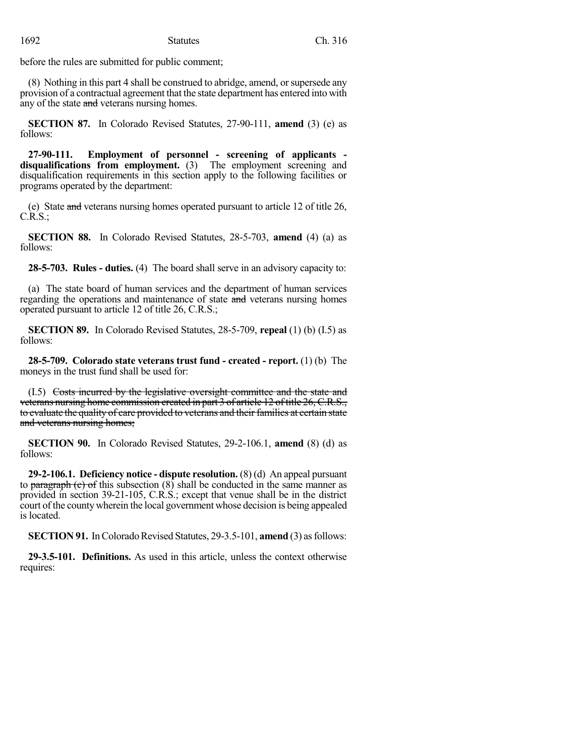before the rules are submitted for public comment;

(8) Nothing in this part 4 shall be construed to abridge, amend, or supersede any provision of a contractual agreement that the state department has entered into with any of the state ~~and~~ veterans nursing homes.

**SECTION 87.** In Colorado Revised Statutes, 27-90-111, **amend** (3) (e) as follows:

**27-90-111. Employment of personnel - screening of applicants - disqualifications from employment.** (3) The employment screening and disqualification requirements in this section apply to the following facilities or programs operated by the department:

(e) State ~~and~~ veterans nursing homes operated pursuant to article 12 of title 26, C.R.S.;

**SECTION 88.** In Colorado Revised Statutes, 28-5-703, **amend** (4) (a) as follows:

**28-5-703. Rules - duties.** (4) The board shall serve in an advisory capacity to:

(a) The state board of human services and the department of human services regarding the operations and maintenance of state ~~and~~ veterans nursing homes operated pursuant to article 12 of title 26, C.R.S.;

**SECTION 89.** In Colorado Revised Statutes, 28-5-709, **repeal** (1) (b) (I.5) as follows:

**28-5-709. Colorado state veterans trust fund - created - report.** (1) (b) The moneys in the trust fund shall be used for:

(I.5) ~~Costs incurred by the legislative oversight committee and the state and veterans nursing home commission created in part 3 of article 12 of title 26, C.R.S., to evaluate the quality of care provided to veterans and their families at certain state and veterans nursing homes;~~

**SECTION 90.** In Colorado Revised Statutes, 29-2-106.1, **amend** (8) (d) as follows:

**29-2-106.1. Deficiency notice - dispute resolution.** (8) (d) An appeal pursuant to ~~paragraph (c) of~~ this subsection (8) shall be conducted in the same manner as provided in section 39-21-105, C.R.S.; except that venue shall be in the district court of the county wherein the local government whose decision is being appealed is located.

**SECTION 91.** In Colorado Revised Statutes, 29-3.5-101, **amend** (3) as follows:

**29-3.5-101. Definitions.** As used in this article, unless the context otherwise requires: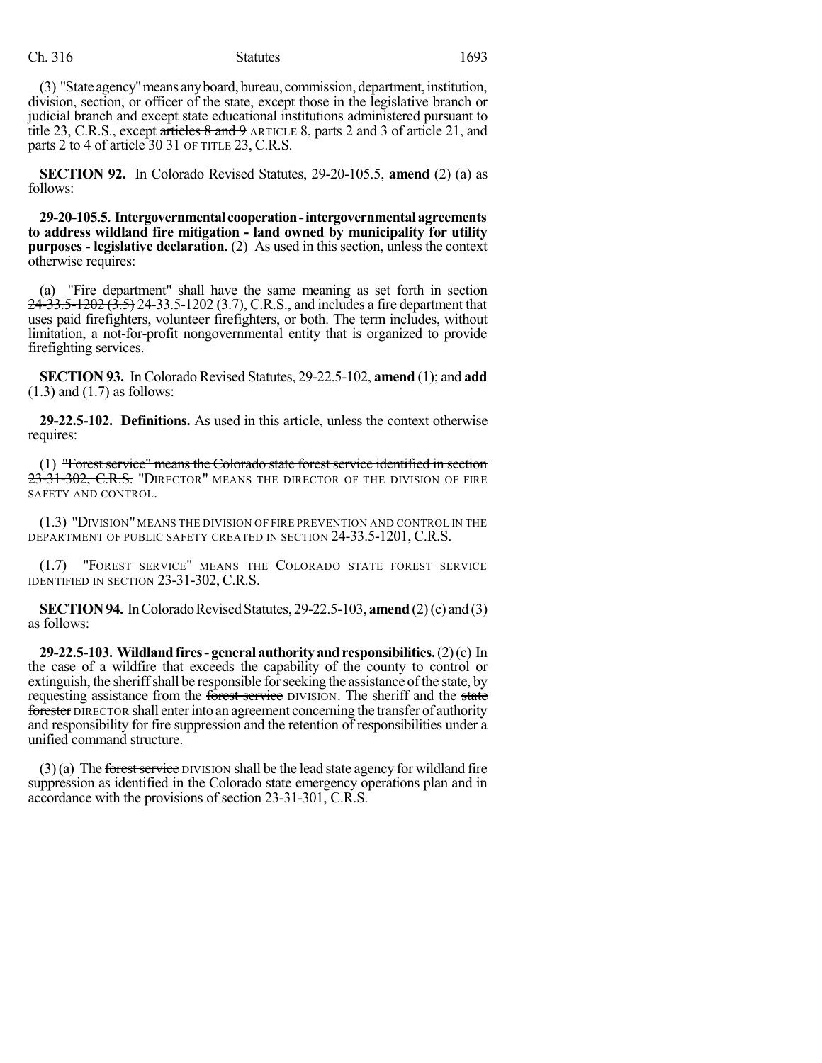(3) "State agency" means any board, bureau, commission, department, institution, division, section, or officer of the state, except those in the legislative branch or judicial branch and except state educational institutions administered pursuant to title 23, C.R.S., except ~~articles 8 and 9~~ ARTICLE 8, parts 2 and 3 of article 21, and parts 2 to 4 of article ~~30~~ 31 OF TITLE 23, C.R.S.

**SECTION 92.** In Colorado Revised Statutes, 29-20-105.5, **amend** (2) (a) as follows:

**29-20-105.5. Intergovernmental cooperation - intergovernmental agreements to address wildland fire mitigation - land owned by municipality for utility purposes - legislative declaration.** (2) As used in this section, unless the context otherwise requires:

(a) "Fire department" shall have the same meaning as set forth in section ~~24-33.5-1202 (3.5)~~ 24-33.5-1202 (3.7), C.R.S., and includes a fire department that uses paid firefighters, volunteer firefighters, or both. The term includes, without limitation, a not-for-profit nongovernmental entity that is organized to provide firefighting services.

**SECTION 93.** In Colorado Revised Statutes, 29-22.5-102, **amend** (1); and **add** (1.3) and (1.7) as follows:

**29-22.5-102. Definitions.** As used in this article, unless the context otherwise requires:

(1) ~~"Forest service" means the Colorado state forest service identified in section 23-31-302, C.R.S.~~ "DIRECTOR" MEANS THE DIRECTOR OF THE DIVISION OF FIRE SAFETY AND CONTROL.

(1.3) "DIVISION" MEANS THE DIVISION OF FIRE PREVENTION AND CONTROL IN THE DEPARTMENT OF PUBLIC SAFETY CREATED IN SECTION 24-33.5-1201, C.R.S.

(1.7) "FOREST SERVICE" MEANS THE COLORADO STATE FOREST SERVICE IDENTIFIED IN SECTION 23-31-302, C.R.S.

**SECTION 94.** In Colorado Revised Statutes, 29-22.5-103, **amend** (2) (c) and (3) as follows:

**29-22.5-103. Wildland fires - general authority and responsibilities.** (2) (c) In the case of a wildfire that exceeds the capability of the county to control or extinguish, the sheriff shall be responsible for seeking the assistance of the state, by requesting assistance from the ~~forest service~~ DIVISION. The sheriff and the ~~state forester~~ DIRECTOR shall enter into an agreement concerning the transfer of authority and responsibility for fire suppression and the retention of responsibilities under a unified command structure.

(3) (a) The ~~forest service~~ DIVISION shall be the lead state agency for wildland fire suppression as identified in the Colorado state emergency operations plan and in accordance with the provisions of section 23-31-301, C.R.S.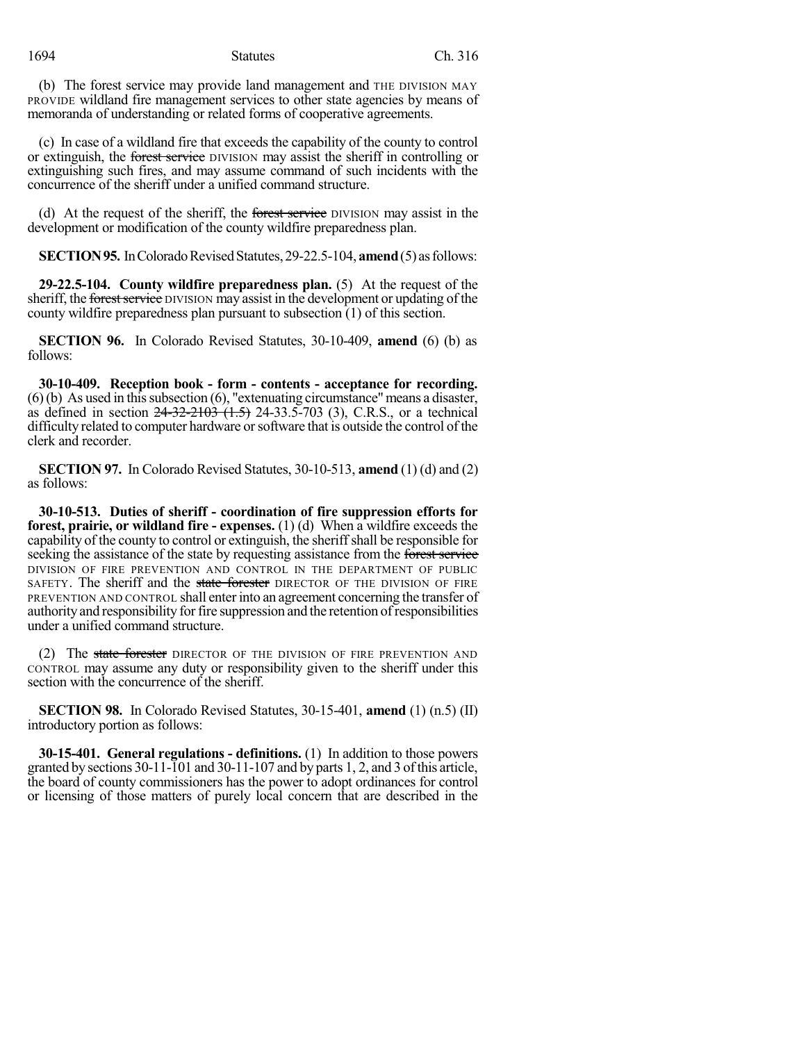(b) The forest service may provide land management and THE DIVISION MAY PROVIDE wildland fire management services to other state agencies by means of memoranda of understanding or related forms of cooperative agreements.

(c) In case of a wildland fire that exceeds the capability of the county to control or extinguish, the ~~forest service~~ DIVISION may assist the sheriff in controlling or extinguishing such fires, and may assume command of such incidents with the concurrence of the sheriff under a unified command structure.

(d) At the request of the sheriff, the ~~forest service~~ DIVISION may assist in the development or modification of the county wildfire preparedness plan.

**SECTION 95.** In Colorado Revised Statutes, 29-22.5-104, **amend** (5) as follows:

**29-22.5-104. County wildfire preparedness plan.** (5) At the request of the sheriff, the ~~forest service~~ DIVISION may assist in the development or updating of the county wildfire preparedness plan pursuant to subsection (1) of this section.

**SECTION 96.** In Colorado Revised Statutes, 30-10-409, **amend** (6) (b) as follows:

**30-10-409. Reception book - form - contents - acceptance for recording.** (6) (b) As used in this subsection (6), "extenuating circumstance" means a disaster, as defined in section ~~24-32-2103 (1.5)~~ 24-33.5-703 (3), C.R.S., or a technical difficulty related to computer hardware or software that is outside the control of the clerk and recorder.

**SECTION 97.** In Colorado Revised Statutes, 30-10-513, **amend** (1) (d) and (2) as follows:

**30-10-513. Duties of sheriff - coordination of fire suppression efforts for forest, prairie, or wildland fire - expenses.** (1) (d) When a wildfire exceeds the capability of the county to control or extinguish, the sheriff shall be responsible for seeking the assistance of the state by requesting assistance from the ~~forest service~~ DIVISION OF FIRE PREVENTION AND CONTROL IN THE DEPARTMENT OF PUBLIC SAFETY. The sheriff and the ~~state forester~~ DIRECTOR OF THE DIVISION OF FIRE PREVENTION AND CONTROL shall enter into an agreement concerning the transfer of authority and responsibility for fire suppression and the retention of responsibilities under a unified command structure.

(2) The ~~state forester~~ DIRECTOR OF THE DIVISION OF FIRE PREVENTION AND CONTROL may assume any duty or responsibility given to the sheriff under this section with the concurrence of the sheriff.

**SECTION 98.** In Colorado Revised Statutes, 30-15-401, **amend** (1) (n.5) (II) introductory portion as follows:

**30-15-401. General regulations - definitions.** (1) In addition to those powers granted by sections 30-11-101 and 30-11-107 and by parts 1, 2, and 3 of this article, the board of county commissioners has the power to adopt ordinances for control or licensing of those matters of purely local concern that are described in the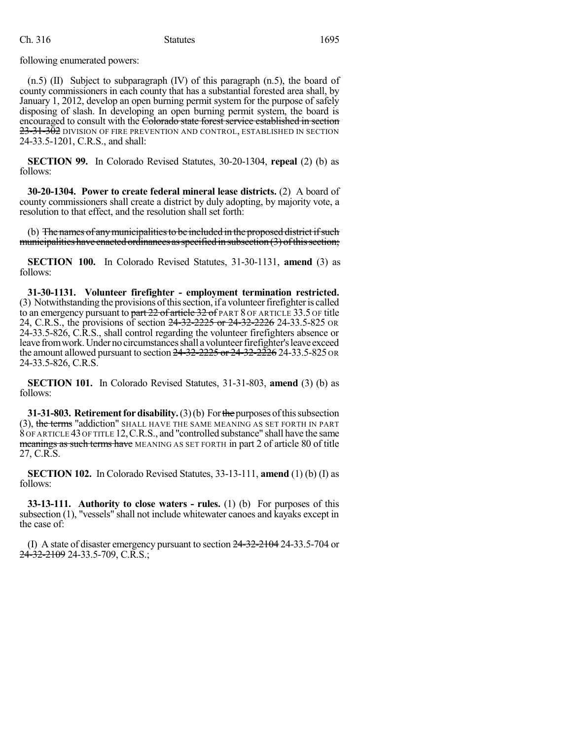following enumerated powers:

(n.5) (II) Subject to subparagraph (IV) of this paragraph (n.5), the board of county commissioners in each county that has a substantial forested area shall, by January 1, 2012, develop an open burning permit system for the purpose of safely disposing of slash. In developing an open burning permit system, the board is encouraged to consult with the ~~Colorado state forest service established in section 23-31-302~~ DIVISION OF FIRE PREVENTION AND CONTROL, ESTABLISHED IN SECTION 24-33.5-1201, C.R.S., and shall:

**SECTION 99.** In Colorado Revised Statutes, 30-20-1304, **repeal** (2) (b) as follows:

**30-20-1304. Power to create federal mineral lease districts.** (2) A board of county commissioners shall create a district by duly adopting, by majority vote, a resolution to that effect, and the resolution shall set forth:

(b) ~~The names of any municipalities to be included in the proposed district if such municipalities have enacted ordinances as specified in subsection (3) of this section;~~

**SECTION 100.** In Colorado Revised Statutes, 31-30-1131, **amend** (3) as follows:

**31-30-1131. Volunteer firefighter - employment termination restricted.** (3) Notwithstanding the provisions of this section, if a volunteer firefighter is called to an emergency pursuant to ~~part 22 of article 32 of~~ PART 8 OF ARTICLE 33.5 OF title 24, C.R.S., the provisions of section ~~24-32-2225 or 24-32-2226~~ 24-33.5-825 OR 24-33.5-826, C.R.S., shall control regarding the volunteer firefighters absence or leave from work. Under no circumstances shall a volunteer firefighter's leave exceed the amount allowed pursuant to section ~~24-32-2225 or 24-32-2226~~ 24-33.5-825 OR 24-33.5-826, C.R.S.

**SECTION 101.** In Colorado Revised Statutes, 31-31-803, **amend** (3) (b) as follows:

**31-31-803. Retirement for disability.** (3) (b) For ~~the~~ purposes of this subsection (3), ~~the terms~~ "addiction" SHALL HAVE THE SAME MEANING AS SET FORTH IN PART 8 OF ARTICLE 43 OF TITLE 12, C.R.S., and "controlled substance" shall have the same ~~meanings as such terms have~~ MEANING AS SET FORTH in part 2 of article 80 of title 27, C.R.S.

**SECTION 102.** In Colorado Revised Statutes, 33-13-111, **amend** (1) (b) (I) as follows:

**33-13-111. Authority to close waters - rules.** (1) (b) For purposes of this subsection (1), "vessels" shall not include whitewater canoes and kayaks except in the case of:

(I) A state of disaster emergency pursuant to section ~~24-32-2104~~ 24-33.5-704 or ~~24-32-2109~~ 24-33.5-709, C.R.S.;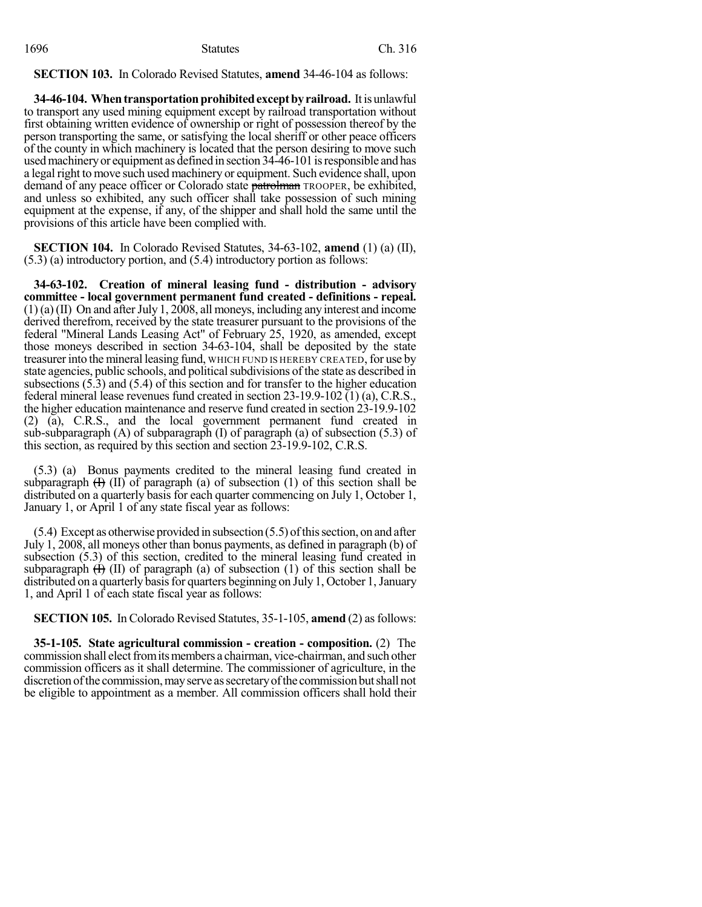**SECTION 103.** In Colorado Revised Statutes, **amend** 34-46-104 as follows:

**34-46-104. When transportation prohibited except by railroad.** It is unlawful to transport any used mining equipment except by railroad transportation without first obtaining written evidence of ownership or right of possession thereof by the person transporting the same, or satisfying the local sheriff or other peace officers of the county in which machinery is located that the person desiring to move such used machinery or equipment as defined in section 34-46-101 is responsible and has a legal right to move such used machinery or equipment. Such evidence shall, upon demand of any peace officer or Colorado state ~~patrolman~~ TROOPER, be exhibited, and unless so exhibited, any such officer shall take possession of such mining equipment at the expense, if any, of the shipper and shall hold the same until the provisions of this article have been complied with.

**SECTION 104.** In Colorado Revised Statutes, 34-63-102, **amend** (1) (a) (II), (5.3) (a) introductory portion, and (5.4) introductory portion as follows:

**34-63-102. Creation of mineral leasing fund - distribution - advisory committee - local government permanent fund created - definitions - repeal.** (1) (a) (II) On and after July 1, 2008, all moneys, including any interest and income derived therefrom, received by the state treasurer pursuant to the provisions of the federal "Mineral Lands Leasing Act" of February 25, 1920, as amended, except those moneys described in section 34-63-104, shall be deposited by the state treasurer into the mineral leasing fund, WHICH FUND IS HEREBY CREATED, for use by state agencies, public schools, and political subdivisions of the state as described in subsections (5.3) and (5.4) of this section and for transfer to the higher education federal mineral lease revenues fund created in section 23-19.9-102 (1) (a), C.R.S., the higher education maintenance and reserve fund created in section 23-19.9-102 (2) (a), C.R.S., and the local government permanent fund created in sub-subparagraph (A) of subparagraph (I) of paragraph (a) of subsection (5.3) of this section, as required by this section and section 23-19.9-102, C.R.S.

(5.3) (a) Bonus payments credited to the mineral leasing fund created in subparagraph ~~(I)~~ (II) of paragraph (a) of subsection (1) of this section shall be distributed on a quarterly basis for each quarter commencing on July 1, October 1, January 1, or April 1 of any state fiscal year as follows:

(5.4) Except as otherwise provided in subsection (5.5) of this section, on and after July 1, 2008, all moneys other than bonus payments, as defined in paragraph (b) of subsection (5.3) of this section, credited to the mineral leasing fund created in subparagraph ~~(I)~~ (II) of paragraph (a) of subsection (1) of this section shall be distributed on a quarterly basis for quarters beginning on July 1, October 1, January 1, and April 1 of each state fiscal year as follows:

**SECTION 105.** In Colorado Revised Statutes, 35-1-105, **amend** (2) as follows:

**35-1-105. State agricultural commission - creation - composition.** (2) The commission shall elect from its members a chairman, vice-chairman, and such other commission officers as it shall determine. The commissioner of agriculture, in the discretion of the commission, may serve as secretary of the commission but shall not be eligible to appointment as a member. All commission officers shall hold their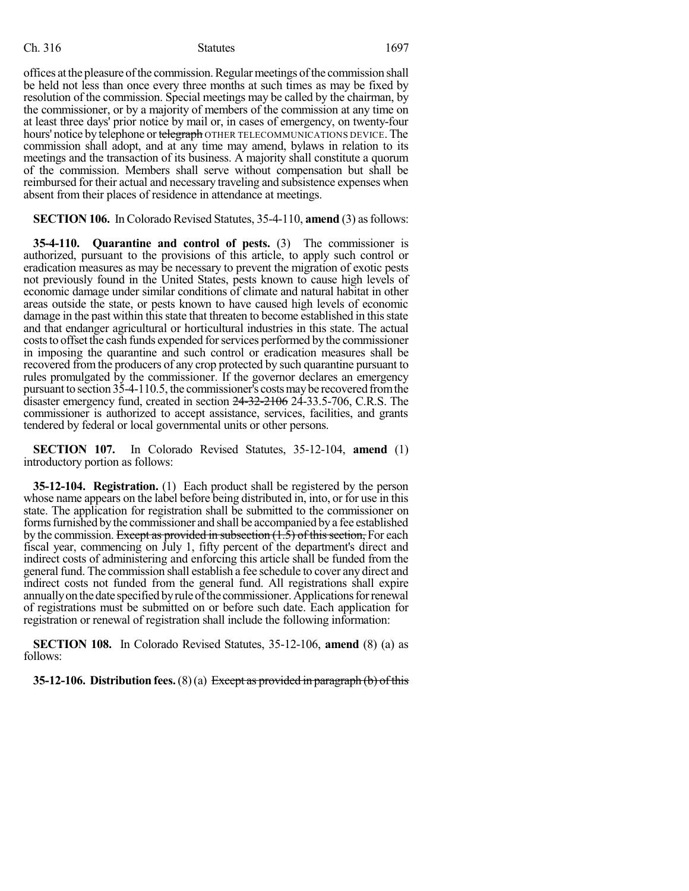offices at the pleasure of the commission. Regular meetings of the commission shall be held not less than once every three months at such times as may be fixed by resolution of the commission. Special meetings may be called by the chairman, by the commissioner, or by a majority of members of the commission at any time on at least three days' prior notice by mail or, in cases of emergency, on twenty-four hours' notice by telephone or ~~telegraph~~ OTHER TELECOMMUNICATIONS DEVICE. The commission shall adopt, and at any time may amend, bylaws in relation to its meetings and the transaction of its business. A majority shall constitute a quorum of the commission. Members shall serve without compensation but shall be reimbursed for their actual and necessary traveling and subsistence expenses when absent from their places of residence in attendance at meetings.

**SECTION 106.** In Colorado Revised Statutes, 35-4-110, **amend** (3) as follows:

**35-4-110. Quarantine and control of pests.** (3) The commissioner is authorized, pursuant to the provisions of this article, to apply such control or eradication measures as may be necessary to prevent the migration of exotic pests not previously found in the United States, pests known to cause high levels of economic damage under similar conditions of climate and natural habitat in other areas outside the state, or pests known to have caused high levels of economic damage in the past within this state that threaten to become established in this state and that endanger agricultural or horticultural industries in this state. The actual costs to offset the cash funds expended for services performed by the commissioner in imposing the quarantine and such control or eradication measures shall be recovered from the producers of any crop protected by such quarantine pursuant to rules promulgated by the commissioner. If the governor declares an emergency pursuant to section 35-4-110.5, the commissioner's costs may be recovered from the disaster emergency fund, created in section ~~24-32-2106~~ 24-33.5-706, C.R.S. The commissioner is authorized to accept assistance, services, facilities, and grants tendered by federal or local governmental units or other persons.

**SECTION 107.** In Colorado Revised Statutes, 35-12-104, **amend** (1) introductory portion as follows:

**35-12-104. Registration.** (1) Each product shall be registered by the person whose name appears on the label before being distributed in, into, or for use in this state. The application for registration shall be submitted to the commissioner on forms furnished by the commissioner and shall be accompanied by a fee established by the commission. ~~Except as provided in subsection (1.5) of this section,~~ For each fiscal year, commencing on July 1, fifty percent of the department's direct and indirect costs of administering and enforcing this article shall be funded from the general fund. The commission shall establish a fee schedule to cover any direct and indirect costs not funded from the general fund. All registrations shall expire annually on the date specified by rule of the commissioner. Applications for renewal of registrations must be submitted on or before such date. Each application for registration or renewal of registration shall include the following information:

**SECTION 108.** In Colorado Revised Statutes, 35-12-106, **amend** (8) (a) as follows:

**35-12-106. Distribution fees.** (8) (a) ~~Except as provided in paragraph (b) of this~~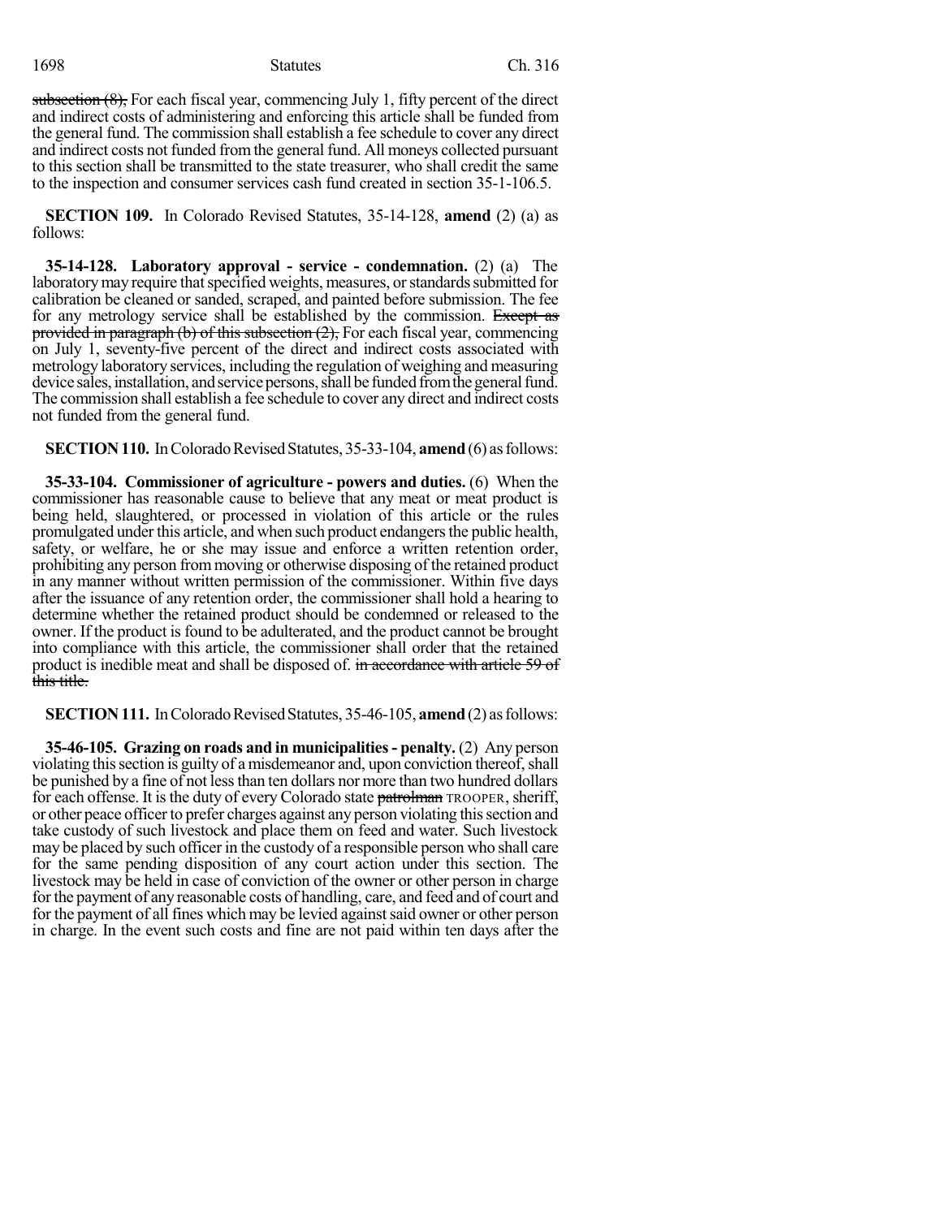~~subsection (8),~~ For each fiscal year, commencing July 1, fifty percent of the direct and indirect costs of administering and enforcing this article shall be funded from the general fund. The commission shall establish a fee schedule to cover any direct and indirect costs not funded from the general fund. All moneys collected pursuant to this section shall be transmitted to the state treasurer, who shall credit the same to the inspection and consumer services cash fund created in section 35-1-106.5.

**SECTION 109.** In Colorado Revised Statutes, 35-14-128, **amend** (2) (a) as follows:

**35-14-128. Laboratory approval - service - condemnation.** (2) (a) The laboratory may require that specified weights, measures, or standards submitted for calibration be cleaned or sanded, scraped, and painted before submission. The fee for any metrology service shall be established by the commission. ~~Except as provided in paragraph (b) of this subsection (2),~~ For each fiscal year, commencing on July 1, seventy-five percent of the direct and indirect costs associated with metrology laboratory services, including the regulation of weighing and measuring device sales, installation, and service persons, shall be funded from the general fund. The commission shall establish a fee schedule to cover any direct and indirect costs not funded from the general fund.

**SECTION 110.** In Colorado Revised Statutes, 35-33-104, **amend** (6) as follows:

**35-33-104. Commissioner of agriculture - powers and duties.** (6) When the commissioner has reasonable cause to believe that any meat or meat product is being held, slaughtered, or processed in violation of this article or the rules promulgated under this article, and when such product endangers the public health, safety, or welfare, he or she may issue and enforce a written retention order, prohibiting any person from moving or otherwise disposing of the retained product in any manner without written permission of the commissioner. Within five days after the issuance of any retention order, the commissioner shall hold a hearing to determine whether the retained product should be condemned or released to the owner. If the product is found to be adulterated, and the product cannot be brought into compliance with this article, the commissioner shall order that the retained product is inedible meat and shall be disposed of. ~~in accordance with article 59 of this title.~~

**SECTION 111.** In Colorado Revised Statutes, 35-46-105, **amend** (2) as follows:

**35-46-105. Grazing on roads and in municipalities - penalty.** (2) Any person violating this section is guilty of a misdemeanor and, upon conviction thereof, shall be punished by a fine of not less than ten dollars nor more than two hundred dollars for each offense. It is the duty of every Colorado state ~~patrolman~~ TROOPER, sheriff, or other peace officer to prefer charges against any person violating this section and take custody of such livestock and place them on feed and water. Such livestock may be placed by such officer in the custody of a responsible person who shall care for the same pending disposition of any court action under this section. The livestock may be held in case of conviction of the owner or other person in charge for the payment of any reasonable costs of handling, care, and feed and of court and for the payment of all fines which may be levied against said owner or other person in charge. In the event such costs and fine are not paid within ten days after the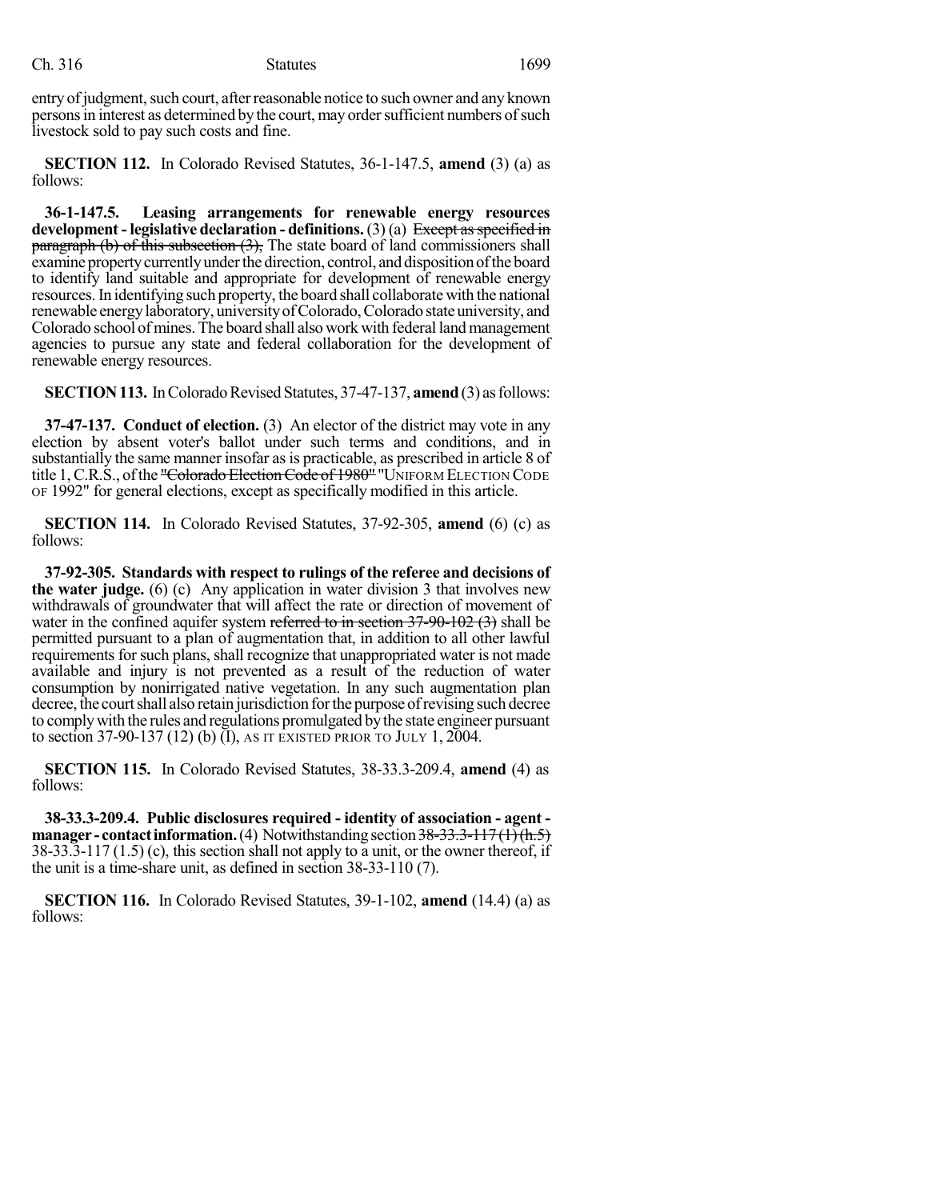entry of judgment, such court, after reasonable notice to such owner and any known persons in interest as determined by the court, may order sufficient numbers of such livestock sold to pay such costs and fine.

**SECTION 112.** In Colorado Revised Statutes, 36-1-147.5, **amend** (3) (a) as follows:

**36-1-147.5. Leasing arrangements for renewable energy resources development - legislative declaration - definitions.** (3) (a) ~~Except as specified in paragraph (b) of this subsection (3),~~ The state board of land commissioners shall examine property currently under the direction, control, and disposition of the board to identify land suitable and appropriate for development of renewable energy resources. In identifying such property, the board shall collaborate with the national renewable energy laboratory, university of Colorado, Colorado state university, and Colorado school of mines. The board shall also work with federal land management agencies to pursue any state and federal collaboration for the development of renewable energy resources.

**SECTION 113.** In Colorado Revised Statutes, 37-47-137, **amend** (3) as follows:

**37-47-137. Conduct of election.** (3) An elector of the district may vote in any election by absent voter's ballot under such terms and conditions, and in substantially the same manner insofar as is practicable, as prescribed in article 8 of title 1, C.R.S., of the ~~"Colorado Election Code of 1980"~~ "UNIFORM ELECTION CODE OF 1992" for general elections, except as specifically modified in this article.

**SECTION 114.** In Colorado Revised Statutes, 37-92-305, **amend** (6) (c) as follows:

**37-92-305. Standards with respect to rulings of the referee and decisions of the water judge.** (6) (c) Any application in water division 3 that involves new withdrawals of groundwater that will affect the rate or direction of movement of water in the confined aquifer system ~~referred to in section 37-90-102 (3)~~ shall be permitted pursuant to a plan of augmentation that, in addition to all other lawful requirements for such plans, shall recognize that unappropriated water is not made available and injury is not prevented as a result of the reduction of water consumption by nonirrigated native vegetation. In any such augmentation plan decree, the court shall also retain jurisdiction for the purpose of revising such decree to comply with the rules and regulations promulgated by the state engineer pursuant to section 37-90-137 (12) (b) (I), AS IT EXISTED PRIOR TO JULY 1, 2004.

**SECTION 115.** In Colorado Revised Statutes, 38-33.3-209.4, **amend** (4) as follows:

**38-33.3-209.4. Public disclosures required - identity of association - agent - manager - contact information.** (4) Notwithstanding section ~~38-33.3-117 (1) (h.5)~~ 38-33.3-117 (1.5) (c), this section shall not apply to a unit, or the owner thereof, if the unit is a time-share unit, as defined in section 38-33-110 (7).

**SECTION 116.** In Colorado Revised Statutes, 39-1-102, **amend** (14.4) (a) as follows: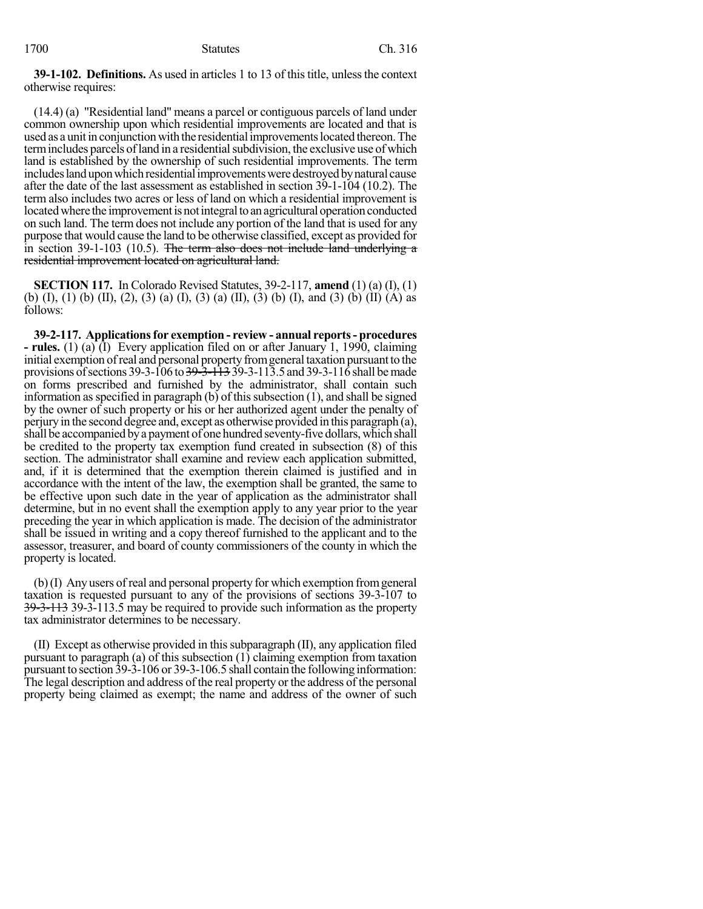**39-1-102. Definitions.** As used in articles 1 to 13 of this title, unless the context otherwise requires:

(14.4) (a) "Residential land" means a parcel or contiguous parcels of land under common ownership upon which residential improvements are located and that is used as a unit in conjunction with the residential improvements located thereon. The term includes parcels of land in a residential subdivision, the exclusive use of which land is established by the ownership of such residential improvements. The term includes land upon which residential improvements were destroyed by natural cause after the date of the last assessment as established in section 39-1-104 (10.2). The term also includes two acres or less of land on which a residential improvement is located where the improvement is not integral to an agricultural operation conducted on such land. The term does not include any portion of the land that is used for any purpose that would cause the land to be otherwise classified, except as provided for in section 39-1-103 (10.5). ~~The term also does not include land underlying a residential improvement located on agricultural land.~~

**SECTION 117.** In Colorado Revised Statutes, 39-2-117, **amend** (1) (a) (I), (1) (b) (I), (1) (b) (II), (2), (3) (a) (I), (3) (a) (II), (3) (b) (I), and (3) (b) (II) (A) as follows:

**39-2-117. Applications for exemption - review - annual reports - procedures - rules.** (1) (a) (I) Every application filed on or after January 1, 1990, claiming initial exemption of real and personal property from general taxation pursuant to the provisions of sections 39-3-106 to ~~39-3-113~~ 39-3-113.5 and 39-3-116 shall be made on forms prescribed and furnished by the administrator, shall contain such information as specified in paragraph (b) of this subsection (1), and shall be signed by the owner of such property or his or her authorized agent under the penalty of perjury in the second degree and, except as otherwise provided in this paragraph (a), shall be accompanied by a payment of one hundred seventy-five dollars, which shall be credited to the property tax exemption fund created in subsection (8) of this section. The administrator shall examine and review each application submitted, and, if it is determined that the exemption therein claimed is justified and in accordance with the intent of the law, the exemption shall be granted, the same to be effective upon such date in the year of application as the administrator shall determine, but in no event shall the exemption apply to any year prior to the year preceding the year in which application is made. The decision of the administrator shall be issued in writing and a copy thereof furnished to the applicant and to the assessor, treasurer, and board of county commissioners of the county in which the property is located.

(b) (I) Any users of real and personal property for which exemption from general taxation is requested pursuant to any of the provisions of sections 39-3-107 to ~~39-3-113~~ 39-3-113.5 may be required to provide such information as the property tax administrator determines to be necessary.

(II) Except as otherwise provided in this subparagraph (II), any application filed pursuant to paragraph (a) of this subsection (1) claiming exemption from taxation pursuant to section 39-3-106 or 39-3-106.5 shall contain the following information: The legal description and address of the real property or the address of the personal property being claimed as exempt; the name and address of the owner of such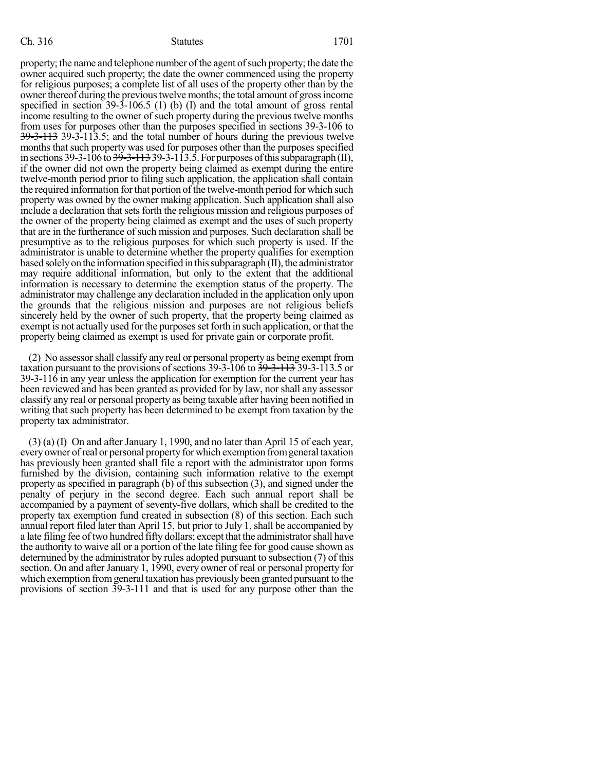property; the name and telephone number of the agent of such property; the date the owner acquired such property; the date the owner commenced using the property for religious purposes; a complete list of all uses of the property other than by the owner thereof during the previous twelve months; the total amount of gross income specified in section 39-3-106.5 (1) (b) (I) and the total amount of gross rental income resulting to the owner of such property during the previous twelve months from uses for purposes other than the purposes specified in sections 39-3-106 to ~~39-3-113~~ 39-3-113.5; and the total number of hours during the previous twelve months that such property was used for purposes other than the purposes specified in sections 39-3-106 to ~~39-3-113~~ 39-3-113.5. For purposes of this subparagraph (II), if the owner did not own the property being claimed as exempt during the entire twelve-month period prior to filing such application, the application shall contain the required information for that portion of the twelve-month period for which such property was owned by the owner making application. Such application shall also include a declaration that sets forth the religious mission and religious purposes of the owner of the property being claimed as exempt and the uses of such property that are in the furtherance of such mission and purposes. Such declaration shall be presumptive as to the religious purposes for which such property is used. If the administrator is unable to determine whether the property qualifies for exemption based solely on the information specified in this subparagraph (II), the administrator may require additional information, but only to the extent that the additional information is necessary to determine the exemption status of the property. The administrator may challenge any declaration included in the application only upon the grounds that the religious mission and purposes are not religious beliefs sincerely held by the owner of such property, that the property being claimed as exempt is not actually used for the purposes set forth in such application, or that the property being claimed as exempt is used for private gain or corporate profit.

(2) No assessor shall classify any real or personal property as being exempt from taxation pursuant to the provisions of sections 39-3-106 to ~~39-3-113~~ 39-3-113.5 or 39-3-116 in any year unless the application for exemption for the current year has been reviewed and has been granted as provided for by law, nor shall any assessor classify any real or personal property as being taxable after having been notified in writing that such property has been determined to be exempt from taxation by the property tax administrator.

(3) (a) (I) On and after January 1, 1990, and no later than April 15 of each year, every owner of real or personal property for which exemption from general taxation has previously been granted shall file a report with the administrator upon forms furnished by the division, containing such information relative to the exempt property as specified in paragraph (b) of this subsection (3), and signed under the penalty of perjury in the second degree. Each such annual report shall be accompanied by a payment of seventy-five dollars, which shall be credited to the property tax exemption fund created in subsection (8) of this section. Each such annual report filed later than April 15, but prior to July 1, shall be accompanied by a late filing fee of two hundred fifty dollars; except that the administrator shall have the authority to waive all or a portion of the late filing fee for good cause shown as determined by the administrator by rules adopted pursuant to subsection (7) of this section. On and after January 1, 1990, every owner of real or personal property for which exemption from general taxation has previously been granted pursuant to the provisions of section 39-3-111 and that is used for any purpose other than the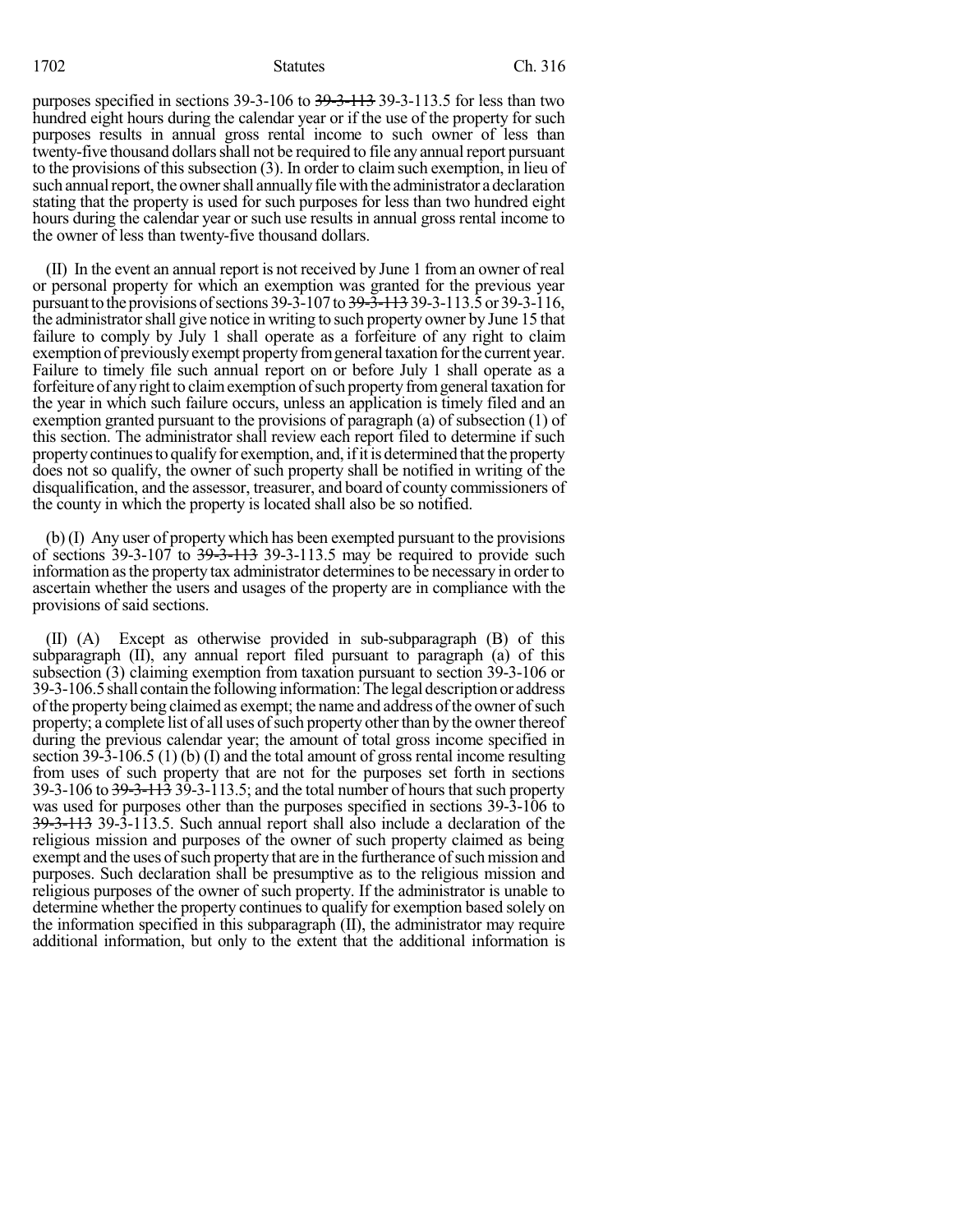purposes specified in sections 39-3-106 to ~~39-3-113~~ 39-3-113.5 for less than two hundred eight hours during the calendar year or if the use of the property for such purposes results in annual gross rental income to such owner of less than twenty-five thousand dollars shall not be required to file any annual report pursuant to the provisions of this subsection (3). In order to claim such exemption, in lieu of such annual report, the owner shall annually file with the administrator a declaration stating that the property is used for such purposes for less than two hundred eight hours during the calendar year or such use results in annual gross rental income to the owner of less than twenty-five thousand dollars.

(II) In the event an annual report is not received by June 1 from an owner of real or personal property for which an exemption was granted for the previous year pursuant to the provisions of sections 39-3-107 to ~~39-3-113~~ 39-3-113.5 or 39-3-116, the administrator shall give notice in writing to such property owner by June 15 that failure to comply by July 1 shall operate as a forfeiture of any right to claim exemption of previously exempt property from general taxation for the current year. Failure to timely file such annual report on or before July 1 shall operate as a forfeiture of any right to claim exemption of such property from general taxation for the year in which such failure occurs, unless an application is timely filed and an exemption granted pursuant to the provisions of paragraph (a) of subsection (1) of this section. The administrator shall review each report filed to determine if such property continues to qualify for exemption, and, if it is determined that the property does not so qualify, the owner of such property shall be notified in writing of the disqualification, and the assessor, treasurer, and board of county commissioners of the county in which the property is located shall also be so notified.

(b) (I) Any user of property which has been exempted pursuant to the provisions of sections 39-3-107 to ~~39-3-113~~ 39-3-113.5 may be required to provide such information as the property tax administrator determines to be necessary in order to ascertain whether the users and usages of the property are in compliance with the provisions of said sections.

(II) (A) Except as otherwise provided in sub-subparagraph (B) of this subparagraph (II), any annual report filed pursuant to paragraph (a) of this subsection (3) claiming exemption from taxation pursuant to section 39-3-106 or 39-3-106.5 shall contain the following information: The legal description or address of the property being claimed as exempt; the name and address of the owner of such property; a complete list of all uses of such property other than by the owner thereof during the previous calendar year; the amount of total gross income specified in section 39-3-106.5 (1) (b) (I) and the total amount of gross rental income resulting from uses of such property that are not for the purposes set forth in sections 39-3-106 to ~~39-3-113~~ 39-3-113.5; and the total number of hours that such property was used for purposes other than the purposes specified in sections 39-3-106 to ~~39-3-113~~ 39-3-113.5. Such annual report shall also include a declaration of the religious mission and purposes of the owner of such property claimed as being exempt and the uses of such property that are in the furtherance of such mission and purposes. Such declaration shall be presumptive as to the religious mission and religious purposes of the owner of such property. If the administrator is unable to determine whether the property continues to qualify for exemption based solely on the information specified in this subparagraph (II), the administrator may require additional information, but only to the extent that the additional information is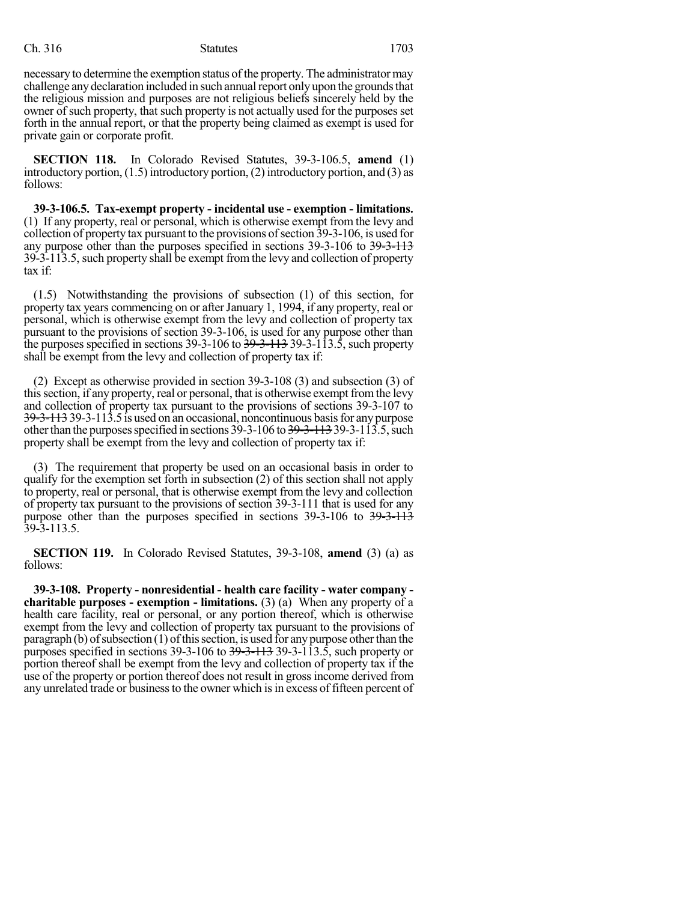necessary to determine the exemption status of the property. The administrator may challenge any declaration included in such annual report only upon the grounds that the religious mission and purposes are not religious beliefs sincerely held by the owner of such property, that such property is not actually used for the purposes set forth in the annual report, or that the property being claimed as exempt is used for private gain or corporate profit.

**SECTION 118.** In Colorado Revised Statutes, 39-3-106.5, **amend** (1) introductory portion, (1.5) introductory portion, (2) introductory portion, and (3) as follows:

**39-3-106.5. Tax-exempt property - incidental use - exemption - limitations.** (1) If any property, real or personal, which is otherwise exempt from the levy and collection of property tax pursuant to the provisions of section 39-3-106, is used for any purpose other than the purposes specified in sections 39-3-106 to ~~39-3-113~~ 39-3-113.5, such property shall be exempt from the levy and collection of property tax if:

(1.5) Notwithstanding the provisions of subsection (1) of this section, for property tax years commencing on or after January 1, 1994, if any property, real or personal, which is otherwise exempt from the levy and collection of property tax pursuant to the provisions of section 39-3-106, is used for any purpose other than the purposes specified in sections 39-3-106 to ~~39-3-113~~ 39-3-113.5, such property shall be exempt from the levy and collection of property tax if:

(2) Except as otherwise provided in section 39-3-108 (3) and subsection (3) of this section, if any property, real or personal, that is otherwise exempt from the levy and collection of property tax pursuant to the provisions of sections 39-3-107 to ~~39-3-113~~ 39-3-113.5 is used on an occasional, noncontinuous basis for any purpose other than the purposes specified in sections 39-3-106 to ~~39-3-113~~ 39-3-113.5, such property shall be exempt from the levy and collection of property tax if:

(3) The requirement that property be used on an occasional basis in order to qualify for the exemption set forth in subsection (2) of this section shall not apply to property, real or personal, that is otherwise exempt from the levy and collection of property tax pursuant to the provisions of section 39-3-111 that is used for any purpose other than the purposes specified in sections 39-3-106 to ~~39-3-113~~ 39-3-113.5.

**SECTION 119.** In Colorado Revised Statutes, 39-3-108, **amend** (3) (a) as follows:

**39-3-108. Property - nonresidential - health care facility - water company - charitable purposes - exemption - limitations.** (3) (a) When any property of a health care facility, real or personal, or any portion thereof, which is otherwise exempt from the levy and collection of property tax pursuant to the provisions of paragraph (b) of subsection (1) of this section, is used for any purpose other than the purposes specified in sections 39-3-106 to ~~39-3-113~~ 39-3-113.5, such property or portion thereof shall be exempt from the levy and collection of property tax if the use of the property or portion thereof does not result in gross income derived from any unrelated trade or business to the owner which is in excess of fifteen percent of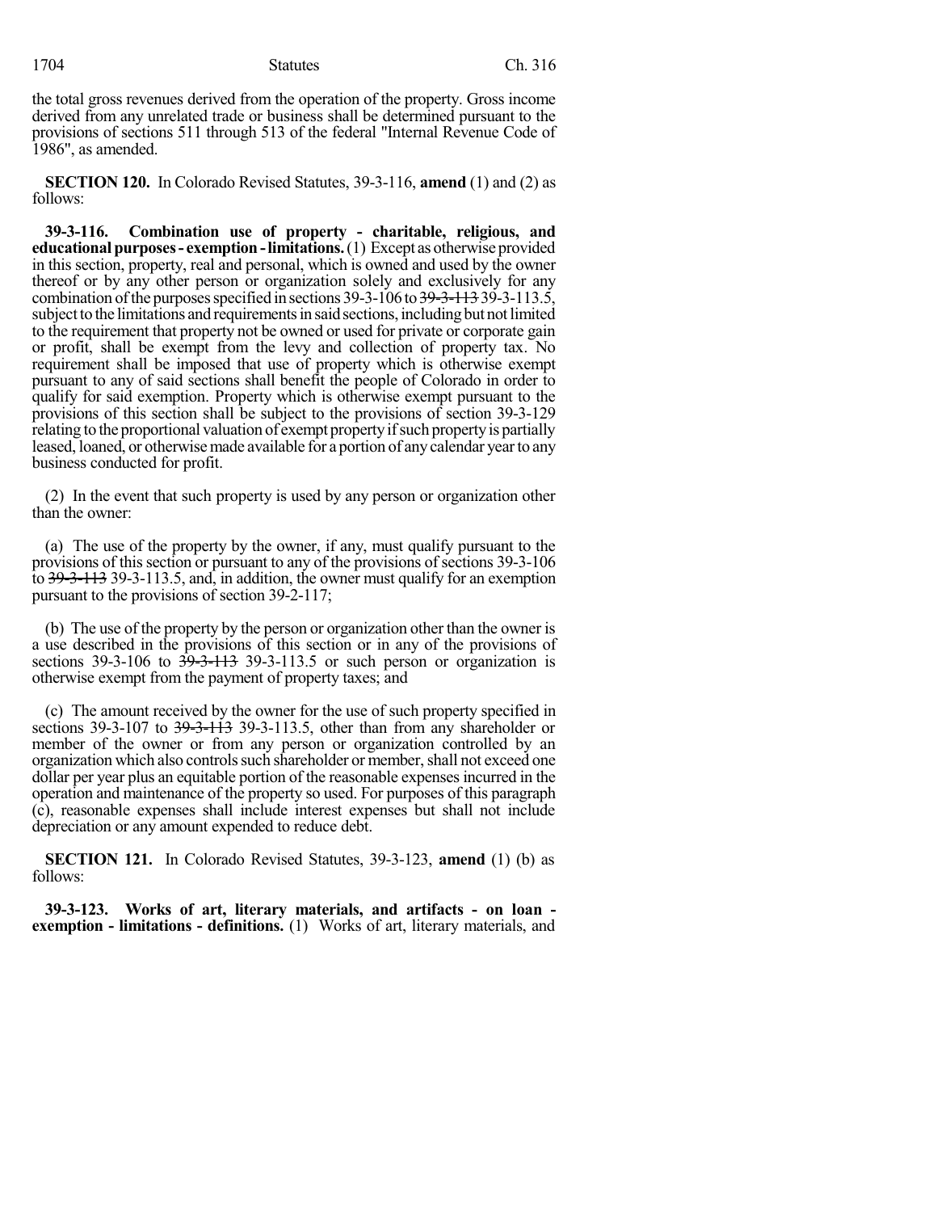the total gross revenues derived from the operation of the property. Gross income derived from any unrelated trade or business shall be determined pursuant to the provisions of sections 511 through 513 of the federal "Internal Revenue Code of 1986", as amended.

**SECTION 120.** In Colorado Revised Statutes, 39-3-116, **amend** (1) and (2) as follows:

**39-3-116. Combination use of property - charitable, religious, and educational purposes - exemption - limitations.** (1) Except as otherwise provided in this section, property, real and personal, which is owned and used by the owner thereof or by any other person or organization solely and exclusively for any combination of the purposes specified in sections 39-3-106 to ~~39-3-113~~ 39-3-113.5, subject to the limitations and requirements in said sections, including but not limited to the requirement that property not be owned or used for private or corporate gain or profit, shall be exempt from the levy and collection of property tax. No requirement shall be imposed that use of property which is otherwise exempt pursuant to any of said sections shall benefit the people of Colorado in order to qualify for said exemption. Property which is otherwise exempt pursuant to the provisions of this section shall be subject to the provisions of section 39-3-129 relating to the proportional valuation of exempt property if such property is partially leased, loaned, or otherwise made available for a portion of any calendar year to any business conducted for profit.

(2) In the event that such property is used by any person or organization other than the owner:

(a) The use of the property by the owner, if any, must qualify pursuant to the provisions of this section or pursuant to any of the provisions of sections 39-3-106 to ~~39-3-113~~ 39-3-113.5, and, in addition, the owner must qualify for an exemption pursuant to the provisions of section 39-2-117;

(b) The use of the property by the person or organization other than the owner is a use described in the provisions of this section or in any of the provisions of sections 39-3-106 to ~~39-3-113~~ 39-3-113.5 or such person or organization is otherwise exempt from the payment of property taxes; and

(c) The amount received by the owner for the use of such property specified in sections 39-3-107 to ~~39-3-113~~ 39-3-113.5, other than from any shareholder or member of the owner or from any person or organization controlled by an organization which also controls such shareholder or member, shall not exceed one dollar per year plus an equitable portion of the reasonable expenses incurred in the operation and maintenance of the property so used. For purposes of this paragraph (c), reasonable expenses shall include interest expenses but shall not include depreciation or any amount expended to reduce debt.

**SECTION 121.** In Colorado Revised Statutes, 39-3-123, **amend** (1) (b) as follows:

**39-3-123. Works of art, literary materials, and artifacts - on loan - exemption - limitations - definitions.** (1) Works of art, literary materials, and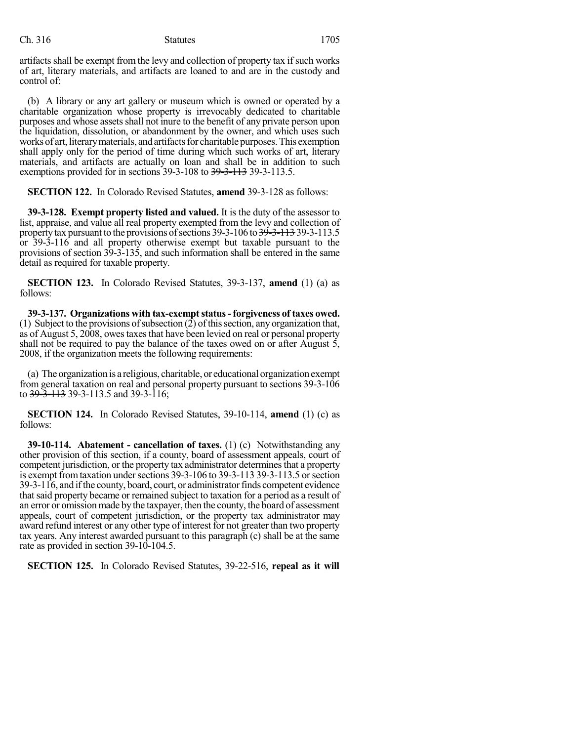artifacts shall be exempt from the levy and collection of property tax if such works of art, literary materials, and artifacts are loaned to and are in the custody and control of:

(b) A library or any art gallery or museum which is owned or operated by a charitable organization whose property is irrevocably dedicated to charitable purposes and whose assets shall not inure to the benefit of any private person upon the liquidation, dissolution, or abandonment by the owner, and which uses such works of art, literary materials, and artifacts for charitable purposes. This exemption shall apply only for the period of time during which such works of art, literary materials, and artifacts are actually on loan and shall be in addition to such exemptions provided for in sections 39-3-108 to ~~39-3-113~~ 39-3-113.5.

**SECTION 122.** In Colorado Revised Statutes, **amend** 39-3-128 as follows:

**39-3-128. Exempt property listed and valued.** It is the duty of the assessor to list, appraise, and value all real property exempted from the levy and collection of property tax pursuant to the provisions of sections 39-3-106 to ~~39-3-113~~ 39-3-113.5 or 39-3-116 and all property otherwise exempt but taxable pursuant to the provisions of section 39-3-135, and such information shall be entered in the same detail as required for taxable property.

**SECTION 123.** In Colorado Revised Statutes, 39-3-137, **amend** (1) (a) as follows:

**39-3-137. Organizations with tax-exempt status - forgiveness of taxes owed.** (1) Subject to the provisions of subsection (2) of this section, any organization that, as of August 5, 2008, owes taxes that have been levied on real or personal property shall not be required to pay the balance of the taxes owed on or after August 5, 2008, if the organization meets the following requirements:

(a) The organization is a religious, charitable, or educational organization exempt from general taxation on real and personal property pursuant to sections 39-3-106 to ~~39-3-113~~ 39-3-113.5 and 39-3-116;

**SECTION 124.** In Colorado Revised Statutes, 39-10-114, **amend** (1) (c) as follows:

**39-10-114. Abatement - cancellation of taxes.** (1) (c) Notwithstanding any other provision of this section, if a county, board of assessment appeals, court of competent jurisdiction, or the property tax administrator determines that a property is exempt from taxation under sections 39-3-106 to ~~39-3-113~~ 39-3-113.5 or section 39-3-116, and if the county, board, court, or administrator finds competent evidence that said property became or remained subject to taxation for a period as a result of an error or omission made by the taxpayer, then the county, the board of assessment appeals, court of competent jurisdiction, or the property tax administrator may award refund interest or any other type of interest for not greater than two property tax years. Any interest awarded pursuant to this paragraph (c) shall be at the same rate as provided in section 39-10-104.5.

**SECTION 125.** In Colorado Revised Statutes, 39-22-516, **repeal as it will**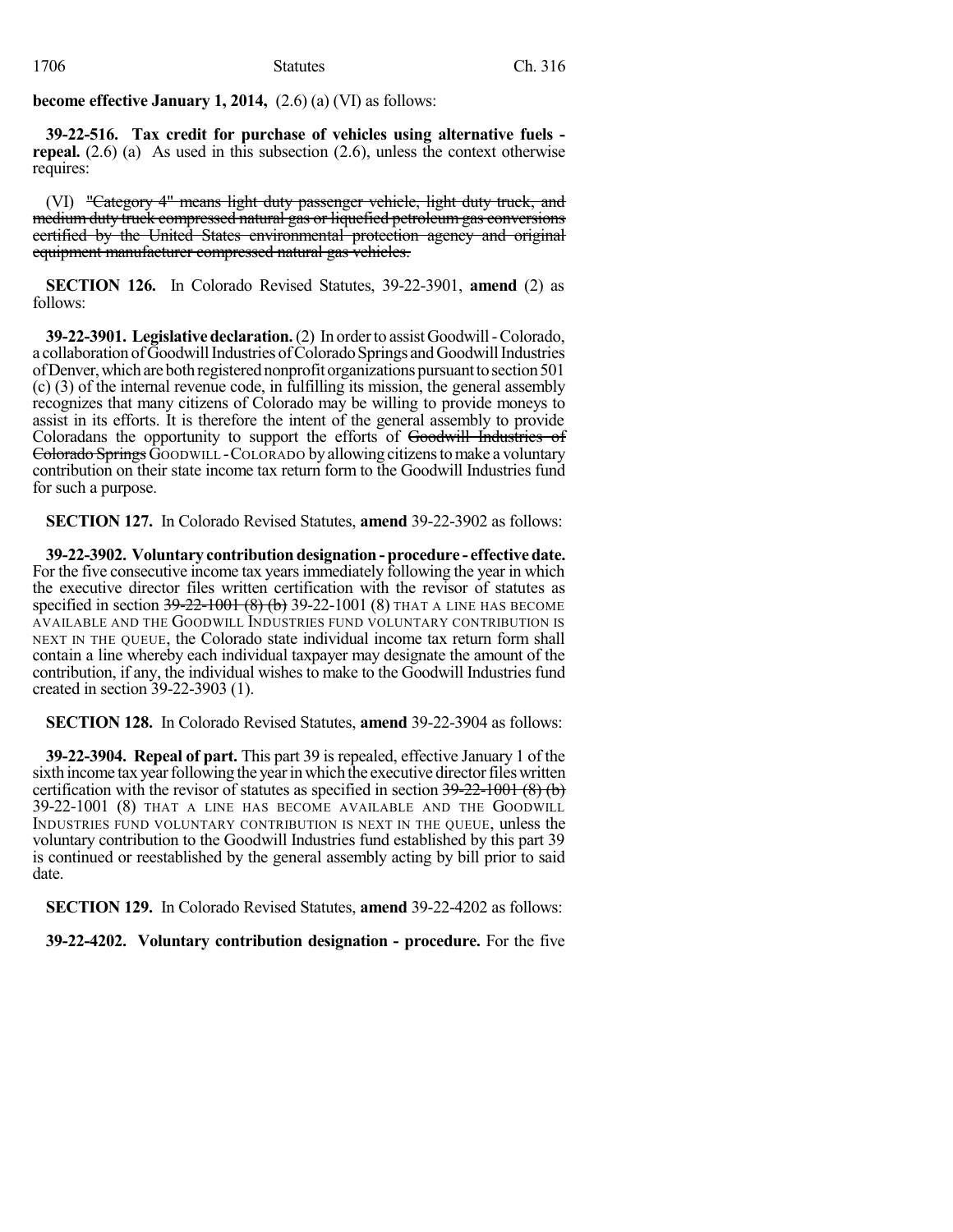**become effective January 1, 2014,** (2.6) (a) (VI) as follows:

**39-22-516. Tax credit for purchase of vehicles using alternative fuels - repeal.** (2.6) (a) As used in this subsection (2.6), unless the context otherwise requires:

(VI) ~~"Category 4" means light duty passenger vehicle, light duty truck, and medium duty truck compressed natural gas or liquefied petroleum gas conversions certified by the United States environmental protection agency and original equipment manufacturer compressed natural gas vehicles.~~

**SECTION 126.** In Colorado Revised Statutes, 39-22-3901, **amend** (2) as follows:

**39-22-3901. Legislative declaration.** (2) In order to assist Goodwill - Colorado, a collaboration of Goodwill Industries of Colorado Springs and Goodwill Industries of Denver, which are both registered nonprofit organizations pursuant to section 501 (c) (3) of the internal revenue code, in fulfilling its mission, the general assembly recognizes that many citizens of Colorado may be willing to provide moneys to assist in its efforts. It is therefore the intent of the general assembly to provide Coloradans the opportunity to support the efforts of ~~Goodwill Industries of Colorado Springs~~ GOODWILL - COLORADO by allowing citizens to make a voluntary contribution on their state income tax return form to the Goodwill Industries fund for such a purpose.

**SECTION 127.** In Colorado Revised Statutes, **amend** 39-22-3902 as follows:

**39-22-3902. Voluntary contribution designation - procedure - effective date.** For the five consecutive income tax years immediately following the year in which the executive director files written certification with the revisor of statutes as specified in section ~~39-22-1001 (8) (b)~~ 39-22-1001 (8) THAT A LINE HAS BECOME AVAILABLE AND THE GOODWILL INDUSTRIES FUND VOLUNTARY CONTRIBUTION IS NEXT IN THE QUEUE, the Colorado state individual income tax return form shall contain a line whereby each individual taxpayer may designate the amount of the contribution, if any, the individual wishes to make to the Goodwill Industries fund created in section 39-22-3903 (1).

**SECTION 128.** In Colorado Revised Statutes, **amend** 39-22-3904 as follows:

**39-22-3904. Repeal of part.** This part 39 is repealed, effective January 1 of the sixth income tax year following the year in which the executive director files written certification with the revisor of statutes as specified in section ~~39-22-1001 (8) (b)~~ 39-22-1001 (8) THAT A LINE HAS BECOME AVAILABLE AND THE GOODWILL INDUSTRIES FUND VOLUNTARY CONTRIBUTION IS NEXT IN THE QUEUE, unless the voluntary contribution to the Goodwill Industries fund established by this part 39 is continued or reestablished by the general assembly acting by bill prior to said date.

**SECTION 129.** In Colorado Revised Statutes, **amend** 39-22-4202 as follows:

**39-22-4202. Voluntary contribution designation - procedure.** For the five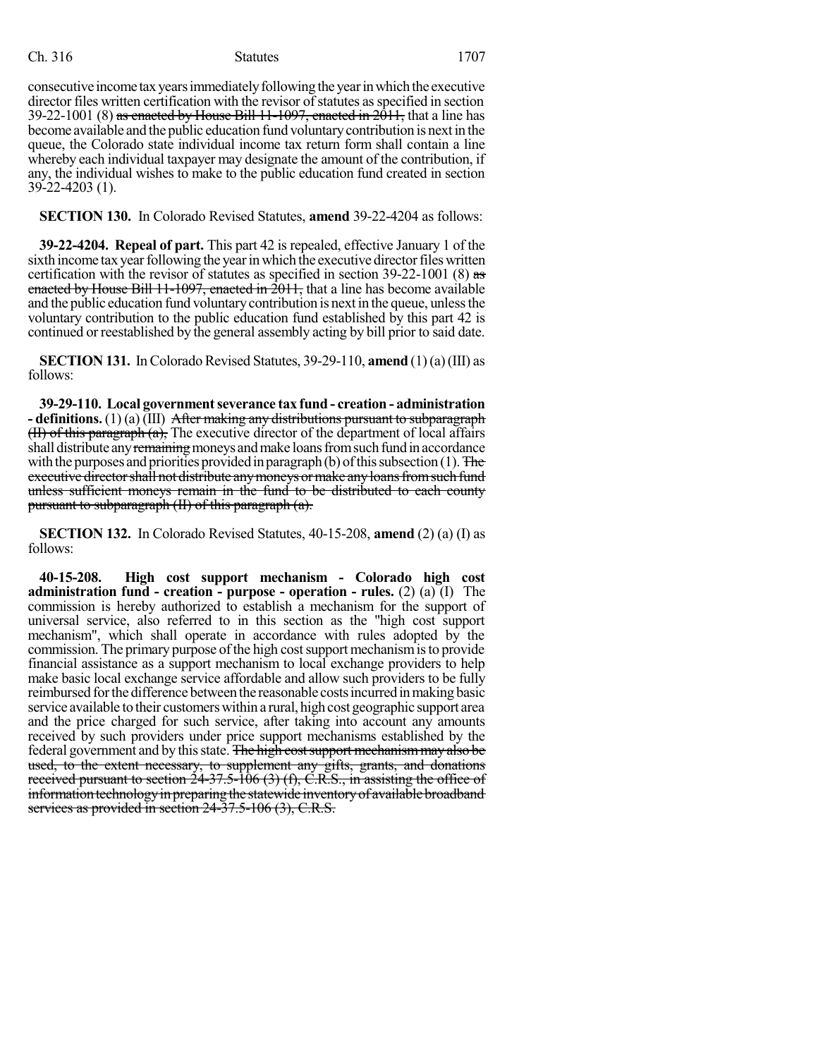consecutive income tax years immediately following the year in which the executive director files written certification with the revisor of statutes as specified in section 39-22-1001 (8) ~~as enacted by House Bill 11-1097, enacted in 2011,~~ that a line has become available and the public education fund voluntary contribution is next in the queue, the Colorado state individual income tax return form shall contain a line whereby each individual taxpayer may designate the amount of the contribution, if any, the individual wishes to make to the public education fund created in section 39-22-4203 (1).

**SECTION 130.** In Colorado Revised Statutes, **amend** 39-22-4204 as follows:

**39-22-4204. Repeal of part.** This part 42 is repealed, effective January 1 of the sixth income tax year following the year in which the executive director files written certification with the revisor of statutes as specified in section 39-22-1001 (8) ~~as enacted by House Bill 11-1097, enacted in 2011,~~ that a line has become available and the public education fund voluntary contribution is next in the queue, unless the voluntary contribution to the public education fund established by this part 42 is continued or reestablished by the general assembly acting by bill prior to said date.

**SECTION 131.** In Colorado Revised Statutes, 39-29-110, **amend** (1) (a) (III) as follows:

**39-29-110. Local government severance tax fund - creation - administration - definitions.** (1) (a) (III) ~~After making any distributions pursuant to subparagraph (II) of this paragraph (a),~~ The executive director of the department of local affairs shall distribute any ~~remaining~~ moneys and make loans from such fund in accordance with the purposes and priorities provided in paragraph (b) of this subsection (1). ~~The executive director shall not distribute any moneys or make any loans from such fund unless sufficient moneys remain in the fund to be distributed to each county pursuant to subparagraph (II) of this paragraph (a).~~

**SECTION 132.** In Colorado Revised Statutes, 40-15-208, **amend** (2) (a) (I) as follows:

**40-15-208. High cost support mechanism - Colorado high cost administration fund - creation - purpose - operation - rules.** (2) (a) (I) The commission is hereby authorized to establish a mechanism for the support of universal service, also referred to in this section as the "high cost support mechanism", which shall operate in accordance with rules adopted by the commission. The primary purpose of the high cost support mechanism is to provide financial assistance as a support mechanism to local exchange providers to help make basic local exchange service affordable and allow such providers to be fully reimbursed for the difference between the reasonable costs incurred in making basic service available to their customers within a rural, high cost geographic support area and the price charged for such service, after taking into account any amounts received by such providers under price support mechanisms established by the federal government and by this state. ~~The high cost support mechanism may also be used, to the extent necessary, to supplement any gifts, grants, and donations received pursuant to section 24-37.5-106 (3) (f), C.R.S., in assisting the office of information technology in preparing the statewide inventory of available broadband services as provided in section 24-37.5-106 (3), C.R.S.~~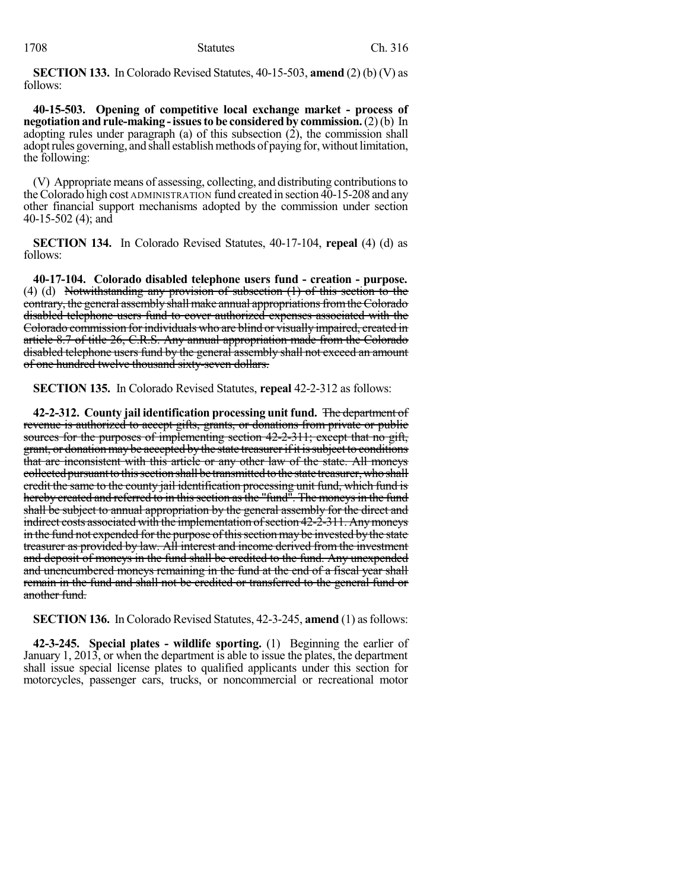**SECTION 133.** In Colorado Revised Statutes, 40-15-503, **amend** (2) (b) (V) as follows:

**40-15-503. Opening of competitive local exchange market - process of negotiation and rule-making - issues to be considered by commission.** (2) (b) In adopting rules under paragraph (a) of this subsection (2), the commission shall adopt rules governing, and shall establish methods of paying for, without limitation, the following:

(V) Appropriate means of assessing, collecting, and distributing contributions to the Colorado high cost ADMINISTRATION fund created in section 40-15-208 and any other financial support mechanisms adopted by the commission under section 40-15-502 (4); and

**SECTION 134.** In Colorado Revised Statutes, 40-17-104, **repeal** (4) (d) as follows:

**40-17-104. Colorado disabled telephone users fund - creation - purpose.** (4) (d) ~~Notwithstanding any provision of subsection (1) of this section to the contrary, the general assembly shall make annual appropriations from the Colorado disabled telephone users fund to cover authorized expenses associated with the Colorado commission for individuals who are blind or visually impaired, created in article 8.7 of title 26, C.R.S. Any annual appropriation made from the Colorado disabled telephone users fund by the general assembly shall not exceed an amount of one hundred twelve thousand sixty-seven dollars.~~

**SECTION 135.** In Colorado Revised Statutes, **repeal** 42-2-312 as follows:

**42-2-312. County jail identification processing unit fund.** ~~The department of revenue is authorized to accept gifts, grants, or donations from private or public sources for the purposes of implementing section 42-2-311; except that no gift, grant, or donation may be accepted by the state treasurer if it is subject to conditions that are inconsistent with this article or any other law of the state. All moneys collected pursuant to this section shall be transmitted to the state treasurer, who shall credit the same to the county jail identification processing unit fund, which fund is hereby created and referred to in this section as the "fund". The moneys in the fund shall be subject to annual appropriation by the general assembly for the direct and indirect costs associated with the implementation of section 42-2-311. Any moneys in the fund not expended for the purpose of this section may be invested by the state treasurer as provided by law. All interest and income derived from the investment and deposit of moneys in the fund shall be credited to the fund. Any unexpended and unencumbered moneys remaining in the fund at the end of a fiscal year shall remain in the fund and shall not be credited or transferred to the general fund or another fund.~~

**SECTION 136.** In Colorado Revised Statutes, 42-3-245, **amend** (1) as follows:

**42-3-245. Special plates - wildlife sporting.** (1) Beginning the earlier of January 1, 2013, or when the department is able to issue the plates, the department shall issue special license plates to qualified applicants under this section for motorcycles, passenger cars, trucks, or noncommercial or recreational motor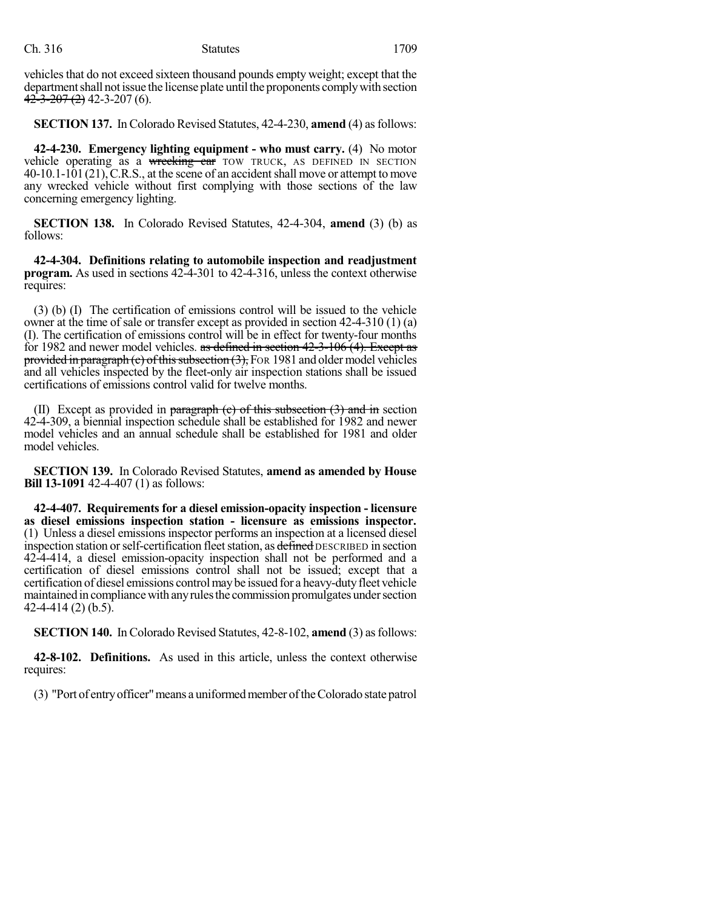vehicles that do not exceed sixteen thousand pounds empty weight; except that the department shall not issue the license plate until the proponents comply with section ~~42-3-207 (2)~~ 42-3-207 (6).

**SECTION 137.** In Colorado Revised Statutes, 42-4-230, **amend** (4) as follows:

**42-4-230. Emergency lighting equipment - who must carry.** (4) No motor vehicle operating as a ~~wrecking car~~ TOW TRUCK, AS DEFINED IN SECTION 40-10.1-101 (21), C.R.S., at the scene of an accident shall move or attempt to move any wrecked vehicle without first complying with those sections of the law concerning emergency lighting.

**SECTION 138.** In Colorado Revised Statutes, 42-4-304, **amend** (3) (b) as follows:

**42-4-304. Definitions relating to automobile inspection and readjustment program.** As used in sections 42-4-301 to 42-4-316, unless the context otherwise requires:

(3) (b) (I) The certification of emissions control will be issued to the vehicle owner at the time of sale or transfer except as provided in section 42-4-310 (1) (a) (I). The certification of emissions control will be in effect for twenty-four months for 1982 and newer model vehicles. ~~as defined in section 42-3-106 (4). Except as provided in paragraph (c) of this subsection (3),~~ FOR 1981 and older model vehicles and all vehicles inspected by the fleet-only air inspection stations shall be issued certifications of emissions control valid for twelve months.

(II) Except as provided in ~~paragraph (c) of this subsection (3) and in~~ section 42-4-309, a biennial inspection schedule shall be established for 1982 and newer model vehicles and an annual schedule shall be established for 1981 and older model vehicles.

**SECTION 139.** In Colorado Revised Statutes, **amend as amended by House Bill 13-1091** 42-4-407 (1) as follows:

**42-4-407. Requirements for a diesel emission-opacity inspection - licensure as diesel emissions inspection station - licensure as emissions inspector.** (1) Unless a diesel emissions inspector performs an inspection at a licensed diesel inspection station or self-certification fleet station, as ~~defined~~ DESCRIBED in section 42-4-414, a diesel emission-opacity inspection shall not be performed and a certification of diesel emissions control shall not be issued; except that a certification of diesel emissions control may be issued for a heavy-duty fleet vehicle maintained in compliance with any rules the commission promulgates under section 42-4-414 (2) (b.5).

**SECTION 140.** In Colorado Revised Statutes, 42-8-102, **amend** (3) as follows:

**42-8-102. Definitions.** As used in this article, unless the context otherwise requires:

(3) "Port of entry officer" means a uniformed member of the Colorado state patrol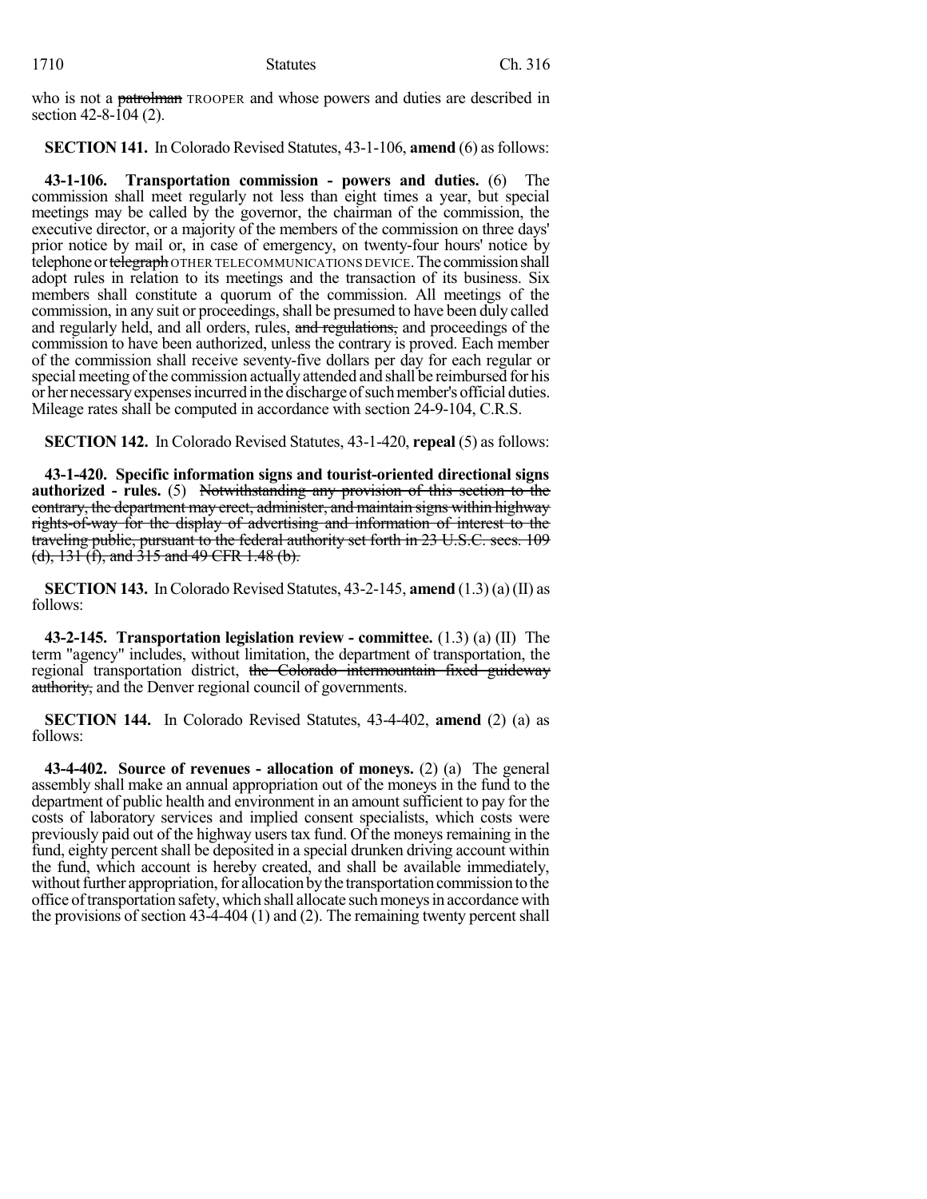who is not a ~~patrolman~~ TROOPER and whose powers and duties are described in section 42-8-104 (2).

**SECTION 141.** In Colorado Revised Statutes, 43-1-106, **amend** (6) as follows:

**43-1-106. Transportation commission - powers and duties.** (6) The commission shall meet regularly not less than eight times a year, but special meetings may be called by the governor, the chairman of the commission, the executive director, or a majority of the members of the commission on three days' prior notice by mail or, in case of emergency, on twenty-four hours' notice by telephone or ~~telegraph~~ OTHER TELECOMMUNICATIONS DEVICE. The commission shall adopt rules in relation to its meetings and the transaction of its business. Six members shall constitute a quorum of the commission. All meetings of the commission, in any suit or proceedings, shall be presumed to have been duly called and regularly held, and all orders, rules, ~~and regulations,~~ and proceedings of the commission to have been authorized, unless the contrary is proved. Each member of the commission shall receive seventy-five dollars per day for each regular or special meeting of the commission actually attended and shall be reimbursed for his or her necessary expenses incurred in the discharge of such member's official duties. Mileage rates shall be computed in accordance with section 24-9-104, C.R.S.

**SECTION 142.** In Colorado Revised Statutes, 43-1-420, **repeal** (5) as follows:

**43-1-420. Specific information signs and tourist-oriented directional signs authorized - rules.** (5) ~~Notwithstanding any provision of this section to the contrary, the department may erect, administer, and maintain signs within highway rights-of-way for the display of advertising and information of interest to the traveling public, pursuant to the federal authority set forth in 23 U.S.C. secs. 109 (d), 131 (f), and 315 and 49 CFR 1.48 (b).~~

**SECTION 143.** In Colorado Revised Statutes, 43-2-145, **amend** (1.3) (a) (II) as follows:

**43-2-145. Transportation legislation review - committee.** (1.3) (a) (II) The term "agency" includes, without limitation, the department of transportation, the regional transportation district, ~~the Colorado intermountain fixed guideway authority,~~ and the Denver regional council of governments.

**SECTION 144.** In Colorado Revised Statutes, 43-4-402, **amend** (2) (a) as follows:

**43-4-402. Source of revenues - allocation of moneys.** (2) (a) The general assembly shall make an annual appropriation out of the moneys in the fund to the department of public health and environment in an amount sufficient to pay for the costs of laboratory services and implied consent specialists, which costs were previously paid out of the highway users tax fund. Of the moneys remaining in the fund, eighty percent shall be deposited in a special drunken driving account within the fund, which account is hereby created, and shall be available immediately, without further appropriation, for allocation by the transportation commission to the office of transportation safety, which shall allocate such moneys in accordance with the provisions of section 43-4-404 (1) and (2). The remaining twenty percent shall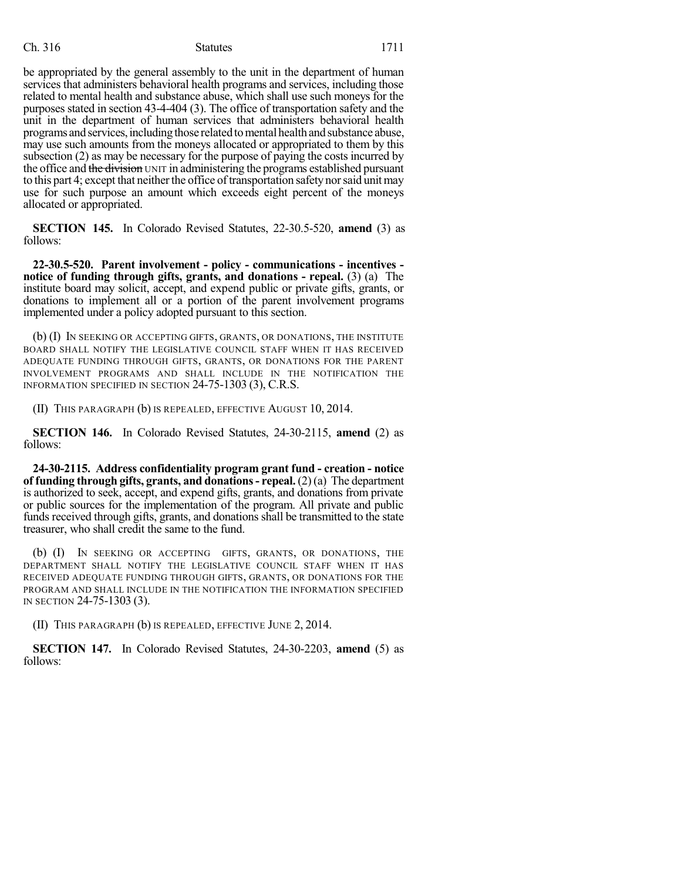be appropriated by the general assembly to the unit in the department of human services that administers behavioral health programs and services, including those related to mental health and substance abuse, which shall use such moneys for the purposes stated in section 43-4-404 (3). The office of transportation safety and the unit in the department of human services that administers behavioral health programs and services, including those related to mental health and substance abuse, may use such amounts from the moneys allocated or appropriated to them by this subsection (2) as may be necessary for the purpose of paying the costs incurred by the office and ~~the division~~ UNIT in administering the programs established pursuant to this part 4; except that neither the office of transportation safety nor said unit may use for such purpose an amount which exceeds eight percent of the moneys allocated or appropriated.

**SECTION 145.** In Colorado Revised Statutes, 22-30.5-520, **amend** (3) as follows:

**22-30.5-520. Parent involvement - policy - communications - incentives - notice of funding through gifts, grants, and donations - repeal.** (3) (a) The institute board may solicit, accept, and expend public or private gifts, grants, or donations to implement all or a portion of the parent involvement programs implemented under a policy adopted pursuant to this section.

(b) (I) IN SEEKING OR ACCEPTING GIFTS, GRANTS, OR DONATIONS, THE INSTITUTE BOARD SHALL NOTIFY THE LEGISLATIVE COUNCIL STAFF WHEN IT HAS RECEIVED ADEQUATE FUNDING THROUGH GIFTS, GRANTS, OR DONATIONS FOR THE PARENT INVOLVEMENT PROGRAMS AND SHALL INCLUDE IN THE NOTIFICATION THE INFORMATION SPECIFIED IN SECTION 24-75-1303 (3), C.R.S.

(II) THIS PARAGRAPH (b) IS REPEALED, EFFECTIVE AUGUST 10, 2014.

**SECTION 146.** In Colorado Revised Statutes, 24-30-2115, **amend** (2) as follows:

**24-30-2115. Address confidentiality program grant fund - creation - notice of funding through gifts, grants, and donations - repeal.** (2) (a) The department is authorized to seek, accept, and expend gifts, grants, and donations from private or public sources for the implementation of the program. All private and public funds received through gifts, grants, and donations shall be transmitted to the state treasurer, who shall credit the same to the fund.

(b) (I) IN SEEKING OR ACCEPTING GIFTS, GRANTS, OR DONATIONS, THE DEPARTMENT SHALL NOTIFY THE LEGISLATIVE COUNCIL STAFF WHEN IT HAS RECEIVED ADEQUATE FUNDING THROUGH GIFTS, GRANTS, OR DONATIONS FOR THE PROGRAM AND SHALL INCLUDE IN THE NOTIFICATION THE INFORMATION SPECIFIED IN SECTION 24-75-1303 (3).

(II) THIS PARAGRAPH (b) IS REPEALED, EFFECTIVE JUNE 2, 2014.

**SECTION 147.** In Colorado Revised Statutes, 24-30-2203, **amend** (5) as follows: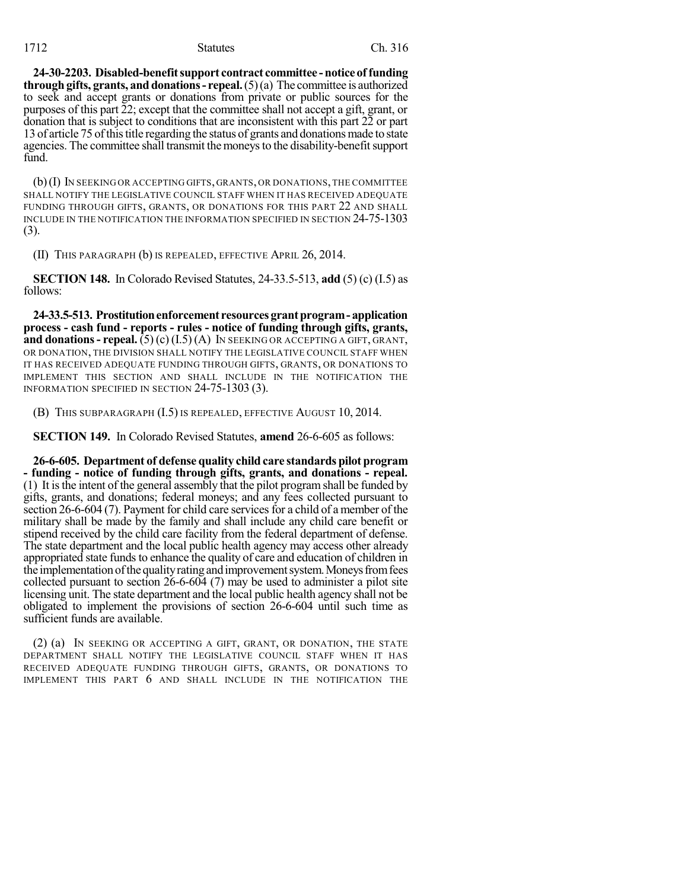**24-30-2203. Disabled-benefit support contract committee - notice of funding through gifts, grants, and donations - repeal.** (5) (a) The committee is authorized to seek and accept grants or donations from private or public sources for the purposes of this part 22; except that the committee shall not accept a gift, grant, or donation that is subject to conditions that are inconsistent with this part 22 or part 13 of article 75 of this title regarding the status of grants and donations made to state agencies. The committee shall transmit the moneys to the disability-benefit support fund.

(b) (I) IN SEEKING OR ACCEPTING GIFTS, GRANTS, OR DONATIONS, THE COMMITTEE SHALL NOTIFY THE LEGISLATIVE COUNCIL STAFF WHEN IT HAS RECEIVED ADEQUATE FUNDING THROUGH GIFTS, GRANTS, OR DONATIONS FOR THIS PART 22 AND SHALL INCLUDE IN THE NOTIFICATION THE INFORMATION SPECIFIED IN SECTION 24-75-1303 (3).

(II) THIS PARAGRAPH (b) IS REPEALED, EFFECTIVE APRIL 26, 2014.

**SECTION 148.** In Colorado Revised Statutes, 24-33.5-513, **add** (5) (c) (I.5) as follows:

**24-33.5-513. Prostitution enforcement resources grant program - application process - cash fund - reports - rules - notice of funding through gifts, grants, and donations - repeal.** (5) (c) (I.5) (A) IN SEEKING OR ACCEPTING A GIFT, GRANT, OR DONATION, THE DIVISION SHALL NOTIFY THE LEGISLATIVE COUNCIL STAFF WHEN IT HAS RECEIVED ADEQUATE FUNDING THROUGH GIFTS, GRANTS, OR DONATIONS TO IMPLEMENT THIS SECTION AND SHALL INCLUDE IN THE NOTIFICATION THE INFORMATION SPECIFIED IN SECTION 24-75-1303 (3).

(B) THIS SUBPARAGRAPH (I.5) IS REPEALED, EFFECTIVE AUGUST 10, 2014.

**SECTION 149.** In Colorado Revised Statutes, **amend** 26-6-605 as follows:

**26-6-605. Department of defense quality child care standards pilot program - funding - notice of funding through gifts, grants, and donations - repeal.** (1) It is the intent of the general assembly that the pilot program shall be funded by gifts, grants, and donations; federal moneys; and any fees collected pursuant to section 26-6-604 (7). Payment for child care services for a child of a member of the military shall be made by the family and shall include any child care benefit or stipend received by the child care facility from the federal department of defense. The state department and the local public health agency may access other already appropriated state funds to enhance the quality of care and education of children in the implementation of the quality rating and improvement system. Moneys from fees collected pursuant to section 26-6-604 (7) may be used to administer a pilot site licensing unit. The state department and the local public health agency shall not be obligated to implement the provisions of section 26-6-604 until such time as sufficient funds are available.

(2) (a) IN SEEKING OR ACCEPTING A GIFT, GRANT, OR DONATION, THE STATE DEPARTMENT SHALL NOTIFY THE LEGISLATIVE COUNCIL STAFF WHEN IT HAS RECEIVED ADEQUATE FUNDING THROUGH GIFTS, GRANTS, OR DONATIONS TO IMPLEMENT THIS PART 6 AND SHALL INCLUDE IN THE NOTIFICATION THE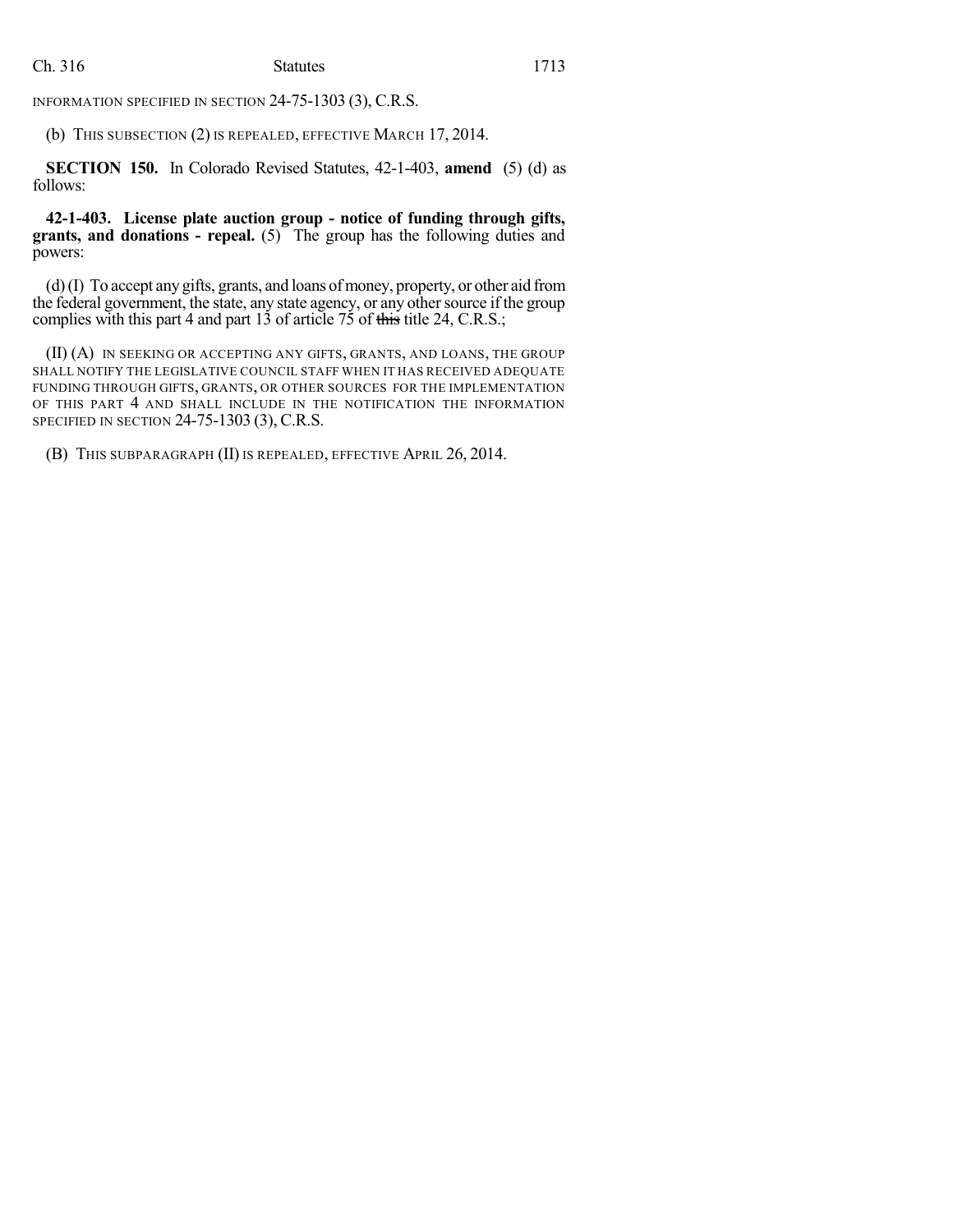INFORMATION SPECIFIED IN SECTION 24-75-1303 (3), C.R.S.

(b) THIS SUBSECTION (2) IS REPEALED, EFFECTIVE MARCH 17, 2014.

**SECTION 150.** In Colorado Revised Statutes, 42-1-403, **amend** (5) (d) as follows:

**42-1-403. License plate auction group - notice of funding through gifts, grants, and donations - repeal.** (5) The group has the following duties and powers:

(d) (I) To accept any gifts, grants, and loans of money, property, or other aid from the federal government, the state, any state agency, or any other source if the group complies with this part 4 and part 13 of article 75 of ~~this~~ title 24, C.R.S.;

(II) (A) IN SEEKING OR ACCEPTING ANY GIFTS, GRANTS, AND LOANS, THE GROUP SHALL NOTIFY THE LEGISLATIVE COUNCIL STAFF WHEN IT HAS RECEIVED ADEQUATE FUNDING THROUGH GIFTS, GRANTS, OR OTHER SOURCES FOR THE IMPLEMENTATION OF THIS PART 4 AND SHALL INCLUDE IN THE NOTIFICATION THE INFORMATION SPECIFIED IN SECTION 24-75-1303 (3), C.R.S.

(B) THIS SUBPARAGRAPH (II) IS REPEALED, EFFECTIVE APRIL 26, 2014.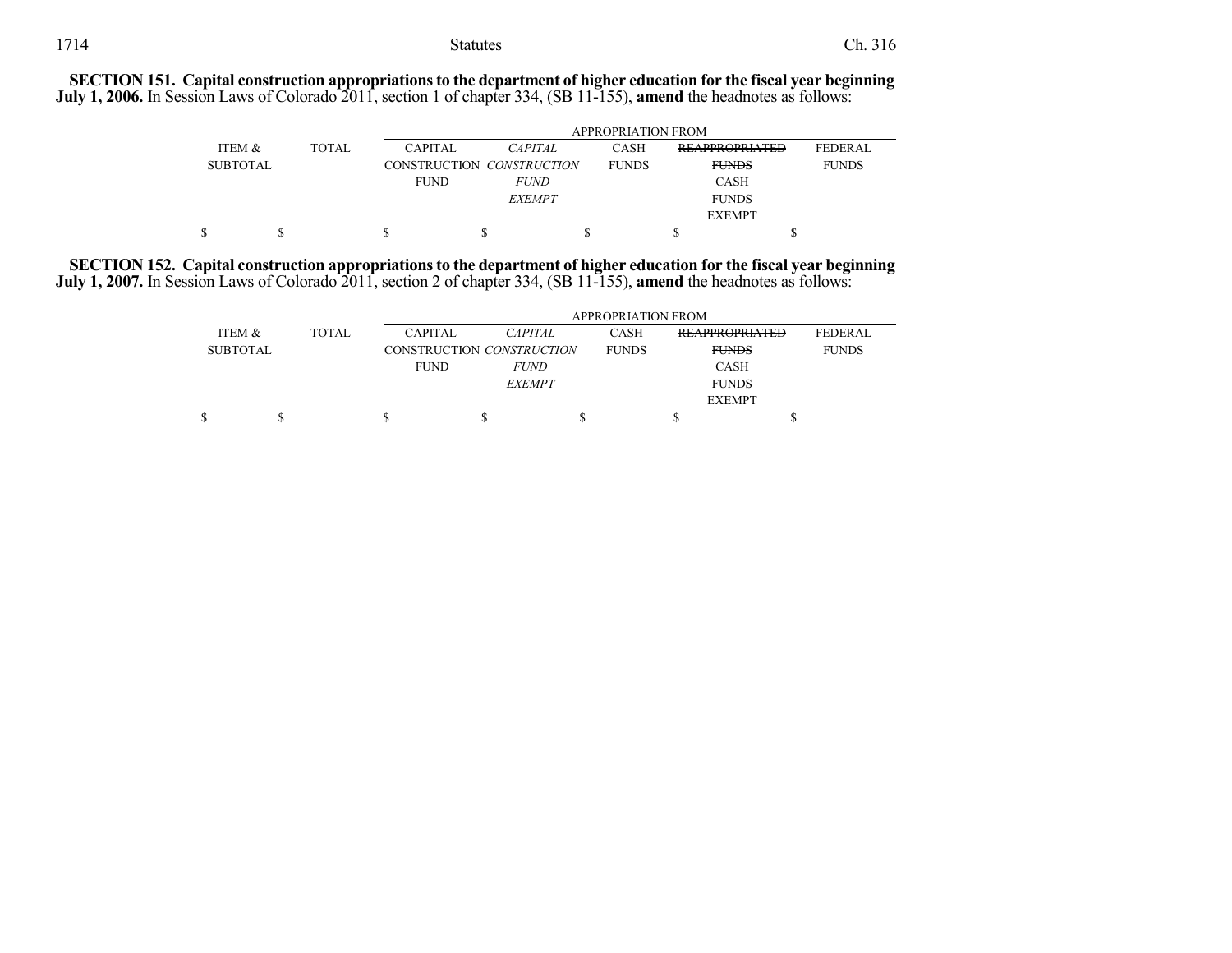**SECTION 151. Capital construction appropriations to the department of higher education for the fiscal year beginning July 1, 2006.** In Session Laws of Colorado 2011, section 1 of chapter 334, (SB 11-155), **amend** the headnotes as follows:

| | | APPROPRIATION FROM | | | | |
|---|---|---|---|---|---|---|
| ITEM & SUBTOTAL | TOTAL | CAPITAL CONSTRUCTION FUND | *CAPITAL CONSTRUCTION FUND EXEMPT* | CASH FUNDS | ~~REAPPROPRIATED FUNDS~~ CASH FUNDS EXEMPT | FEDERAL FUNDS |
| $ | $ | $ | $ | $ | $ | $ |

**SECTION 152. Capital construction appropriations to the department of higher education for the fiscal year beginning July 1, 2007.** In Session Laws of Colorado 2011, section 2 of chapter 334, (SB 11-155), **amend** the headnotes as follows:

| | | APPROPRIATION FROM | | | | |
|---|---|---|---|---|---|---|
| ITEM & SUBTOTAL | TOTAL | CAPITAL CONSTRUCTION FUND | *CAPITAL CONSTRUCTION FUND EXEMPT* | CASH FUNDS | ~~REAPPROPRIATED FUNDS~~ CASH FUNDS EXEMPT | FEDERAL FUNDS |
| $ | $ | $ | $ | $ | $ | $ |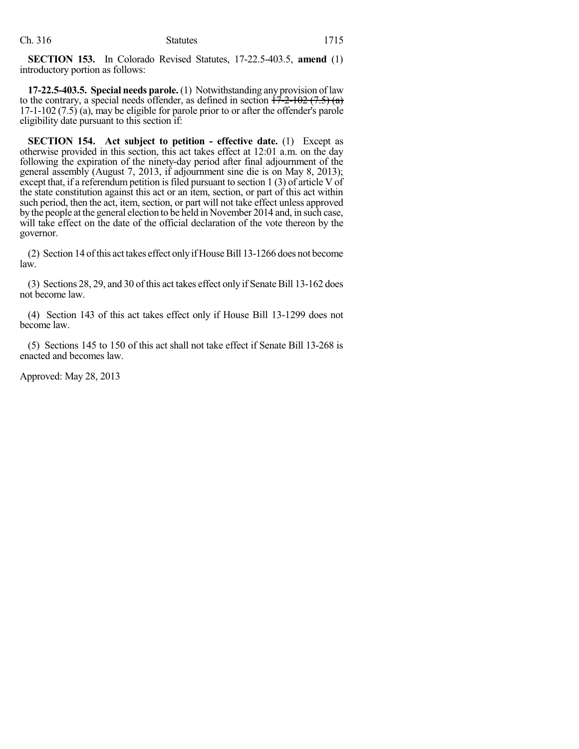**SECTION 153.** In Colorado Revised Statutes, 17-22.5-403.5, **amend** (1) introductory portion as follows:

**17-22.5-403.5. Special needs parole.** (1) Notwithstanding any provision of law to the contrary, a special needs offender, as defined in section ~~17-2-102 (7.5) (a)~~ 17-1-102 (7.5) (a), may be eligible for parole prior to or after the offender's parole eligibility date pursuant to this section if:

**SECTION 154. Act subject to petition - effective date.** (1) Except as otherwise provided in this section, this act takes effect at 12:01 a.m. on the day following the expiration of the ninety-day period after final adjournment of the general assembly (August 7, 2013, if adjournment sine die is on May 8, 2013); except that, if a referendum petition is filed pursuant to section 1 (3) of article V of the state constitution against this act or an item, section, or part of this act within such period, then the act, item, section, or part will not take effect unless approved by the people at the general election to be held in November 2014 and, in such case, will take effect on the date of the official declaration of the vote thereon by the governor.

(2) Section 14 of this act takes effect only if House Bill 13-1266 does not become law.

(3) Sections 28, 29, and 30 of this act takes effect only if Senate Bill 13-162 does not become law.

(4) Section 143 of this act takes effect only if House Bill 13-1299 does not become law.

(5) Sections 145 to 150 of this act shall not take effect if Senate Bill 13-268 is enacted and becomes law.

Approved: May 28, 2013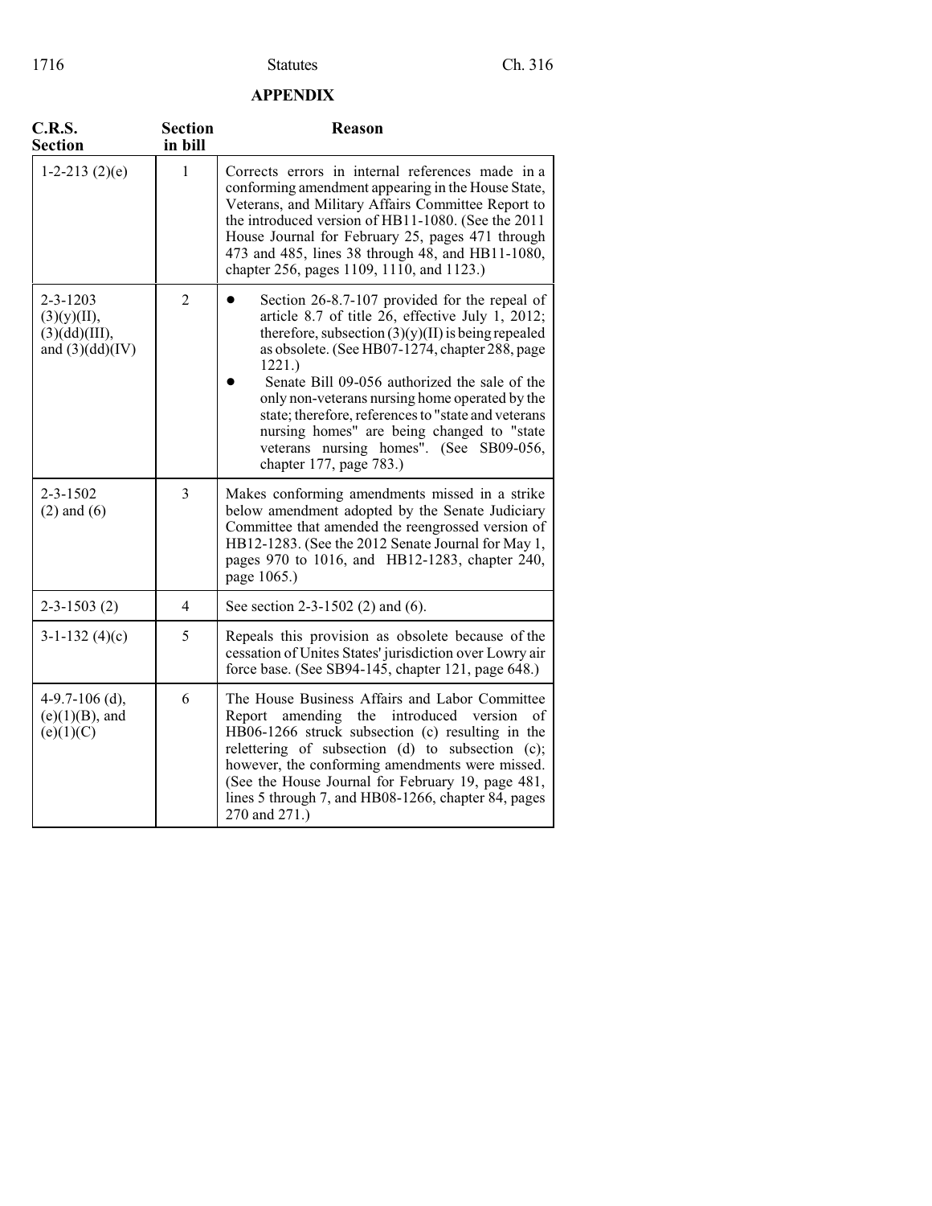## APPENDIX

| C.R.S. Section | Section in bill | Reason |
|---|---|---|
| 1-2-213 (2)(e) | 1 | Corrects errors in internal references made in a conforming amendment appearing in the House State, Veterans, and Military Affairs Committee Report to the introduced version of HB11-1080. (See the 2011 House Journal for February 25, pages 471 through 473 and 485, lines 38 through 48, and HB11-1080, chapter 256, pages 1109, 1110, and 1123.) |
| 2-3-1203 (3)(y)(II), (3)(dd)(III), and (3)(dd)(IV) | 2 | • Section 26-8.7-107 provided for the repeal of article 8.7 of title 26, effective July 1, 2012; therefore, subsection (3)(y)(II) is being repealed as obsolete. (See HB07-1274, chapter 288, page 1221.)<br>• Senate Bill 09-056 authorized the sale of the only non-veterans nursing home operated by the state; therefore, references to "state and veterans nursing homes" are being changed to "state veterans nursing homes". (See SB09-056, chapter 177, page 783.) |
| 2-3-1502 (2) and (6) | 3 | Makes conforming amendments missed in a strike below amendment adopted by the Senate Judiciary Committee that amended the reengrossed version of HB12-1283. (See the 2012 Senate Journal for May 1, pages 970 to 1016, and HB12-1283, chapter 240, page 1065.) |
| 2-3-1503 (2) | 4 | See section 2-3-1502 (2) and (6). |
| 3-1-132 (4)(c) | 5 | Repeals this provision as obsolete because of the cessation of Unites States' jurisdiction over Lowry air force base. (See SB94-145, chapter 121, page 648.) |
| 4-9.7-106 (d), (e)(1)(B), and (e)(1)(C) | 6 | The House Business Affairs and Labor Committee Report amending the introduced version of HB06-1266 struck subsection (c) resulting in the relettering of subsection (d) to subsection (c); however, the conforming amendments were missed. (See the House Journal for February 19, page 481, lines 5 through 7, and HB08-1266, chapter 84, pages 270 and 271.) |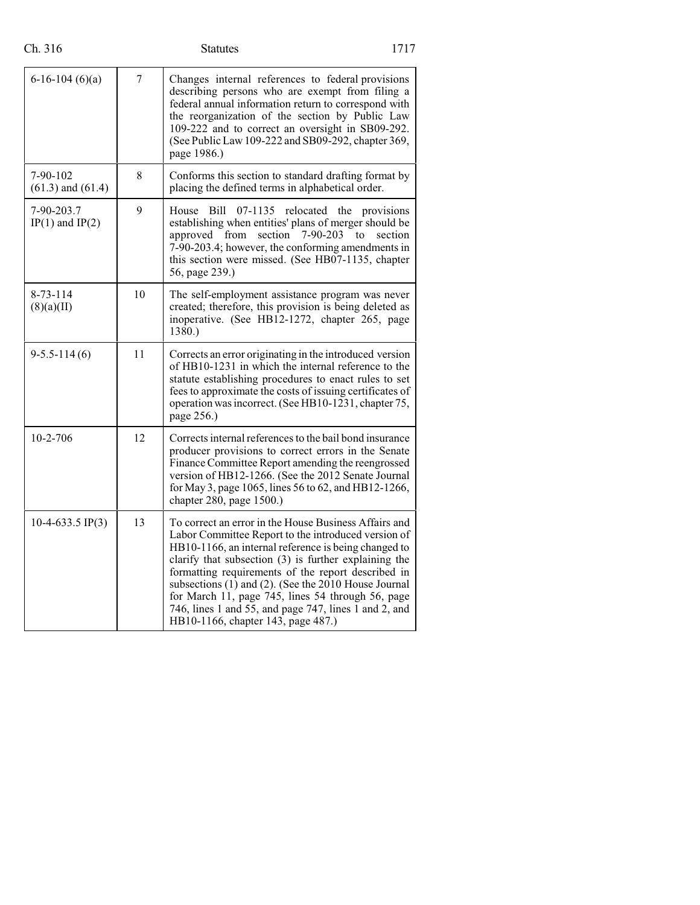| | | |
|---|---|---|
| 6-16-104 (6)(a) | 7 | Changes internal references to federal provisions describing persons who are exempt from filing a federal annual information return to correspond with the reorganization of the section by Public Law 109-222 and to correct an oversight in SB09-292. (See Public Law 109-222 and SB09-292, chapter 369, page 1986.) |
| 7-90-102 (61.3) and (61.4) | 8 | Conforms this section to standard drafting format by placing the defined terms in alphabetical order. |
| 7-90-203.7 IP(1) and IP(2) | 9 | House Bill 07-1135 relocated the provisions establishing when entities' plans of merger should be approved from section 7-90-203 to section 7-90-203.4; however, the conforming amendments in this section were missed. (See HB07-1135, chapter 56, page 239.) |
| 8-73-114 (8)(a)(II) | 10 | The self-employment assistance program was never created; therefore, this provision is being deleted as inoperative. (See HB12-1272, chapter 265, page 1380.) |
| 9-5.5-114 (6) | 11 | Corrects an error originating in the introduced version of HB10-1231 in which the internal reference to the statute establishing procedures to enact rules to set fees to approximate the costs of issuing certificates of operation was incorrect. (See HB10-1231, chapter 75, page 256.) |
| 10-2-706 | 12 | Corrects internal references to the bail bond insurance producer provisions to correct errors in the Senate Finance Committee Report amending the reengrossed version of HB12-1266. (See the 2012 Senate Journal for May 3, page 1065, lines 56 to 62, and HB12-1266, chapter 280, page 1500.) |
| 10-4-633.5 IP(3) | 13 | To correct an error in the House Business Affairs and Labor Committee Report to the introduced version of HB10-1166, an internal reference is being changed to clarify that subsection (3) is further explaining the formatting requirements of the report described in subsections (1) and (2). (See the 2010 House Journal for March 11, page 745, lines 54 through 56, page 746, lines 1 and 55, and page 747, lines 1 and 2, and HB10-1166, chapter 143, page 487.) |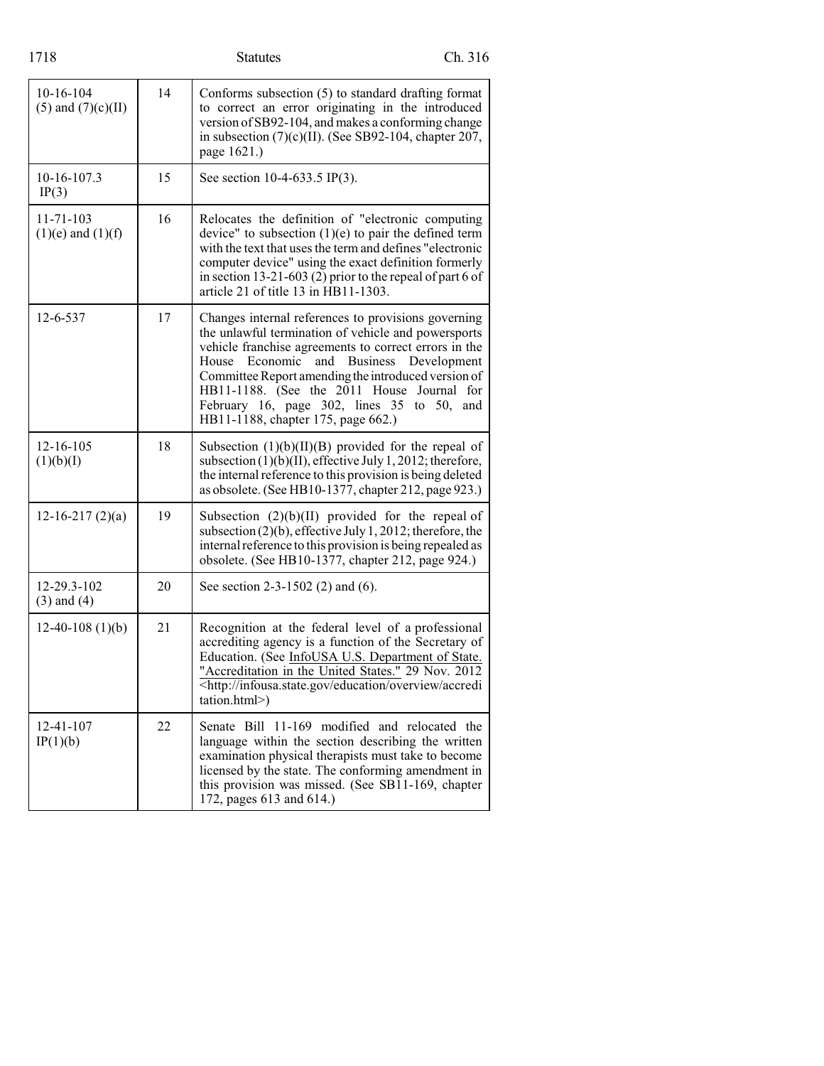| | | |
|---|---|---|
| 10-16-104 (5) and (7)(c)(II) | 14 | Conforms subsection (5) to standard drafting format to correct an error originating in the introduced version of SB92-104, and makes a conforming change in subsection (7)(c)(II). (See SB92-104, chapter 207, page 1621.) |
| 10-16-107.3 IP(3) | 15 | See section 10-4-633.5 IP(3). |
| 11-71-103 (1)(e) and (1)(f) | 16 | Relocates the definition of "electronic computing device" to subsection (1)(e) to pair the defined term with the text that uses the term and defines "electronic computer device" using the exact definition formerly in section 13-21-603 (2) prior to the repeal of part 6 of article 21 of title 13 in HB11-1303. |
| 12-6-537 | 17 | Changes internal references to provisions governing the unlawful termination of vehicle and powersports vehicle franchise agreements to correct errors in the House Economic and Business Development Committee Report amending the introduced version of HB11-1188. (See the 2011 House Journal for February 16, page 302, lines 35 to 50, and HB11-1188, chapter 175, page 662.) |
| 12-16-105 (1)(b)(I) | 18 | Subsection (1)(b)(II)(B) provided for the repeal of subsection (1)(b)(II), effective July 1, 2012; therefore, the internal reference to this provision is being deleted as obsolete. (See HB10-1377, chapter 212, page 923.) |
| 12-16-217 (2)(a) | 19 | Subsection (2)(b)(II) provided for the repeal of subsection (2)(b), effective July 1, 2012; therefore, the internal reference to this provision is being repealed as obsolete. (See HB10-1377, chapter 212, page 924.) |
| 12-29.3-102 (3) and (4) | 20 | See section 2-3-1502 (2) and (6). |
| 12-40-108 (1)(b) | 21 | Recognition at the federal level of a professional accrediting agency is a function of the Secretary of Education. (See InfoUSA U.S. Department of State. "Accreditation in the United States." 29 Nov. 2012 <http://infousa.state.gov/education/overview/accreditation.html>) |
| 12-41-107 IP(1)(b) | 22 | Senate Bill 11-169 modified and relocated the language within the section describing the written examination physical therapists must take to become licensed by the state. The conforming amendment in this provision was missed. (See SB11-169, chapter 172, pages 613 and 614.) |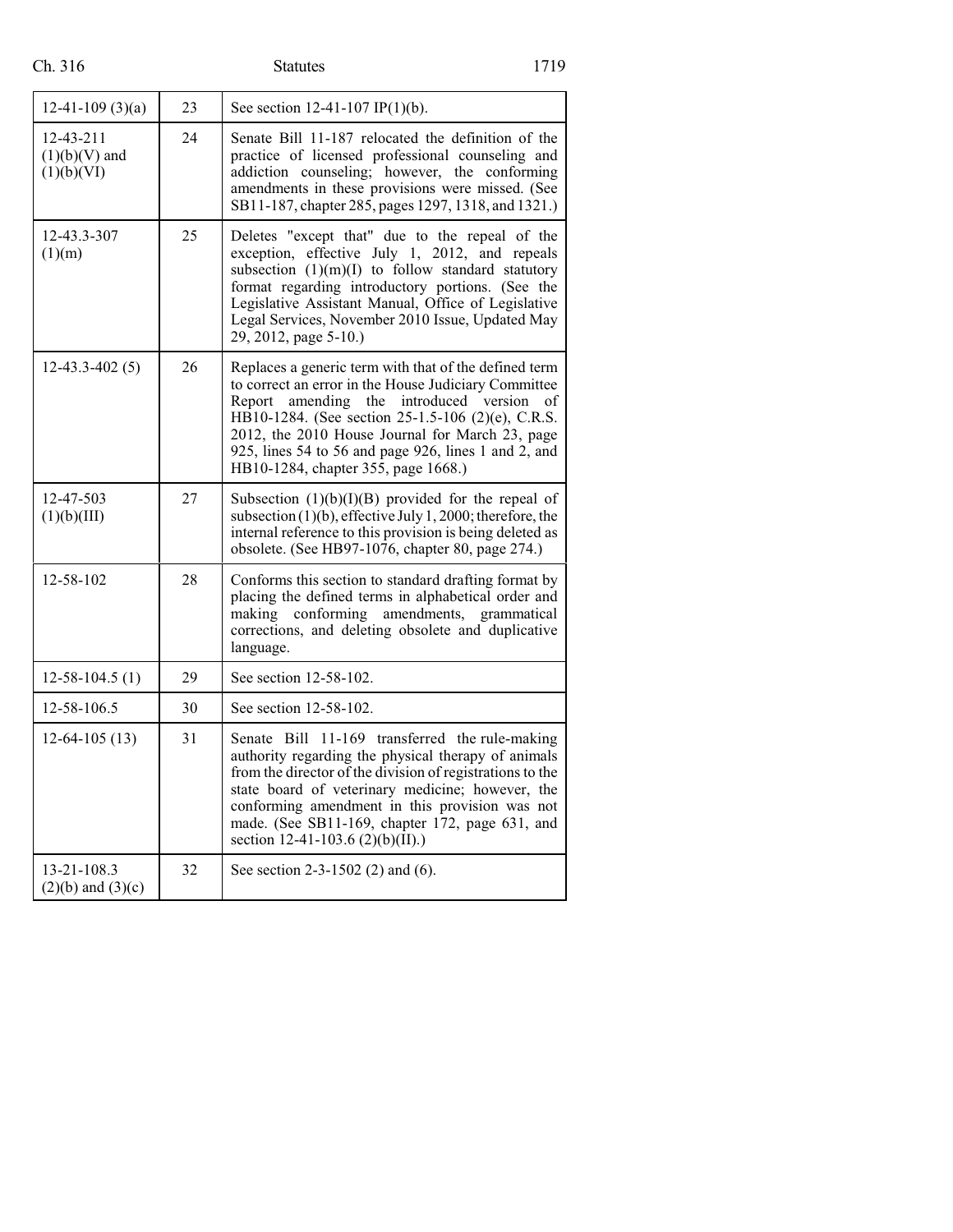| | | |
|---|---|---|
| 12-41-109 (3)(a) | 23 | See section 12-41-107 IP(1)(b). |
| 12-43-211 (1)(b)(V) and (1)(b)(VI) | 24 | Senate Bill 11-187 relocated the definition of the practice of licensed professional counseling and addiction counseling; however, the conforming amendments in these provisions were missed. (See SB11-187, chapter 285, pages 1297, 1318, and 1321.) |
| 12-43.3-307 (1)(m) | 25 | Deletes "except that" due to the repeal of the exception, effective July 1, 2012, and repeals subsection (1)(m)(I) to follow standard statutory format regarding introductory portions. (See the Legislative Assistant Manual, Office of Legislative Legal Services, November 2010 Issue, Updated May 29, 2012, page 5-10.) |
| 12-43.3-402 (5) | 26 | Replaces a generic term with that of the defined term to correct an error in the House Judiciary Committee Report amending the introduced version of HB10-1284. (See section 25-1.5-106 (2)(e), C.R.S. 2012, the 2010 House Journal for March 23, page 925, lines 54 to 56 and page 926, lines 1 and 2, and HB10-1284, chapter 355, page 1668.) |
| 12-47-503 (1)(b)(III) | 27 | Subsection (1)(b)(I)(B) provided for the repeal of subsection (1)(b), effective July 1, 2000; therefore, the internal reference to this provision is being deleted as obsolete. (See HB97-1076, chapter 80, page 274.) |
| 12-58-102 | 28 | Conforms this section to standard drafting format by placing the defined terms in alphabetical order and making conforming amendments, grammatical corrections, and deleting obsolete and duplicative language. |
| 12-58-104.5 (1) | 29 | See section 12-58-102. |
| 12-58-106.5 | 30 | See section 12-58-102. |
| 12-64-105 (13) | 31 | Senate Bill 11-169 transferred the rule-making authority regarding the physical therapy of animals from the director of the division of registrations to the state board of veterinary medicine; however, the conforming amendment in this provision was not made. (See SB11-169, chapter 172, page 631, and section 12-41-103.6 (2)(b)(II).) |
| 13-21-108.3 (2)(b) and (3)(c) | 32 | See section 2-3-1502 (2) and (6). |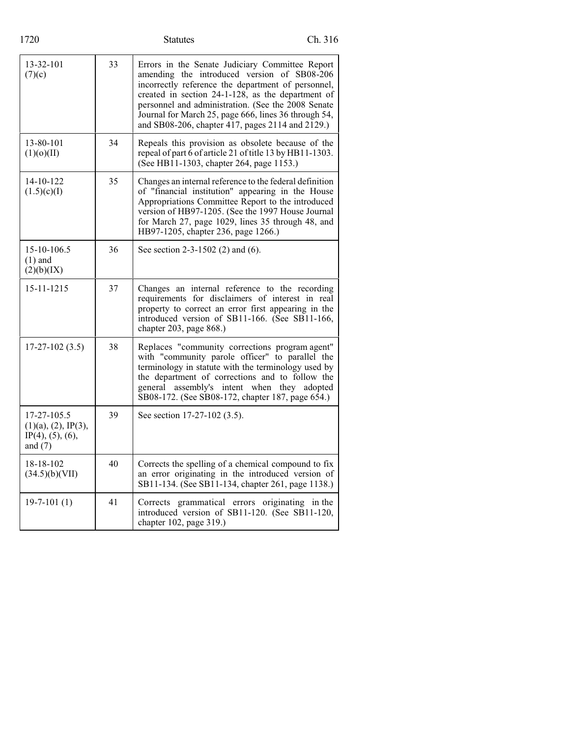| | | |
|---|---|---|
| 13-32-101 (7)(c) | 33 | Errors in the Senate Judiciary Committee Report amending the introduced version of SB08-206 incorrectly reference the department of personnel, created in section 24-1-128, as the department of personnel and administration. (See the 2008 Senate Journal for March 25, page 666, lines 36 through 54, and SB08-206, chapter 417, pages 2114 and 2129.) |
| 13-80-101 (1)(o)(II) | 34 | Repeals this provision as obsolete because of the repeal of part 6 of article 21 of title 13 by HB11-1303. (See HB11-1303, chapter 264, page 1153.) |
| 14-10-122 (1.5)(c)(I) | 35 | Changes an internal reference to the federal definition of "financial institution" appearing in the House Appropriations Committee Report to the introduced version of HB97-1205. (See the 1997 House Journal for March 27, page 1029, lines 35 through 48, and HB97-1205, chapter 236, page 1266.) |
| 15-10-106.5 (1) and (2)(b)(IX) | 36 | See section 2-3-1502 (2) and (6). |
| 15-11-1215 | 37 | Changes an internal reference to the recording requirements for disclaimers of interest in real property to correct an error first appearing in the introduced version of SB11-166. (See SB11-166, chapter 203, page 868.) |
| 17-27-102 (3.5) | 38 | Replaces "community corrections program agent" with "community parole officer" to parallel the terminology in statute with the terminology used by the department of corrections and to follow the general assembly's intent when they adopted SB08-172. (See SB08-172, chapter 187, page 654.) |
| 17-27-105.5 (1)(a), (2), IP(3), IP(4), (5), (6), and (7) | 39 | See section 17-27-102 (3.5). |
| 18-18-102 (34.5)(b)(VII) | 40 | Corrects the spelling of a chemical compound to fix an error originating in the introduced version of SB11-134. (See SB11-134, chapter 261, page 1138.) |
| 19-7-101 (1) | 41 | Corrects grammatical errors originating in the introduced version of SB11-120. (See SB11-120, chapter 102, page 319.) |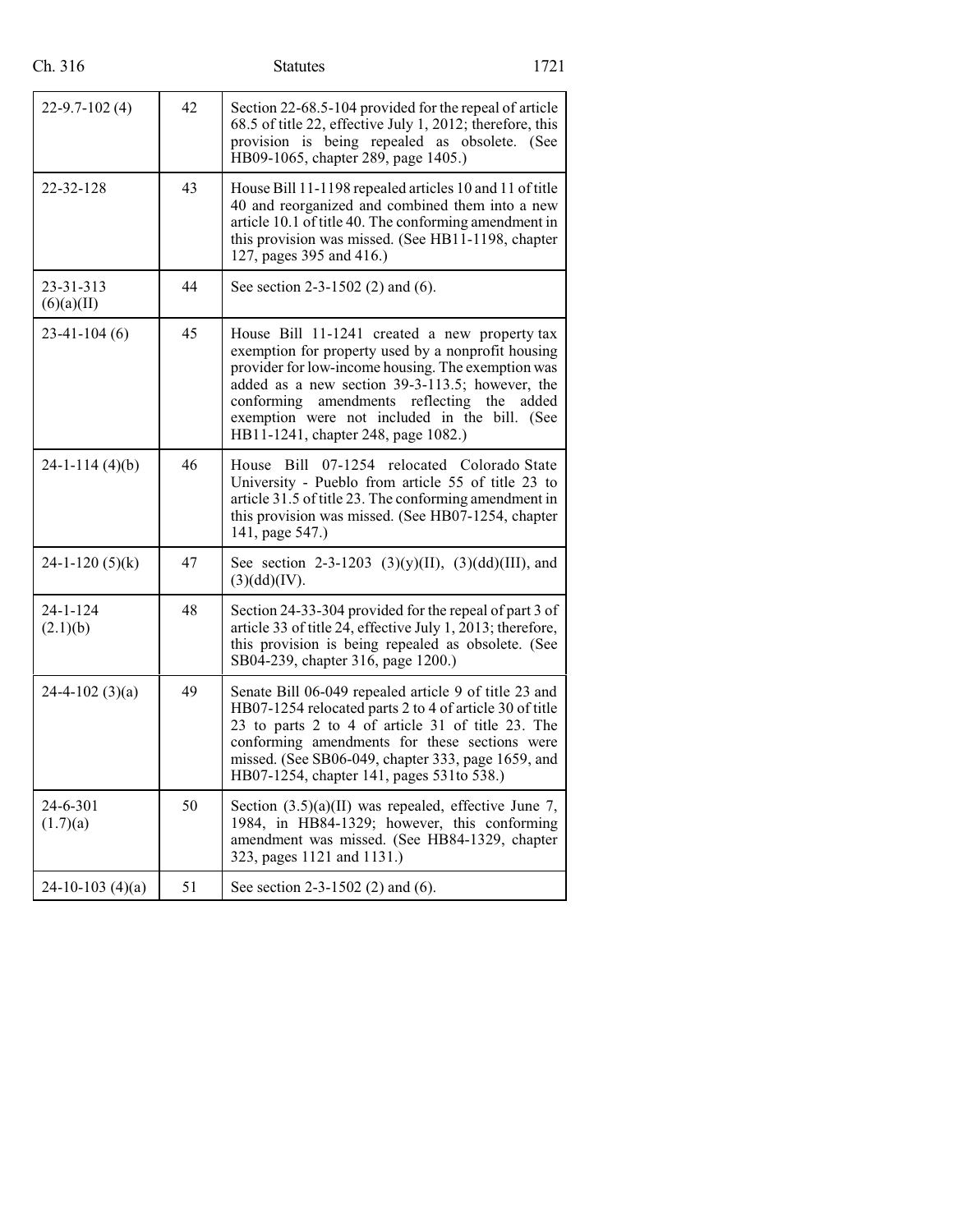| | | |
|---|---|---|
| 22-9.7-102 (4) | 42 | Section 22-68.5-104 provided for the repeal of article 68.5 of title 22, effective July 1, 2012; therefore, this provision is being repealed as obsolete. (See HB09-1065, chapter 289, page 1405.) |
| 22-32-128 | 43 | House Bill 11-1198 repealed articles 10 and 11 of title 40 and reorganized and combined them into a new article 10.1 of title 40. The conforming amendment in this provision was missed. (See HB11-1198, chapter 127, pages 395 and 416.) |
| 23-31-313 (6)(a)(II) | 44 | See section 2-3-1502 (2) and (6). |
| 23-41-104 (6) | 45 | House Bill 11-1241 created a new property tax exemption for property used by a nonprofit housing provider for low-income housing. The exemption was added as a new section 39-3-113.5; however, the conforming amendments reflecting the added exemption were not included in the bill. (See HB11-1241, chapter 248, page 1082.) |
| 24-1-114 (4)(b) | 46 | House Bill 07-1254 relocated Colorado State University - Pueblo from article 55 of title 23 to article 31.5 of title 23. The conforming amendment in this provision was missed. (See HB07-1254, chapter 141, page 547.) |
| 24-1-120 (5)(k) | 47 | See section 2-3-1203 (3)(y)(II), (3)(dd)(III), and (3)(dd)(IV). |
| 24-1-124 (2.1)(b) | 48 | Section 24-33-304 provided for the repeal of part 3 of article 33 of title 24, effective July 1, 2013; therefore, this provision is being repealed as obsolete. (See SB04-239, chapter 316, page 1200.) |
| 24-4-102 (3)(a) | 49 | Senate Bill 06-049 repealed article 9 of title 23 and HB07-1254 relocated parts 2 to 4 of article 30 of title 23 to parts 2 to 4 of article 31 of title 23. The conforming amendments for these sections were missed. (See SB06-049, chapter 333, page 1659, and HB07-1254, chapter 141, pages 531to 538.) |
| 24-6-301 (1.7)(a) | 50 | Section (3.5)(a)(II) was repealed, effective June 7, 1984, in HB84-1329; however, this conforming amendment was missed. (See HB84-1329, chapter 323, pages 1121 and 1131.) |
| 24-10-103 (4)(a) | 51 | See section 2-3-1502 (2) and (6). |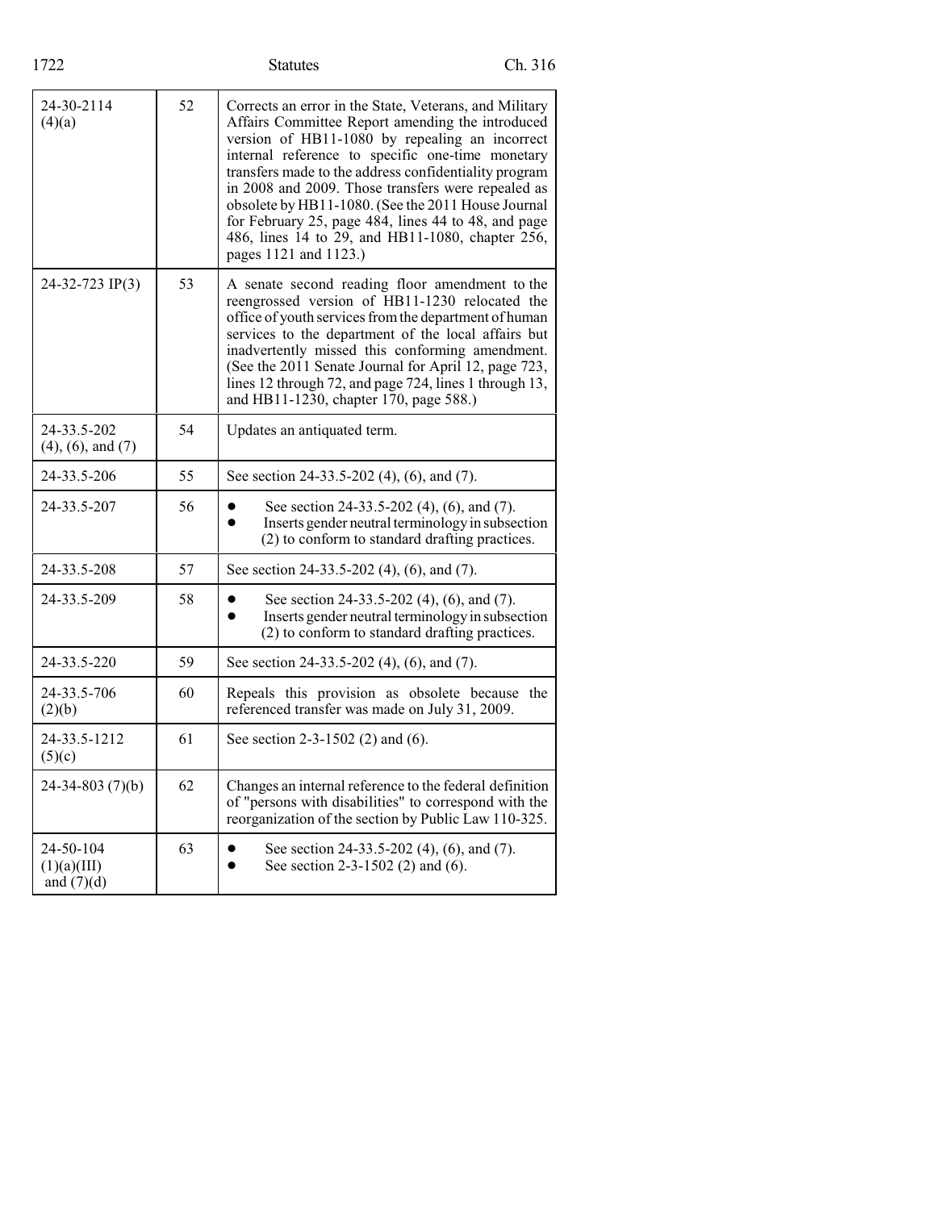| | | |
|---|---|---|
| 24-30-2114 (4)(a) | 52 | Corrects an error in the State, Veterans, and Military Affairs Committee Report amending the introduced version of HB11-1080 by repealing an incorrect internal reference to specific one-time monetary transfers made to the address confidentiality program in 2008 and 2009. Those transfers were repealed as obsolete by HB11-1080. (See the 2011 House Journal for February 25, page 484, lines 44 to 48, and page 486, lines 14 to 29, and HB11-1080, chapter 256, pages 1121 and 1123.) |
| 24-32-723 IP(3) | 53 | A senate second reading floor amendment to the reengrossed version of HB11-1230 relocated the office of youth services from the department of human services to the department of the local affairs but inadvertently missed this conforming amendment. (See the 2011 Senate Journal for April 12, page 723, lines 12 through 72, and page 724, lines 1 through 13, and HB11-1230, chapter 170, page 588.) |
| 24-33.5-202 (4), (6), and (7) | 54 | Updates an antiquated term. |
| 24-33.5-206 | 55 | See section 24-33.5-202 (4), (6), and (7). |
| 24-33.5-207 | 56 | • See section 24-33.5-202 (4), (6), and (7).<br>• Inserts gender neutral terminology in subsection (2) to conform to standard drafting practices. |
| 24-33.5-208 | 57 | See section 24-33.5-202 (4), (6), and (7). |
| 24-33.5-209 | 58 | • See section 24-33.5-202 (4), (6), and (7).<br>• Inserts gender neutral terminology in subsection (2) to conform to standard drafting practices. |
| 24-33.5-220 | 59 | See section 24-33.5-202 (4), (6), and (7). |
| 24-33.5-706 (2)(b) | 60 | Repeals this provision as obsolete because the referenced transfer was made on July 31, 2009. |
| 24-33.5-1212 (5)(c) | 61 | See section 2-3-1502 (2) and (6). |
| 24-34-803 (7)(b) | 62 | Changes an internal reference to the federal definition of "persons with disabilities" to correspond with the reorganization of the section by Public Law 110-325. |
| 24-50-104 (1)(a)(III) and (7)(d) | 63 | • See section 24-33.5-202 (4), (6), and (7).<br>• See section 2-3-1502 (2) and (6). |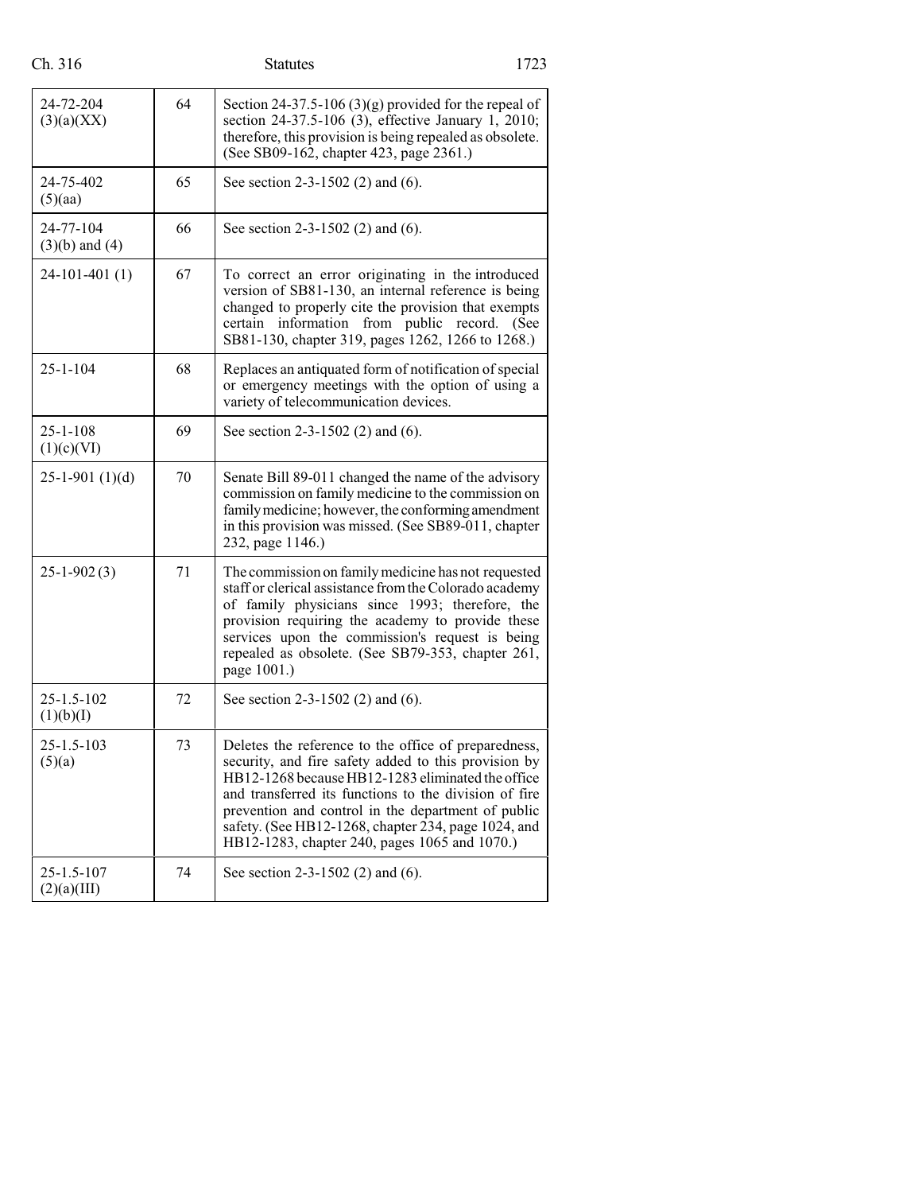| | | |
|---|---|---|
| 24-72-204 (3)(a)(XX) | 64 | Section 24-37.5-106 (3)(g) provided for the repeal of section 24-37.5-106 (3), effective January 1, 2010; therefore, this provision is being repealed as obsolete. (See SB09-162, chapter 423, page 2361.) |
| 24-75-402 (5)(aa) | 65 | See section 2-3-1502 (2) and (6). |
| 24-77-104 (3)(b) and (4) | 66 | See section 2-3-1502 (2) and (6). |
| 24-101-401 (1) | 67 | To correct an error originating in the introduced version of SB81-130, an internal reference is being changed to properly cite the provision that exempts certain information from public record. (See SB81-130, chapter 319, pages 1262, 1266 to 1268.) |
| 25-1-104 | 68 | Replaces an antiquated form of notification of special or emergency meetings with the option of using a variety of telecommunication devices. |
| 25-1-108 (1)(c)(VI) | 69 | See section 2-3-1502 (2) and (6). |
| 25-1-901 (1)(d) | 70 | Senate Bill 89-011 changed the name of the advisory commission on family medicine to the commission on family medicine; however, the conforming amendment in this provision was missed. (See SB89-011, chapter 232, page 1146.) |
| 25-1-902 (3) | 71 | The commission on family medicine has not requested staff or clerical assistance from the Colorado academy of family physicians since 1993; therefore, the provision requiring the academy to provide these services upon the commission's request is being repealed as obsolete. (See SB79-353, chapter 261, page 1001.) |
| 25-1.5-102 (1)(b)(I) | 72 | See section 2-3-1502 (2) and (6). |
| 25-1.5-103 (5)(a) | 73 | Deletes the reference to the office of preparedness, security, and fire safety added to this provision by HB12-1268 because HB12-1283 eliminated the office and transferred its functions to the division of fire prevention and control in the department of public safety. (See HB12-1268, chapter 234, page 1024, and HB12-1283, chapter 240, pages 1065 and 1070.) |
| 25-1.5-107 (2)(a)(III) | 74 | See section 2-3-1502 (2) and (6). |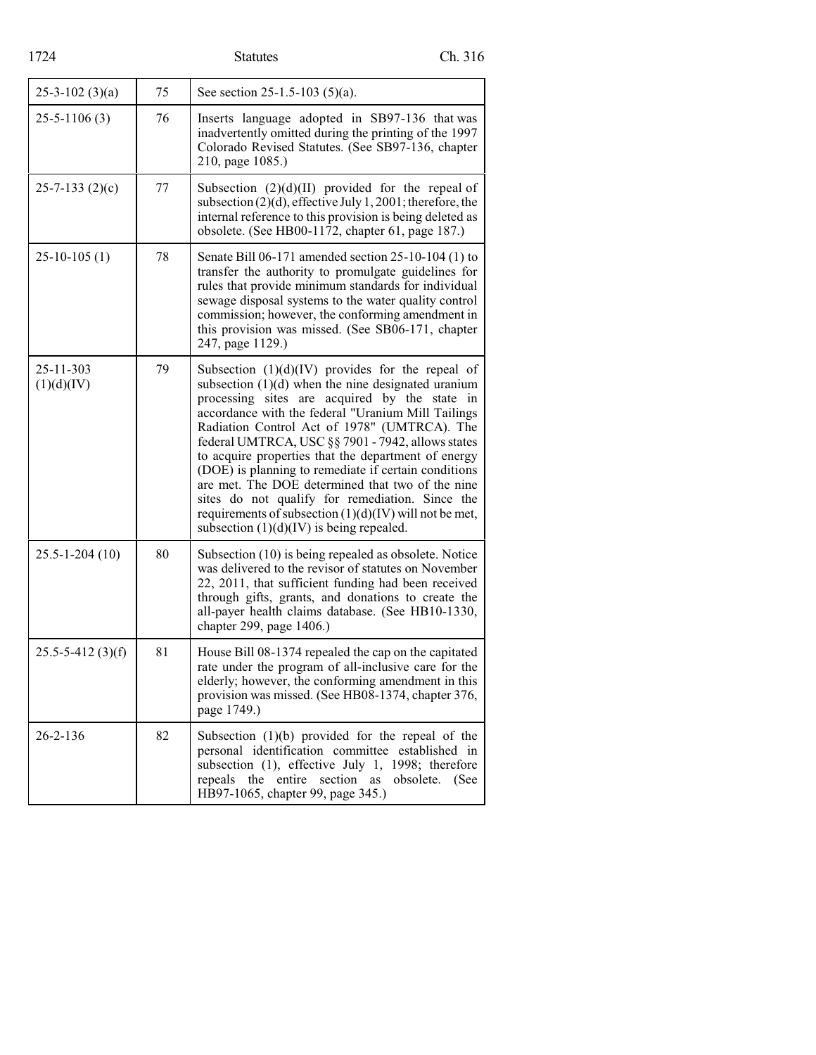| 25-3-102 (3)(a) | 75 | See section 25-1.5-103 (5)(a). |
|---|---|---|
| 25-5-1106 (3) | 76 | Inserts language adopted in SB97-136 that was inadvertently omitted during the printing of the 1997 Colorado Revised Statutes. (See SB97-136, chapter 210, page 1085.) |
| 25-7-133 (2)(c) | 77 | Subsection (2)(d)(II) provided for the repeal of subsection (2)(d), effective July 1, 2001; therefore, the internal reference to this provision is being deleted as obsolete. (See HB00-1172, chapter 61, page 187.) |
| 25-10-105 (1) | 78 | Senate Bill 06-171 amended section 25-10-104 (1) to transfer the authority to promulgate guidelines for rules that provide minimum standards for individual sewage disposal systems to the water quality control commission; however, the conforming amendment in this provision was missed. (See SB06-171, chapter 247, page 1129.) |
| 25-11-303 (1)(d)(IV) | 79 | Subsection (1)(d)(IV) provides for the repeal of subsection (1)(d) when the nine designated uranium processing sites are acquired by the state in accordance with the federal "Uranium Mill Tailings Radiation Control Act of 1978" (UMTRCA). The federal UMTRCA, USC §§ 7901 - 7942, allows states to acquire properties that the department of energy (DOE) is planning to remediate if certain conditions are met. The DOE determined that two of the nine sites do not qualify for remediation. Since the requirements of subsection (1)(d)(IV) will not be met, subsection (1)(d)(IV) is being repealed. |
| 25.5-1-204 (10) | 80 | Subsection (10) is being repealed as obsolete. Notice was delivered to the revisor of statutes on November 22, 2011, that sufficient funding had been received through gifts, grants, and donations to create the all-payer health claims database. (See HB10-1330, chapter 299, page 1406.) |
| 25.5-5-412 (3)(f) | 81 | House Bill 08-1374 repealed the cap on the capitated rate under the program of all-inclusive care for the elderly; however, the conforming amendment in this provision was missed. (See HB08-1374, chapter 376, page 1749.) |
| 26-2-136 | 82 | Subsection (1)(b) provided for the repeal of the personal identification committee established in subsection (1), effective July 1, 1998; therefore repeals the entire section as obsolete. (See HB97-1065, chapter 99, page 345.) |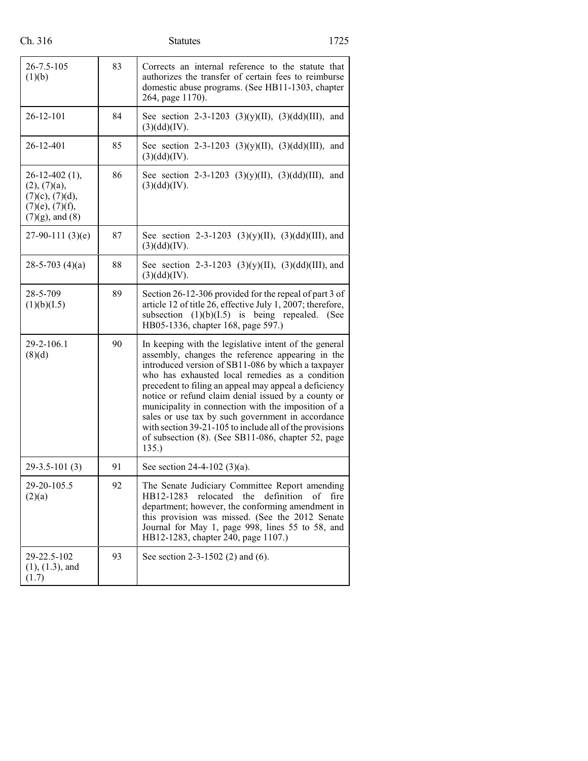| | | |
|---|---|---|
| 26-7.5-105 (1)(b) | 83 | Corrects an internal reference to the statute that authorizes the transfer of certain fees to reimburse domestic abuse programs. (See HB11-1303, chapter 264, page 1170). |
| 26-12-101 | 84 | See section 2-3-1203 (3)(y)(II), (3)(dd)(III), and (3)(dd)(IV). |
| 26-12-401 | 85 | See section 2-3-1203 (3)(y)(II), (3)(dd)(III), and (3)(dd)(IV). |
| 26-12-402 (1), (2), (7)(a), (7)(c), (7)(d), (7)(e), (7)(f), (7)(g), and (8) | 86 | See section 2-3-1203 (3)(y)(II), (3)(dd)(III), and (3)(dd)(IV). |
| 27-90-111 (3)(e) | 87 | See section 2-3-1203 (3)(y)(II), (3)(dd)(III), and (3)(dd)(IV). |
| 28-5-703 (4)(a) | 88 | See section 2-3-1203 (3)(y)(II), (3)(dd)(III), and (3)(dd)(IV). |
| 28-5-709 (1)(b)(I.5) | 89 | Section 26-12-306 provided for the repeal of part 3 of article 12 of title 26, effective July 1, 2007; therefore, subsection (1)(b)(I.5) is being repealed. (See HB05-1336, chapter 168, page 597.) |
| 29-2-106.1 (8)(d) | 90 | In keeping with the legislative intent of the general assembly, changes the reference appearing in the introduced version of SB11-086 by which a taxpayer who has exhausted local remedies as a condition precedent to filing an appeal may appeal a deficiency notice or refund claim denial issued by a county or municipality in connection with the imposition of a sales or use tax by such government in accordance with section 39-21-105 to include all of the provisions of subsection (8). (See SB11-086, chapter 52, page 135.) |
| 29-3.5-101 (3) | 91 | See section 24-4-102 (3)(a). |
| 29-20-105.5 (2)(a) | 92 | The Senate Judiciary Committee Report amending HB12-1283 relocated the definition of fire department; however, the conforming amendment in this provision was missed. (See the 2012 Senate Journal for May 1, page 998, lines 55 to 58, and HB12-1283, chapter 240, page 1107.) |
| 29-22.5-102 (1), (1.3), and (1.7) | 93 | See section 2-3-1502 (2) and (6). |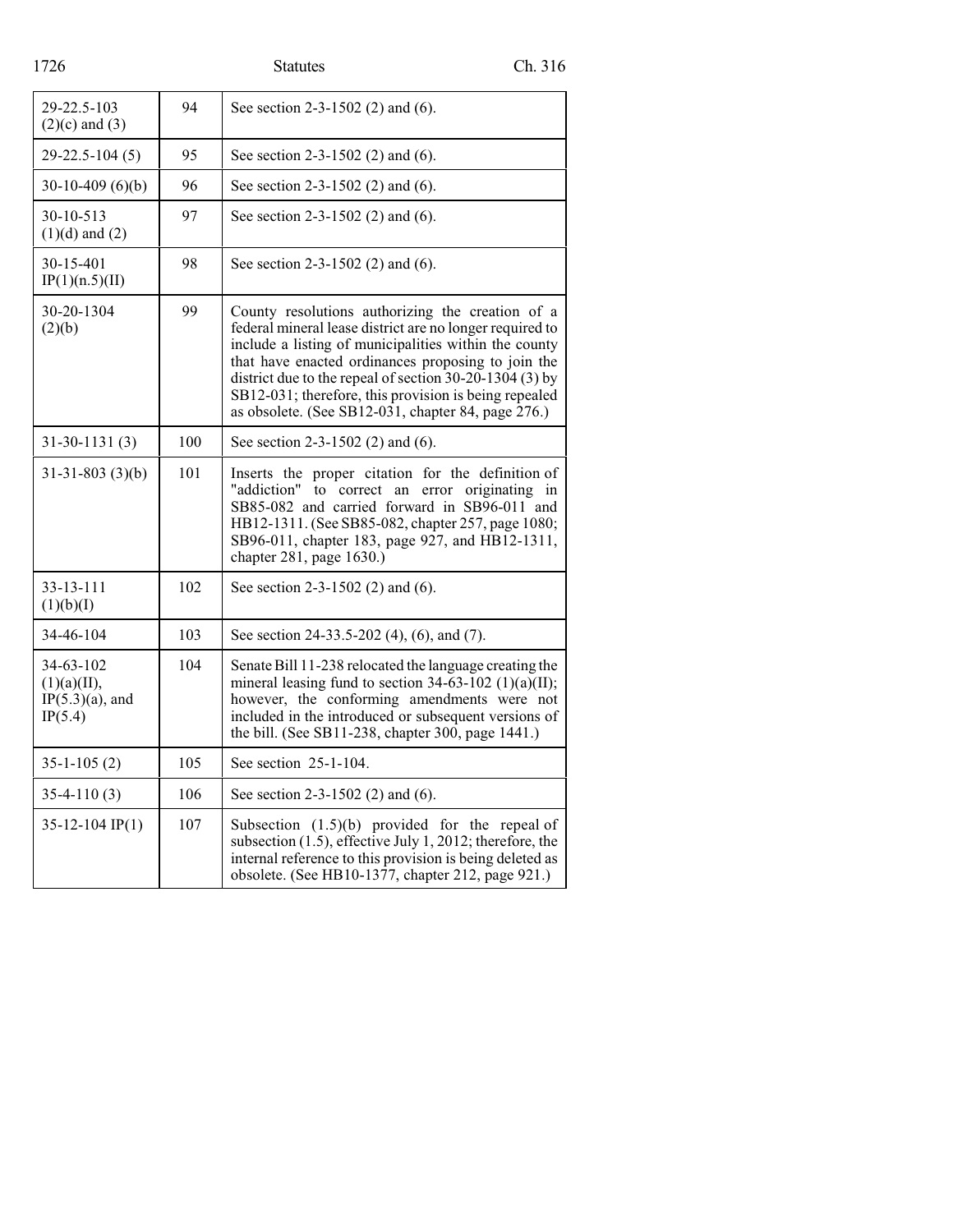| | | |
|---|---|---|
| 29-22.5-103 (2)(c) and (3) | 94 | See section 2-3-1502 (2) and (6). |
| 29-22.5-104 (5) | 95 | See section 2-3-1502 (2) and (6). |
| 30-10-409 (6)(b) | 96 | See section 2-3-1502 (2) and (6). |
| 30-10-513 (1)(d) and (2) | 97 | See section 2-3-1502 (2) and (6). |
| 30-15-401 IP(1)(n.5)(II) | 98 | See section 2-3-1502 (2) and (6). |
| 30-20-1304 (2)(b) | 99 | County resolutions authorizing the creation of a federal mineral lease district are no longer required to include a listing of municipalities within the county that have enacted ordinances proposing to join the district due to the repeal of section 30-20-1304 (3) by SB12-031; therefore, this provision is being repealed as obsolete. (See SB12-031, chapter 84, page 276.) |
| 31-30-1131 (3) | 100 | See section 2-3-1502 (2) and (6). |
| 31-31-803 (3)(b) | 101 | Inserts the proper citation for the definition of "addiction" to correct an error originating in SB85-082 and carried forward in SB96-011 and HB12-1311. (See SB85-082, chapter 257, page 1080; SB96-011, chapter 183, page 927, and HB12-1311, chapter 281, page 1630.) |
| 33-13-111 (1)(b)(I) | 102 | See section 2-3-1502 (2) and (6). |
| 34-46-104 | 103 | See section 24-33.5-202 (4), (6), and (7). |
| 34-63-102 (1)(a)(II), IP(5.3)(a), and IP(5.4) | 104 | Senate Bill 11-238 relocated the language creating the mineral leasing fund to section 34-63-102 (1)(a)(II); however, the conforming amendments were not included in the introduced or subsequent versions of the bill. (See SB11-238, chapter 300, page 1441.) |
| 35-1-105 (2) | 105 | See section 25-1-104. |
| 35-4-110 (3) | 106 | See section 2-3-1502 (2) and (6). |
| 35-12-104 IP(1) | 107 | Subsection (1.5)(b) provided for the repeal of subsection (1.5), effective July 1, 2012; therefore, the internal reference to this provision is being deleted as obsolete. (See HB10-1377, chapter 212, page 921.) |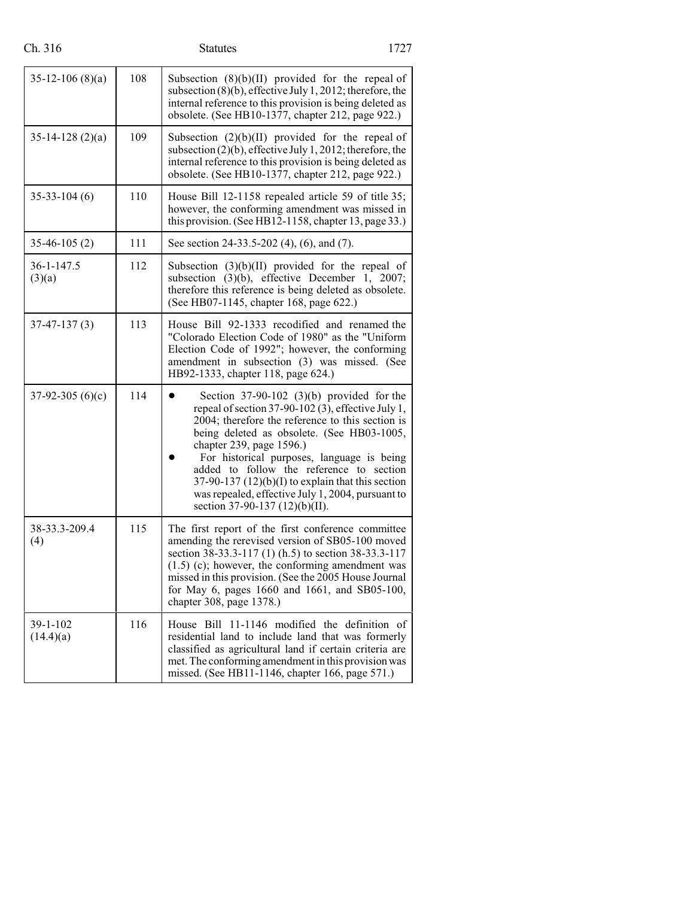| | | |
|---|---|---|
| 35-12-106 (8)(a) | 108 | Subsection (8)(b)(II) provided for the repeal of subsection (8)(b), effective July 1, 2012; therefore, the internal reference to this provision is being deleted as obsolete. (See HB10-1377, chapter 212, page 922.) |
| 35-14-128 (2)(a) | 109 | Subsection (2)(b)(II) provided for the repeal of subsection (2)(b), effective July 1, 2012; therefore, the internal reference to this provision is being deleted as obsolete. (See HB10-1377, chapter 212, page 922.) |
| 35-33-104 (6) | 110 | House Bill 12-1158 repealed article 59 of title 35; however, the conforming amendment was missed in this provision. (See HB12-1158, chapter 13, page 33.) |
| 35-46-105 (2) | 111 | See section 24-33.5-202 (4), (6), and (7). |
| 36-1-147.5 (3)(a) | 112 | Subsection (3)(b)(II) provided for the repeal of subsection (3)(b), effective December 1, 2007; therefore this reference is being deleted as obsolete. (See HB07-1145, chapter 168, page 622.) |
| 37-47-137 (3) | 113 | House Bill 92-1333 recodified and renamed the "Colorado Election Code of 1980" as the "Uniform Election Code of 1992"; however, the conforming amendment in subsection (3) was missed. (See HB92-1333, chapter 118, page 624.) |
| 37-92-305 (6)(c) | 114 | • Section 37-90-102 (3)(b) provided for the repeal of section 37-90-102 (3), effective July 1, 2004; therefore the reference to this section is being deleted as obsolete. (See HB03-1005, chapter 239, page 1596.)<br>• For historical purposes, language is being added to follow the reference to section 37-90-137 (12)(b)(I) to explain that this section was repealed, effective July 1, 2004, pursuant to section 37-90-137 (12)(b)(II). |
| 38-33.3-209.4 (4) | 115 | The first report of the first conference committee amending the rerevised version of SB05-100 moved section 38-33.3-117 (1) (h.5) to section 38-33.3-117 (1.5) (c); however, the conforming amendment was missed in this provision. (See the 2005 House Journal for May 6, pages 1660 and 1661, and SB05-100, chapter 308, page 1378.) |
| 39-1-102 (14.4)(a) | 116 | House Bill 11-1146 modified the definition of residential land to include land that was formerly classified as agricultural land if certain criteria are met. The conforming amendment in this provision was missed. (See HB11-1146, chapter 166, page 571.) |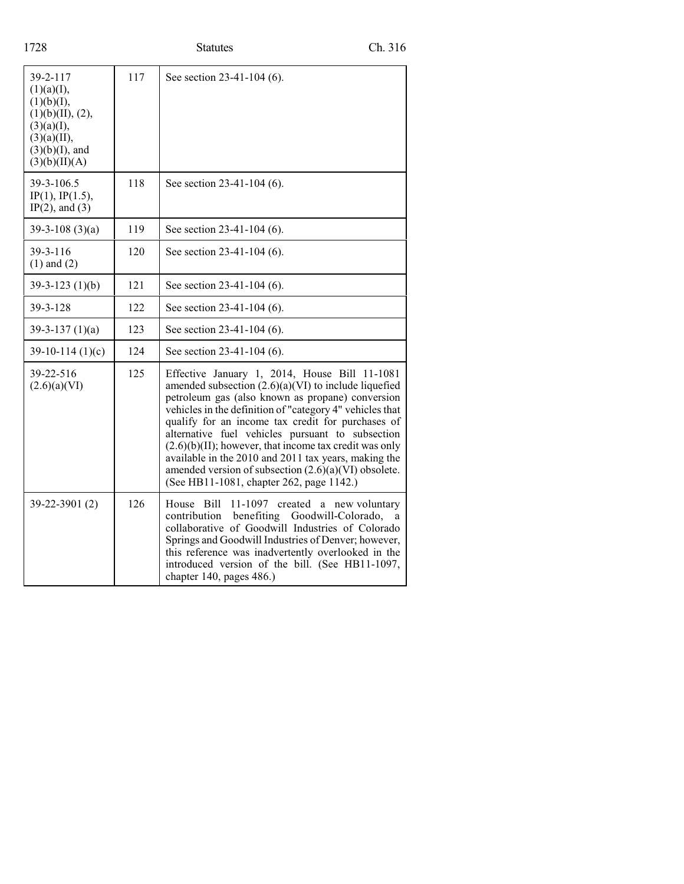| | | |
|---|---|---|
| 39-2-117 (1)(a)(I), (1)(b)(I), (1)(b)(II), (2), (3)(a)(I), (3)(a)(II), (3)(b)(I), and (3)(b)(II)(A) | 117 | See section 23-41-104 (6). |
| 39-3-106.5 IP(1), IP(1.5), IP(2), and (3) | 118 | See section 23-41-104 (6). |
| 39-3-108 (3)(a) | 119 | See section 23-41-104 (6). |
| 39-3-116 (1) and (2) | 120 | See section 23-41-104 (6). |
| 39-3-123 (1)(b) | 121 | See section 23-41-104 (6). |
| 39-3-128 | 122 | See section 23-41-104 (6). |
| 39-3-137 (1)(a) | 123 | See section 23-41-104 (6). |
| 39-10-114 (1)(c) | 124 | See section 23-41-104 (6). |
| 39-22-516 (2.6)(a)(VI) | 125 | Effective January 1, 2014, House Bill 11-1081 amended subsection (2.6)(a)(VI) to include liquefied petroleum gas (also known as propane) conversion vehicles in the definition of "category 4" vehicles that qualify for an income tax credit for purchases of alternative fuel vehicles pursuant to subsection (2.6)(b)(II); however, that income tax credit was only available in the 2010 and 2011 tax years, making the amended version of subsection (2.6)(a)(VI) obsolete. (See HB11-1081, chapter 262, page 1142.) |
| 39-22-3901 (2) | 126 | House Bill 11-1097 created a new voluntary contribution benefiting Goodwill-Colorado, a collaborative of Goodwill Industries of Colorado Springs and Goodwill Industries of Denver; however, this reference was inadvertently overlooked in the introduced version of the bill. (See HB11-1097, chapter 140, pages 486.) |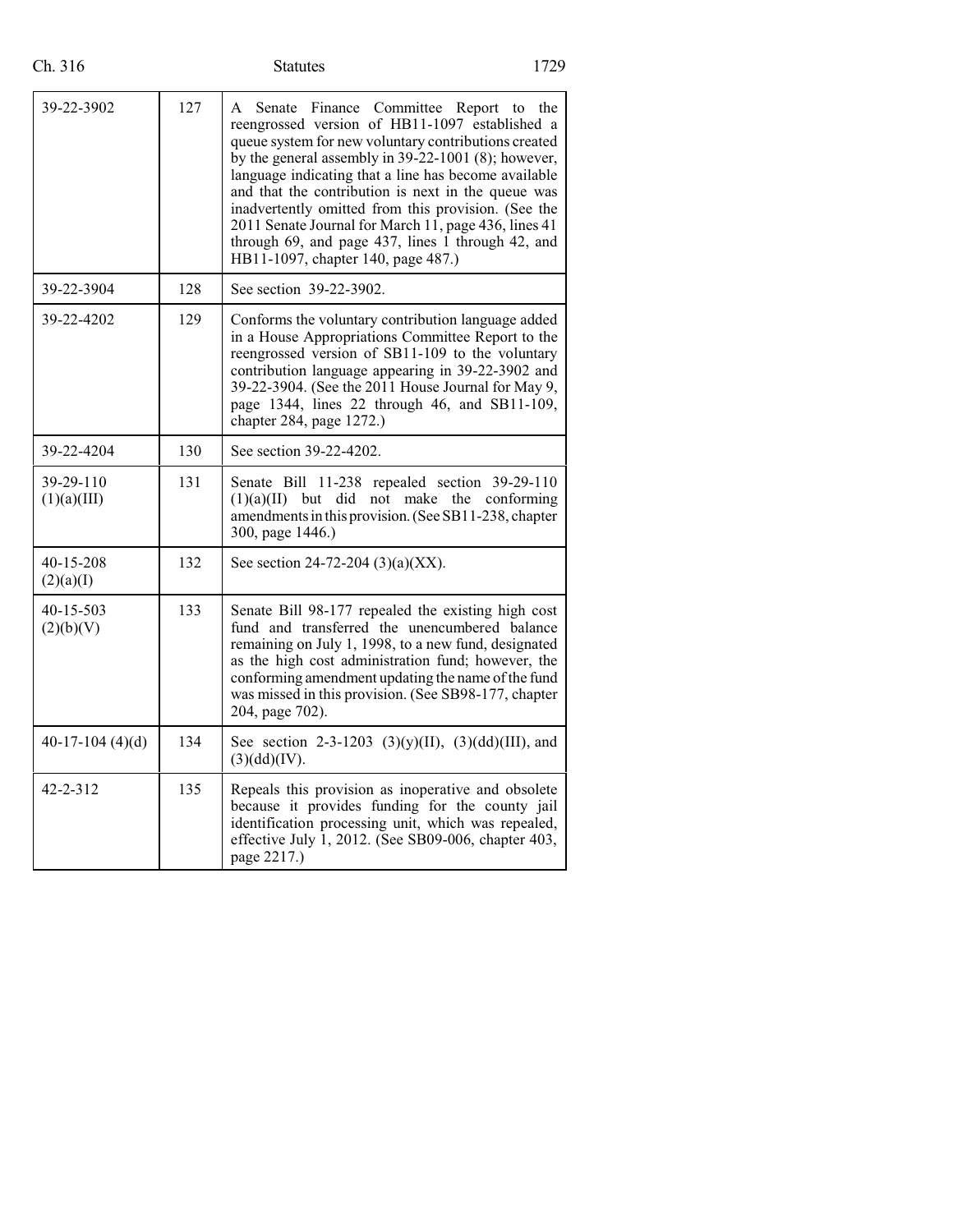| 39-22-3902 | 127 | A Senate Finance Committee Report to the reengrossed version of HB11-1097 established a queue system for new voluntary contributions created by the general assembly in 39-22-1001 (8); however, language indicating that a line has become available and that the contribution is next in the queue was inadvertently omitted from this provision. (See the 2011 Senate Journal for March 11, page 436, lines 41 through 69, and page 437, lines 1 through 42, and HB11-1097, chapter 140, page 487.) |
|---|---|---|
| 39-22-3904 | 128 | See section 39-22-3902. |
| 39-22-4202 | 129 | Conforms the voluntary contribution language added in a House Appropriations Committee Report to the reengrossed version of SB11-109 to the voluntary contribution language appearing in 39-22-3902 and 39-22-3904. (See the 2011 House Journal for May 9, page 1344, lines 22 through 46, and SB11-109, chapter 284, page 1272.) |
| 39-22-4204 | 130 | See section 39-22-4202. |
| 39-29-110 (1)(a)(III) | 131 | Senate Bill 11-238 repealed section 39-29-110 (1)(a)(II) but did not make the conforming amendments in this provision. (See SB11-238, chapter 300, page 1446.) |
| 40-15-208 (2)(a)(I) | 132 | See section 24-72-204 (3)(a)(XX). |
| 40-15-503 (2)(b)(V) | 133 | Senate Bill 98-177 repealed the existing high cost fund and transferred the unencumbered balance remaining on July 1, 1998, to a new fund, designated as the high cost administration fund; however, the conforming amendment updating the name of the fund was missed in this provision. (See SB98-177, chapter 204, page 702). |
| 40-17-104 (4)(d) | 134 | See section 2-3-1203 (3)(y)(II), (3)(dd)(III), and (3)(dd)(IV). |
| 42-2-312 | 135 | Repeals this provision as inoperative and obsolete because it provides funding for the county jail identification processing unit, which was repealed, effective July 1, 2012. (See SB09-006, chapter 403, page 2217.) |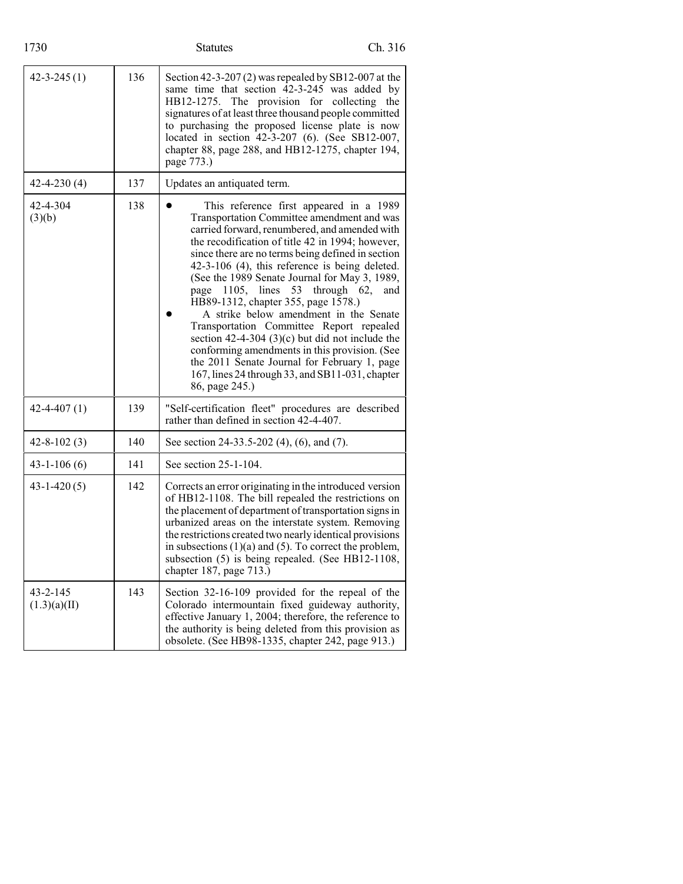| | | |
|---|---|---|
| 42-3-245 (1) | 136 | Section 42-3-207 (2) was repealed by SB12-007 at the same time that section 42-3-245 was added by HB12-1275. The provision for collecting the signatures of at least three thousand people committed to purchasing the proposed license plate is now located in section 42-3-207 (6). (See SB12-007, chapter 88, page 288, and HB12-1275, chapter 194, page 773.) |
| 42-4-230 (4) | 137 | Updates an antiquated term. |
| 42-4-304 (3)(b) | 138 | • This reference first appeared in a 1989 Transportation Committee amendment and was carried forward, renumbered, and amended with the recodification of title 42 in 1994; however, since there are no terms being defined in section 42-3-106 (4), this reference is being deleted. (See the 1989 Senate Journal for May 3, 1989, page 1105, lines 53 through 62, and HB89-1312, chapter 355, page 1578.)<br>• A strike below amendment in the Senate Transportation Committee Report repealed section 42-4-304 (3)(c) but did not include the conforming amendments in this provision. (See the 2011 Senate Journal for February 1, page 167, lines 24 through 33, and SB11-031, chapter 86, page 245.) |
| 42-4-407 (1) | 139 | "Self-certification fleet" procedures are described rather than defined in section 42-4-407. |
| 42-8-102 (3) | 140 | See section 24-33.5-202 (4), (6), and (7). |
| 43-1-106 (6) | 141 | See section 25-1-104. |
| 43-1-420 (5) | 142 | Corrects an error originating in the introduced version of HB12-1108. The bill repealed the restrictions on the placement of department of transportation signs in urbanized areas on the interstate system. Removing the restrictions created two nearly identical provisions in subsections (1)(a) and (5). To correct the problem, subsection (5) is being repealed. (See HB12-1108, chapter 187, page 713.) |
| 43-2-145 (1.3)(a)(II) | 143 | Section 32-16-109 provided for the repeal of the Colorado intermountain fixed guideway authority, effective January 1, 2004; therefore, the reference to the authority is being deleted from this provision as obsolete. (See HB98-1335, chapter 242, page 913.) |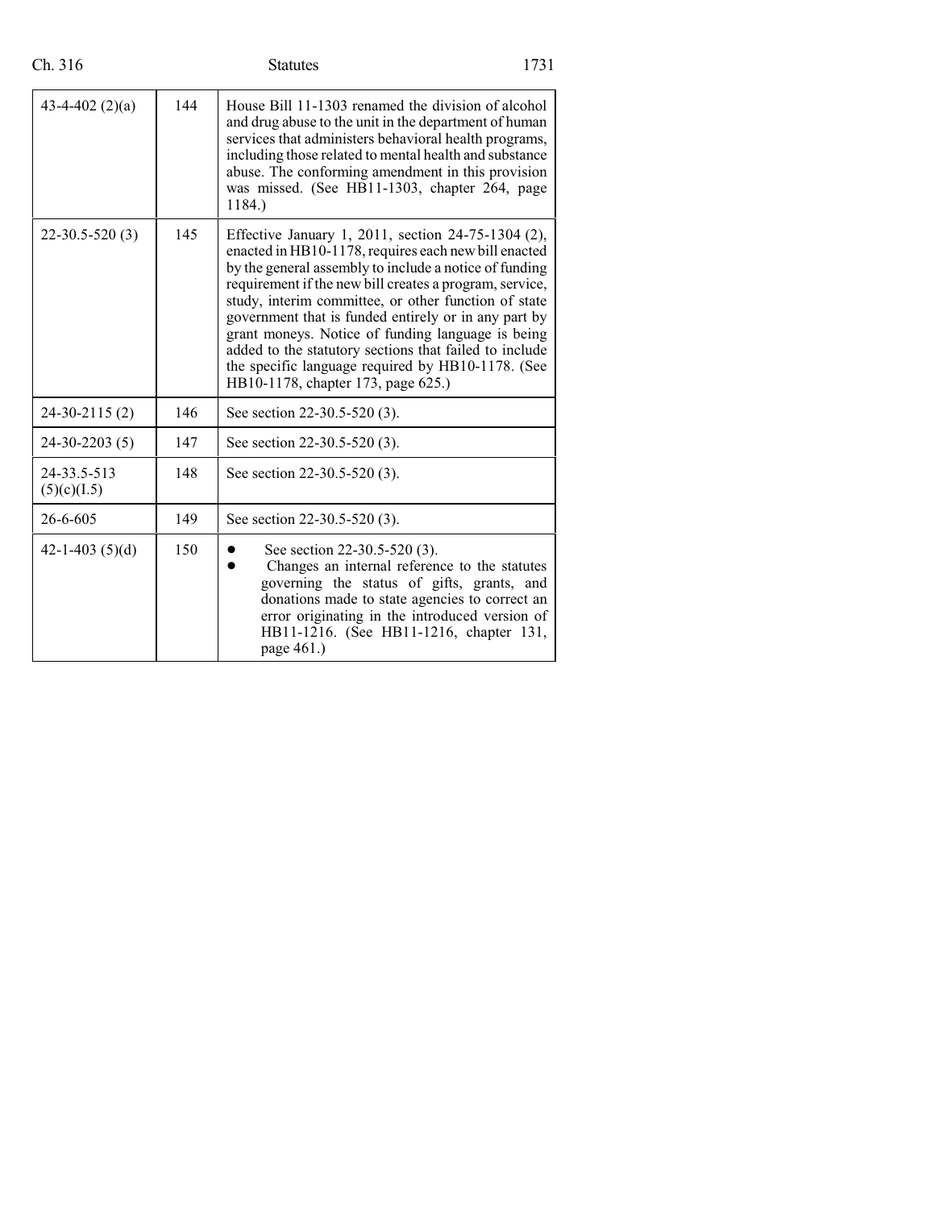| | | |
|---|---|---|
| 43-4-402 (2)(a) | 144 | House Bill 11-1303 renamed the division of alcohol and drug abuse to the unit in the department of human services that administers behavioral health programs, including those related to mental health and substance abuse. The conforming amendment in this provision was missed. (See HB11-1303, chapter 264, page 1184.) |
| 22-30.5-520 (3) | 145 | Effective January 1, 2011, section 24-75-1304 (2), enacted in HB10-1178, requires each new bill enacted by the general assembly to include a notice of funding requirement if the new bill creates a program, service, study, interim committee, or other function of state government that is funded entirely or in any part by grant moneys. Notice of funding language is being added to the statutory sections that failed to include the specific language required by HB10-1178. (See HB10-1178, chapter 173, page 625.) |
| 24-30-2115 (2) | 146 | See section 22-30.5-520 (3). |
| 24-30-2203 (5) | 147 | See section 22-30.5-520 (3). |
| 24-33.5-513 (5)(c)(I.5) | 148 | See section 22-30.5-520 (3). |
| 26-6-605 | 149 | See section 22-30.5-520 (3). |
| 42-1-403 (5)(d) | 150 | • See section 22-30.5-520 (3).<br>• Changes an internal reference to the statutes governing the status of gifts, grants, and donations made to state agencies to correct an error originating in the introduced version of HB11-1216. (See HB11-1216, chapter 131, page 461.) |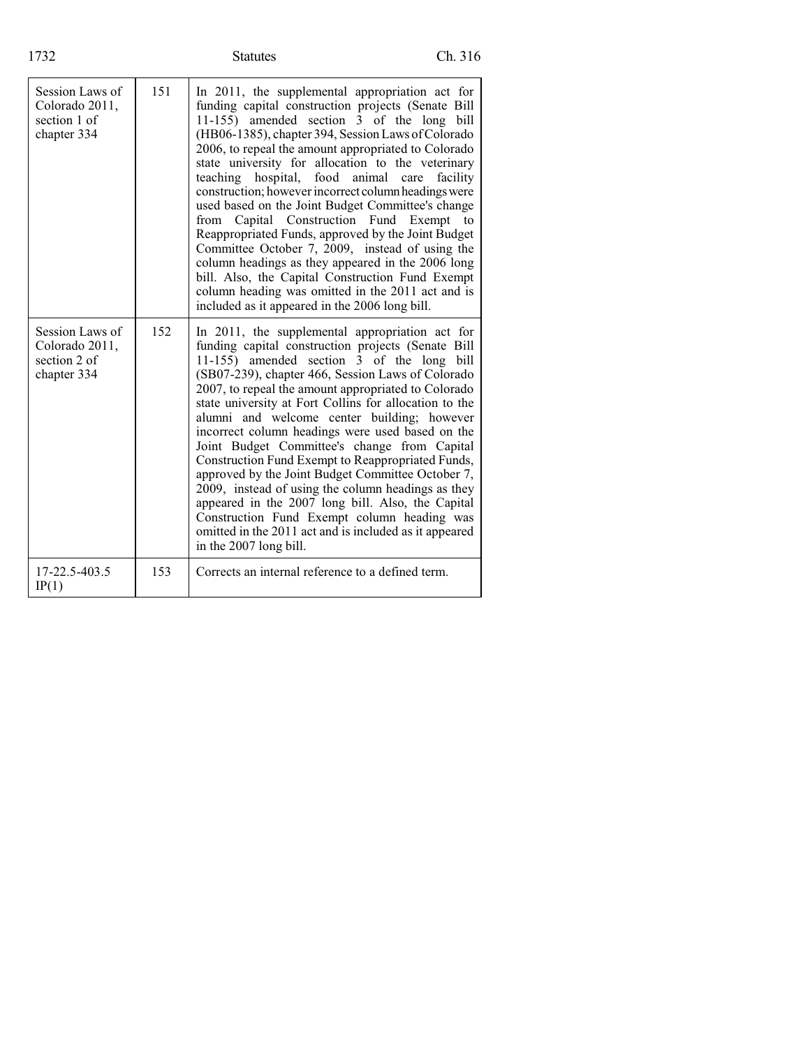| | | |
|---|---|---|
| Session Laws of Colorado 2011, section 1 of chapter 334 | 151 | In 2011, the supplemental appropriation act for funding capital construction projects (Senate Bill 11-155) amended section 3 of the long bill (HB06-1385), chapter 394, Session Laws of Colorado 2006, to repeal the amount appropriated to Colorado state university for allocation to the veterinary teaching hospital, food animal care facility construction; however incorrect column headings were used based on the Joint Budget Committee's change from Capital Construction Fund Exempt to Reappropriated Funds, approved by the Joint Budget Committee October 7, 2009, instead of using the column headings as they appeared in the 2006 long bill. Also, the Capital Construction Fund Exempt column heading was omitted in the 2011 act and is included as it appeared in the 2006 long bill. |
| Session Laws of Colorado 2011, section 2 of chapter 334 | 152 | In 2011, the supplemental appropriation act for funding capital construction projects (Senate Bill 11-155) amended section 3 of the long bill (SB07-239), chapter 466, Session Laws of Colorado 2007, to repeal the amount appropriated to Colorado state university at Fort Collins for allocation to the alumni and welcome center building; however incorrect column headings were used based on the Joint Budget Committee's change from Capital Construction Fund Exempt to Reappropriated Funds, approved by the Joint Budget Committee October 7, 2009, instead of using the column headings as they appeared in the 2007 long bill. Also, the Capital Construction Fund Exempt column heading was omitted in the 2011 act and is included as it appeared in the 2007 long bill. |
| 17-22.5-403.5 IP(1) | 153 | Corrects an internal reference to a defined term. |